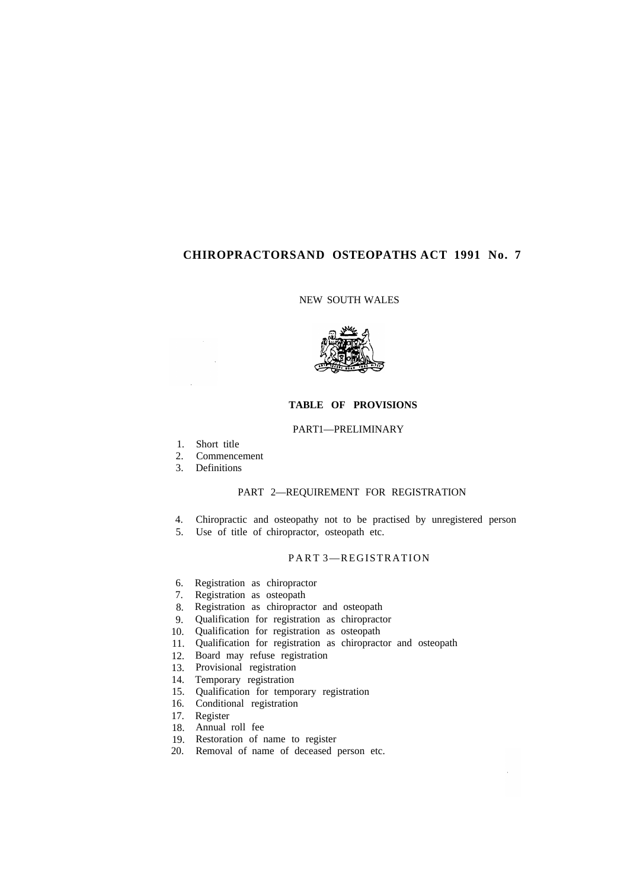# CHIROPRACTORSAND OSTEOPATHS ACT 1991 No. 7

NEW SOUTH WALES

## TABLE OF PROVISIONS

### PART1—PRELIMINARY

1. Short title
2. Commencement
3. Definitions

### PART 2—REQUIREMENT FOR REGISTRATION

4. Chiropractic and osteopathy not to be practised by unregistered person
5. Use of title of chiropractor, osteopath etc.

### PART 3—REGISTRATION

6. Registration as chiropractor
7. Registration as osteopath
8. Registration as chiropractor and osteopath
9. Qualification for registration as chiropractor
10. Qualification for registration as osteopath
11. Qualification for registration as chiropractor and osteopath
12. Board may refuse registration
13. Provisional registration
14. Temporary registration
15. Qualification for temporary registration
16. Conditional registration
17. Register
18. Annual roll fee
19. Restoration of name to register
20. Removal of name of deceased person etc.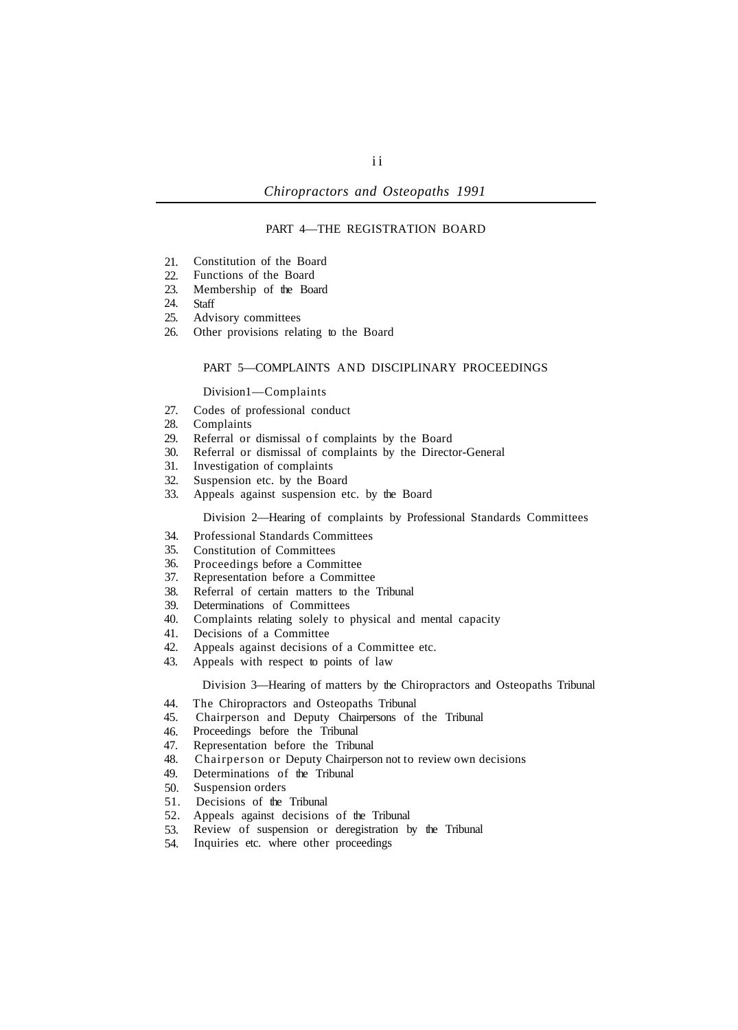PART 4—THE REGISTRATION BOARD

21. Constitution of the Board
22. Functions of the Board
23. Membership of the Board
24. Staff
25. Advisory committees
26. Other provisions relating to the Board

PART 5—COMPLAINTS AND DISCIPLINARY PROCEEDINGS

Division1—Complaints

27. Codes of professional conduct
28. Complaints
29. Referral or dismissal of complaints by the Board
30. Referral or dismissal of complaints by the Director-General
31. Investigation of complaints
32. Suspension etc. by the Board
33. Appeals against suspension etc. by the Board

Division 2—Hearing of complaints by Professional Standards Committees

34. Professional Standards Committees
35. Constitution of Committees
36. Proceedings before a Committee
37. Representation before a Committee
38. Referral of certain matters to the Tribunal
39. Determinations of Committees
40. Complaints relating solely to physical and mental capacity
41. Decisions of a Committee
42. Appeals against decisions of a Committee etc.
43. Appeals with respect to points of law

Division 3—Hearing of matters by the Chiropractors and Osteopaths Tribunal

44. The Chiropractors and Osteopaths Tribunal
45. Chairperson and Deputy Chairpersons of the Tribunal
46. Proceedings before the Tribunal
47. Representation before the Tribunal
48. Chairperson or Deputy Chairperson not to review own decisions
49. Determinations of the Tribunal
50. Suspension orders
51. Decisions of the Tribunal
52. Appeals against decisions of the Tribunal
53. Review of suspension or deregistration by the Tribunal
54. Inquiries etc. where other proceedings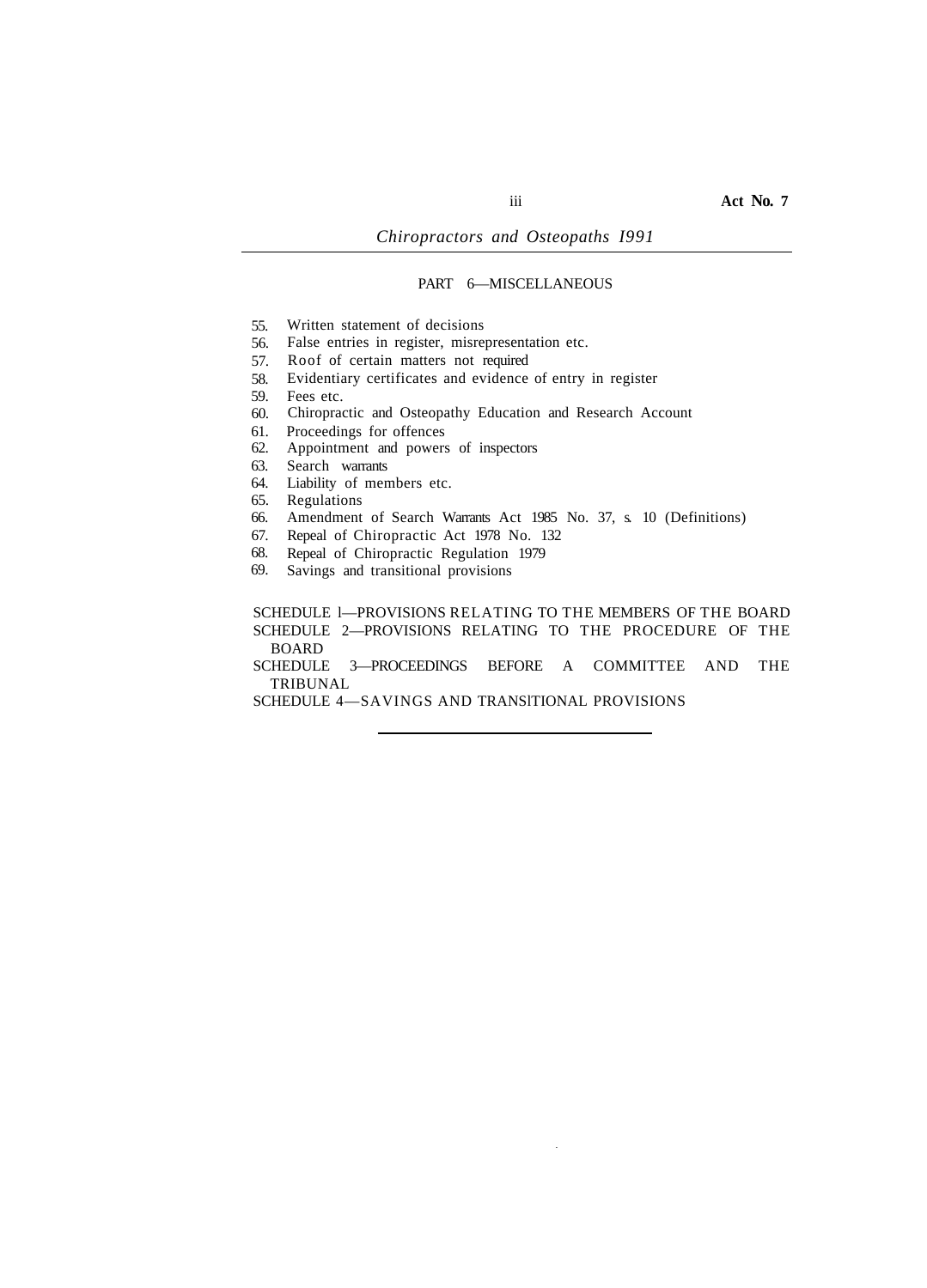## PART 6—MISCELLANEOUS

55. Written statement of decisions
56. False entries in register, misrepresentation etc.
57. Roof of certain matters not required
58. Evidentiary certificates and evidence of entry in register
59. Fees etc.
60. Chiropractic and Osteopathy Education and Research Account
61. Proceedings for offences
62. Appointment and powers of inspectors
63. Search warrants
64. Liability of members etc.
65. Regulations
66. Amendment of Search Warrants Act 1985 No. 37, s. 10 (Definitions)
67. Repeal of Chiropractic Act 1978 No. 132
68. Repeal of Chiropractic Regulation 1979
69. Savings and transitional provisions

SCHEDULE l—PROVISIONS RELATING TO THE MEMBERS OF THE BOARD

SCHEDULE 2—PROVISIONS RELATING TO THE PROCEDURE OF THE BOARD

SCHEDULE 3—PROCEEDINGS BEFORE A COMMITTEE AND THE TRIBUNAL

SCHEDULE 4—SAVINGS AND TRANSITIONAL PROVISIONS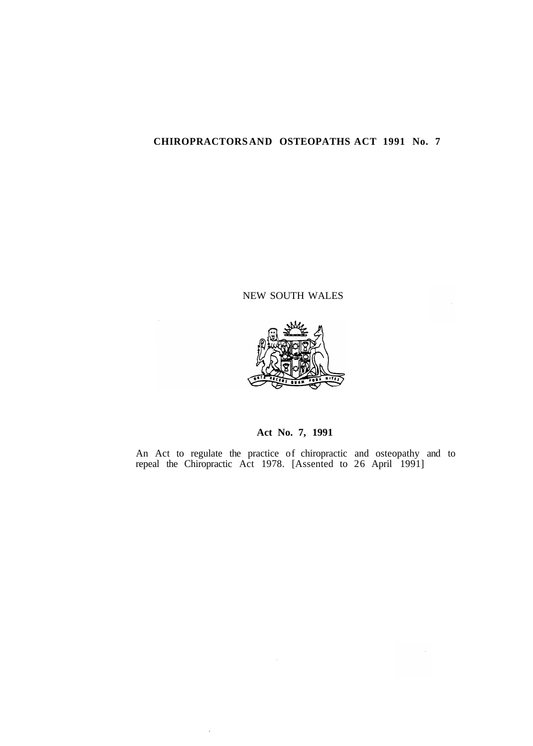**CHIROPRACTORS AND OSTEOPATHS ACT 1991 No. 7**

NEW SOUTH WALES

**Act No. 7, 1991**

An Act to regulate the practice of chiropractic and osteopathy and to repeal the Chiropractic Act 1978. [Assented to 26 April 1991]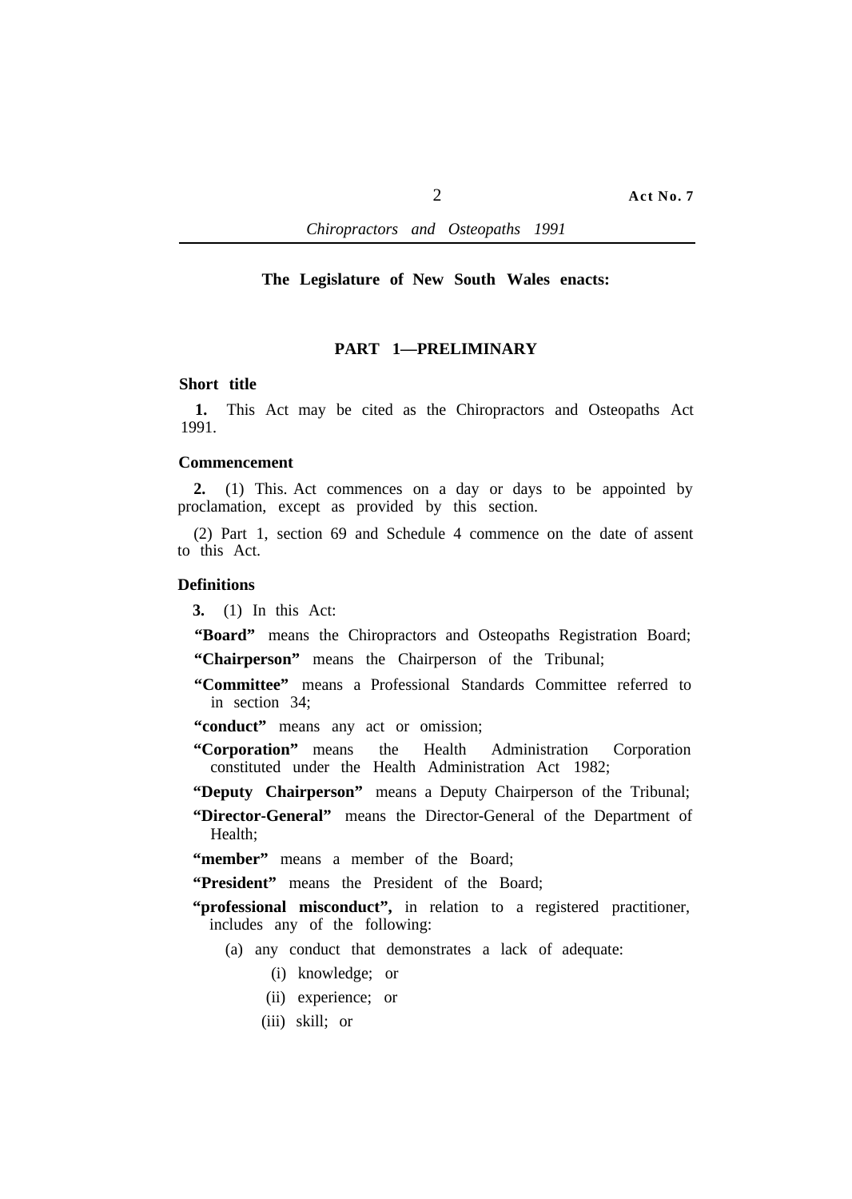The Legislature of New South Wales enacts:

## PART 1—PRELIMINARY

### Short title

**1.** This Act may be cited as the Chiropractors and Osteopaths Act 1991.

### Commencement

**2.** (1) This. Act commences on a day or days to be appointed by proclamation, except as provided by this section.

(2) Part 1, section 69 and Schedule 4 commence on the date of assent to this Act.

### Definitions

**3.** (1) In this Act:

**"Board"** means the Chiropractors and Osteopaths Registration Board;

**"Chairperson"** means the Chairperson of the Tribunal;

**"Committee"** means a Professional Standards Committee referred to in section 34;

**"conduct"** means any act or omission;

**"Corporation"** means the Health Administration Corporation constituted under the Health Administration Act 1982;

**"Deputy Chairperson"** means a Deputy Chairperson of the Tribunal;

**"Director-General"** means the Director-General of the Department of Health;

**"member"** means a member of the Board;

**"President"** means the President of the Board;

**"professional misconduct",** in relation to a registered practitioner, includes any of the following:

(a) any conduct that demonstrates a lack of adequate:

(i) knowledge; or

(ii) experience; or

(iii) skill; or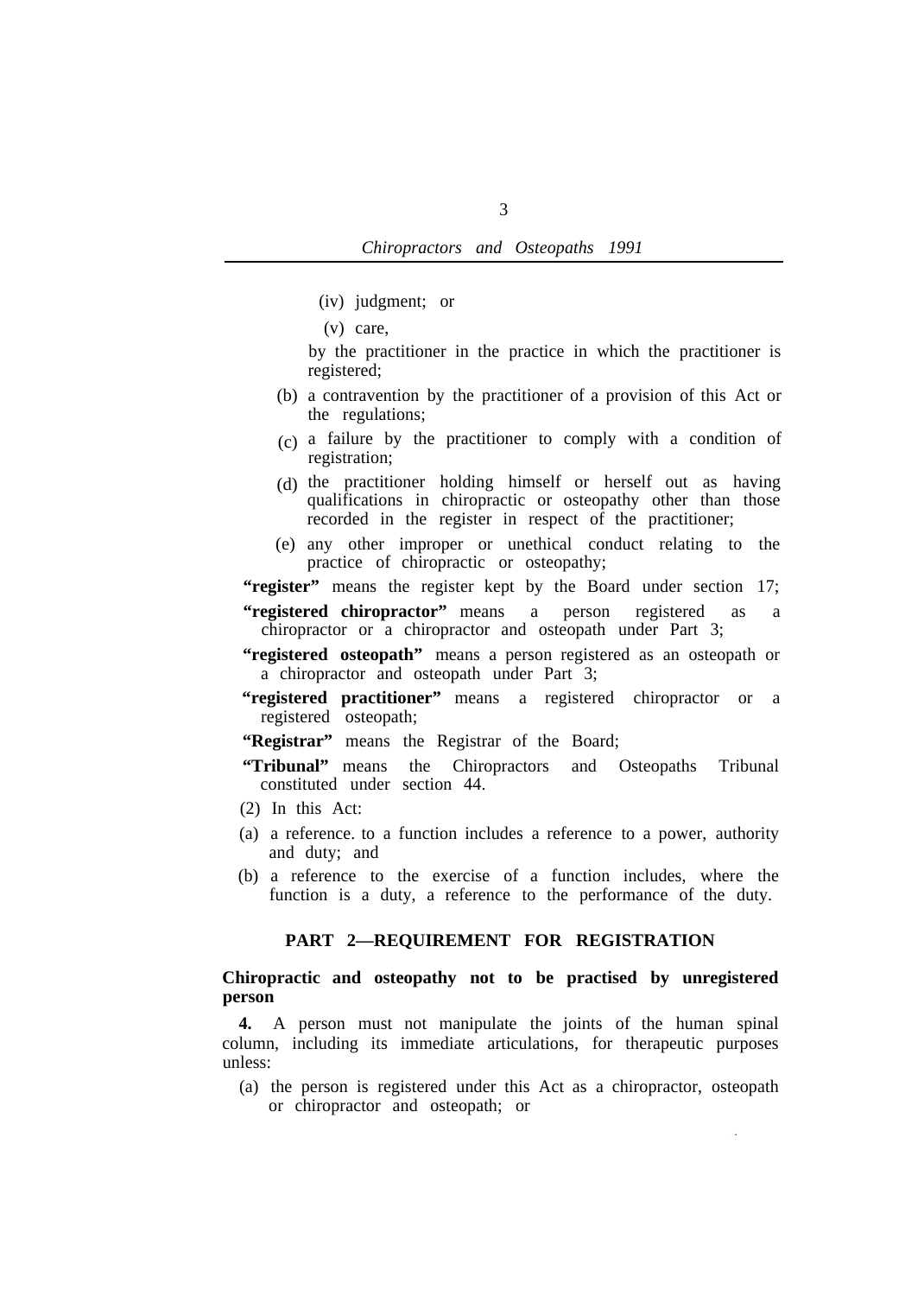(iv) judgment; or

(v) care,

by the practitioner in the practice in which the practitioner is registered;

(b) a contravention by the practitioner of a provision of this Act or the regulations;

(c) a failure by the practitioner to comply with a condition of registration;

(d) the practitioner holding himself or herself out as having qualifications in chiropractic or osteopathy other than those recorded in the register in respect of the practitioner;

(e) any other improper or unethical conduct relating to the practice of chiropractic or osteopathy;

**"register"** means the register kept by the Board under section 17;

**"registered chiropractor"** means a person registered as a chiropractor or a chiropractor and osteopath under Part 3;

**"registered osteopath"** means a person registered as an osteopath or a chiropractor and osteopath under Part 3;

**"registered practitioner"** means a registered chiropractor or a registered osteopath;

**"Registrar"** means the Registrar of the Board;

**"Tribunal"** means the Chiropractors and Osteopaths Tribunal constituted under section 44.

(2) In this Act:

(a) a reference. to a function includes a reference to a power, authority and duty; and

(b) a reference to the exercise of a function includes, where the function is a duty, a reference to the performance of the duty.

## PART 2—REQUIREMENT FOR REGISTRATION

### Chiropractic and osteopathy not to be practised by unregistered person

**4.** A person must not manipulate the joints of the human spinal column, including its immediate articulations, for therapeutic purposes unless:

(a) the person is registered under this Act as a chiropractor, osteopath or chiropractor and osteopath; or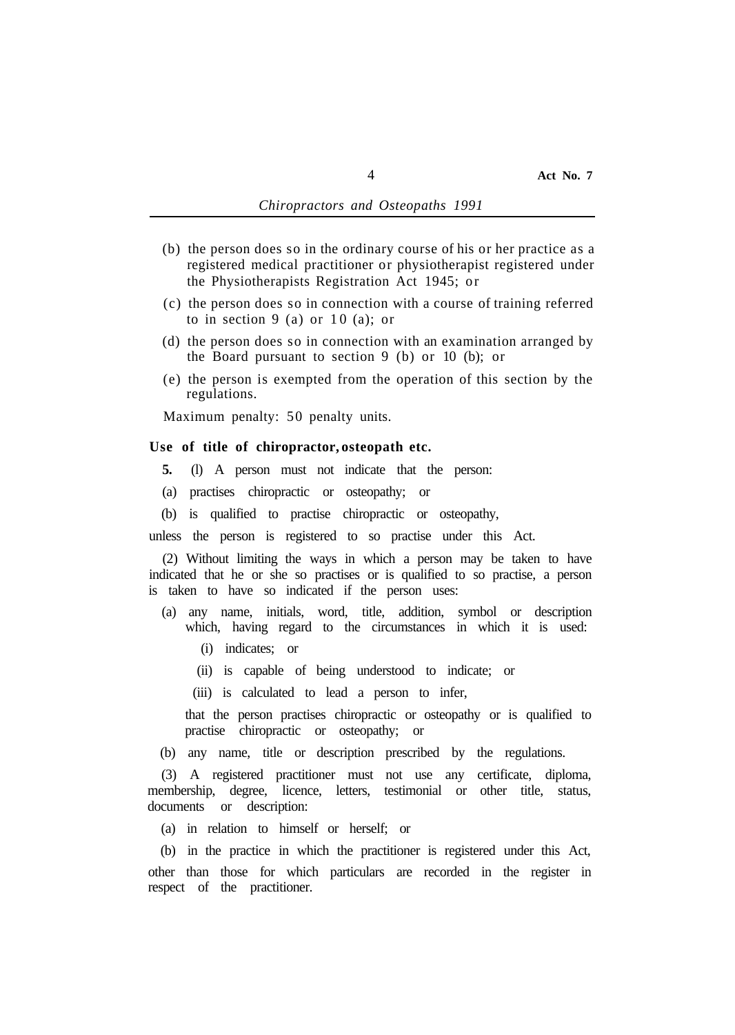(b) the person does so in the ordinary course of his or her practice as a registered medical practitioner or physiotherapist registered under the Physiotherapists Registration Act 1945; or

(c) the person does so in connection with a course of training referred to in section 9 (a) or 10 (a); or

(d) the person does so in connection with an examination arranged by the Board pursuant to section 9 (b) or 10 (b); or

(e) the person is exempted from the operation of this section by the regulations.

Maximum penalty: 50 penalty units.

**Use of title of chiropractor, osteopath etc.**

**5.** (l) A person must not indicate that the person:

(a) practises chiropractic or osteopathy; or

(b) is qualified to practise chiropractic or osteopathy,

unless the person is registered to so practise under this Act.

(2) Without limiting the ways in which a person may be taken to have indicated that he or she so practises or is qualified to so practise, a person is taken to have so indicated if the person uses:

(a) any name, initials, word, title, addition, symbol or description which, having regard to the circumstances in which it is used:

(i) indicates; or

(ii) is capable of being understood to indicate; or

(iii) is calculated to lead a person to infer,

that the person practises chiropractic or osteopathy or is qualified to practise chiropractic or osteopathy; or

(b) any name, title or description prescribed by the regulations.

(3) A registered practitioner must not use any certificate, diploma, membership, degree, licence, letters, testimonial or other title, status, documents or description:

(a) in relation to himself or herself; or

(b) in the practice in which the practitioner is registered under this Act,

other than those for which particulars are recorded in the register in respect of the practitioner.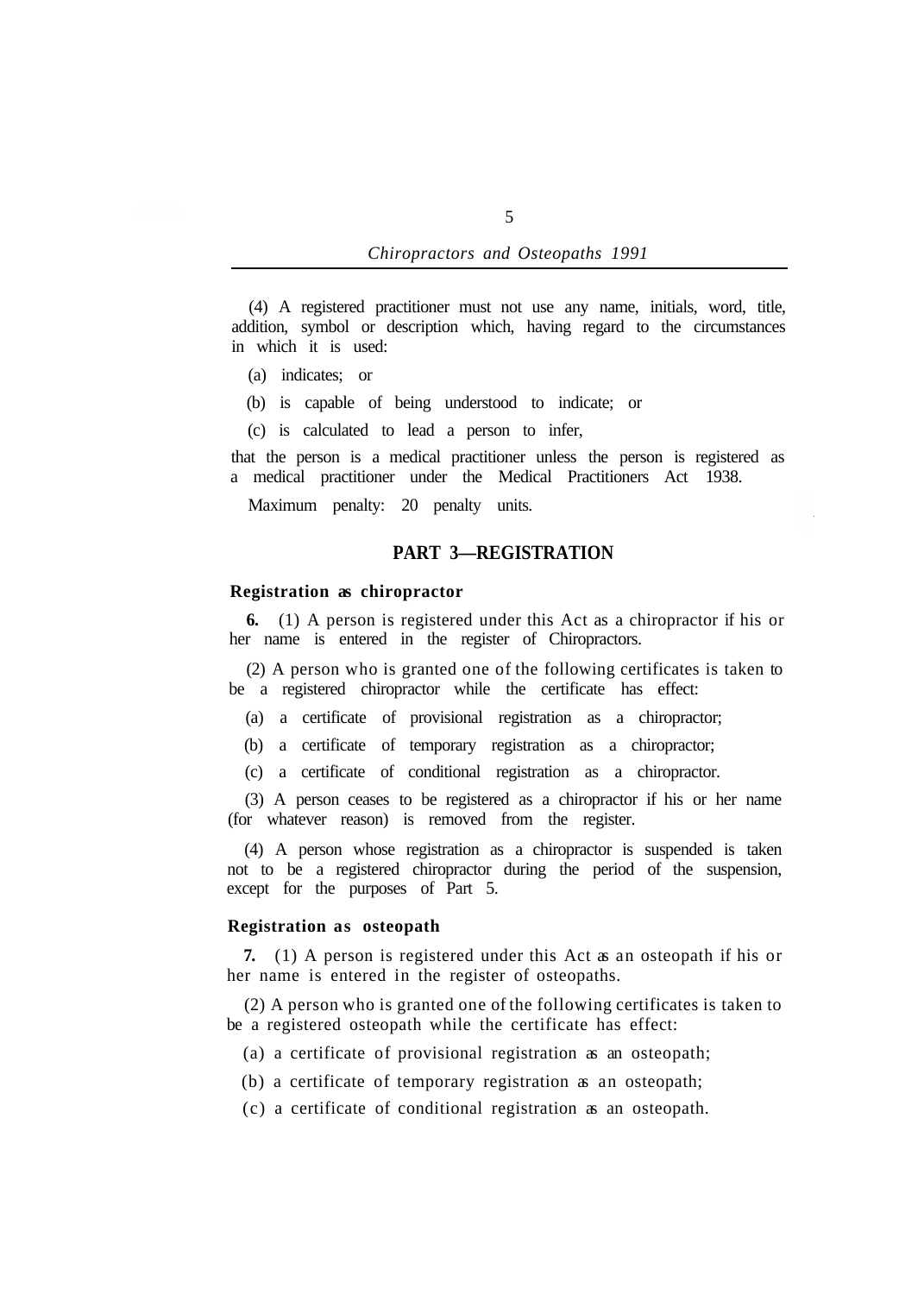(4) A registered practitioner must not use any name, initials, word, title, addition, symbol or description which, having regard to the circumstances in which it is used:

(a) indicates; or

(b) is capable of being understood to indicate; or

(c) is calculated to lead a person to infer,

that the person is a medical practitioner unless the person is registered as a medical practitioner under the Medical Practitioners Act 1938.

Maximum penalty: 20 penalty units.

## PART 3—REGISTRATION

### Registration as chiropractor

**6.** (1) A person is registered under this Act as a chiropractor if his or her name is entered in the register of Chiropractors.

(2) A person who is granted one of the following certificates is taken to be a registered chiropractor while the certificate has effect:

(a) a certificate of provisional registration as a chiropractor;

(b) a certificate of temporary registration as a chiropractor;

(c) a certificate of conditional registration as a chiropractor.

(3) A person ceases to be registered as a chiropractor if his or her name (for whatever reason) is removed from the register.

(4) A person whose registration as a chiropractor is suspended is taken not to be a registered chiropractor during the period of the suspension, except for the purposes of Part 5.

### Registration as osteopath

**7.** (1) A person is registered under this Act as an osteopath if his or her name is entered in the register of osteopaths.

(2) A person who is granted one of the following certificates is taken to be a registered osteopath while the certificate has effect:

(a) a certificate of provisional registration as an osteopath;

(b) a certificate of temporary registration as an osteopath;

(c) a certificate of conditional registration as an osteopath.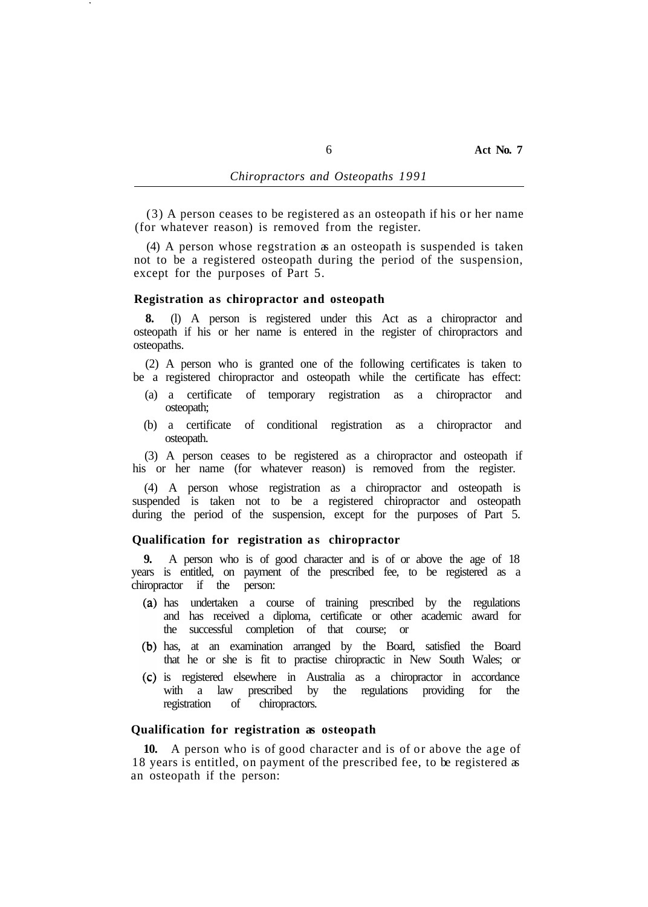(3) A person ceases to be registered as an osteopath if his or her name (for whatever reason) is removed from the register.

(4) A person whose regstration as an osteopath is suspended is taken not to be a registered osteopath during the period of the suspension, except for the purposes of Part 5.

### Registration as chiropractor and osteopath

**8.** (l) A person is registered under this Act as a chiropractor and osteopath if his or her name is entered in the register of chiropractors and osteopaths.

(2) A person who is granted one of the following certificates is taken to be a registered chiropractor and osteopath while the certificate has effect:

- (a) a certificate of temporary registration as a chiropractor and osteopath;
- (b) a certificate of conditional registration as a chiropractor and osteopath.

(3) A person ceases to be registered as a chiropractor and osteopath if his or her name (for whatever reason) is removed from the register.

(4) A person whose registration as a chiropractor and osteopath is suspended is taken not to be a registered chiropractor and osteopath during the period of the suspension, except for the purposes of Part 5.

### Qualification for registration as chiropractor

**9.** A person who is of good character and is of or above the age of 18 years is entitled, on payment of the prescribed fee, to be registered as a chiropractor if the person:

- (a) has undertaken a course of training prescribed by the regulations and has received a diploma, certificate or other academic award for the successful completion of that course; or
- (b) has, at an examination arranged by the Board, satisfied the Board that he or she is fit to practise chiropractic in New South Wales; or
- (c) is registered elsewhere in Australia as a chiropractor in accordance with a law prescribed by the regulations providing for the registration of chiropractors.

### Qualification for registration as osteopath

**10.** A person who is of good character and is of or above the age of 18 years is entitled, on payment of the prescribed fee, to be registered as an osteopath if the person: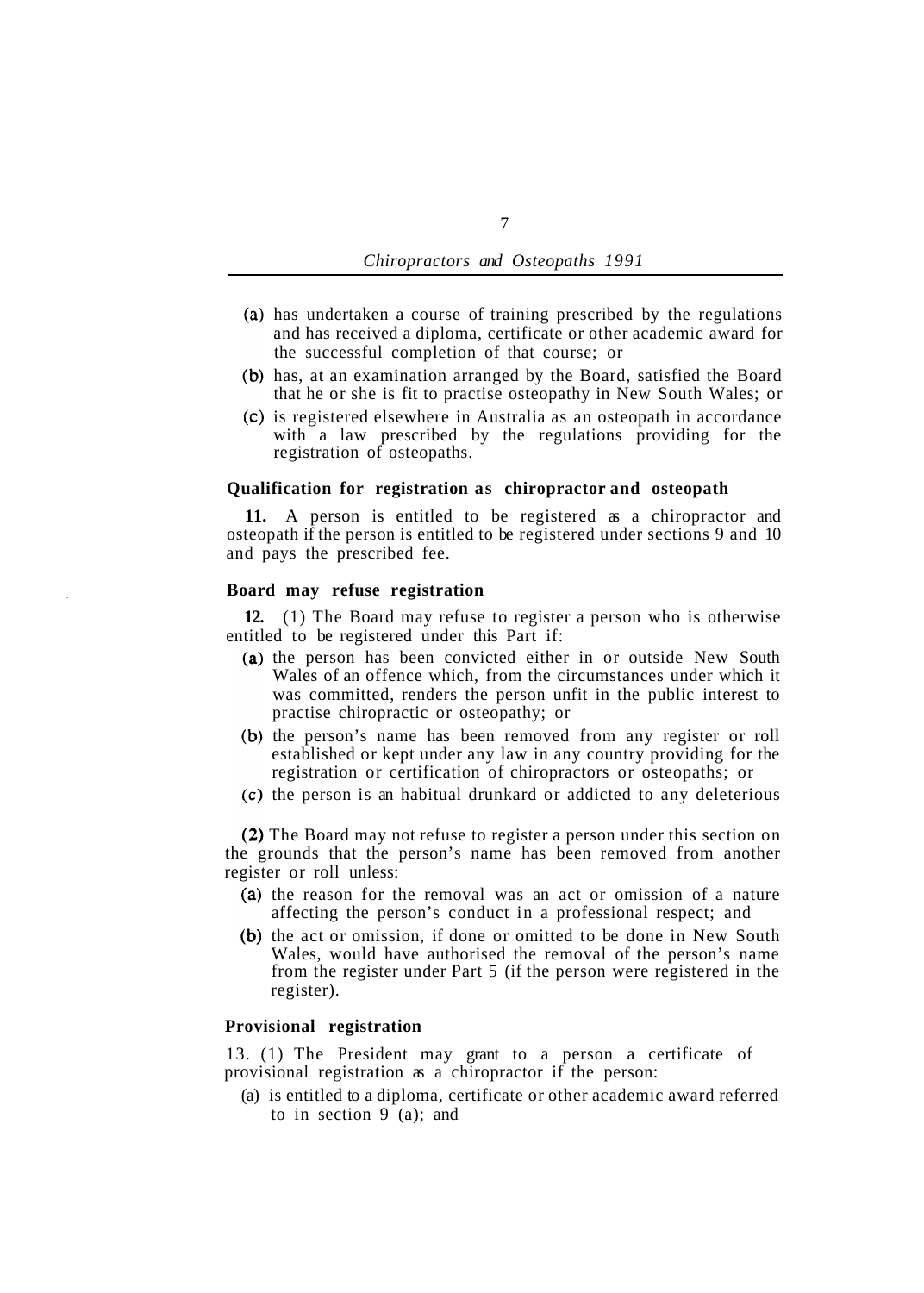(a) has undertaken a course of training prescribed by the regulations and has received a diploma, certificate or other academic award for the successful completion of that course; or

(b) has, at an examination arranged by the Board, satisfied the Board that he or she is fit to practise osteopathy in New South Wales; or

(c) is registered elsewhere in Australia as an osteopath in accordance with a law prescribed by the regulations providing for the registration of osteopaths.

**Qualification for registration as chiropractor and osteopath**

**11.** A person is entitled to be registered as a chiropractor and osteopath if the person is entitled to be registered under sections 9 and 10 and pays the prescribed fee.

**Board may refuse registration**

**12.** (1) The Board may refuse to register a person who is otherwise entitled to be registered under this Part if:

(a) the person has been convicted either in or outside New South Wales of an offence which, from the circumstances under which it was committed, renders the person unfit in the public interest to practise chiropractic or osteopathy; or

(b) the person's name has been removed from any register or roll established or kept under any law in any country providing for the registration or certification of chiropractors or osteopaths; or

(c) the person is an habitual drunkard or addicted to any deleterious

(2) The Board may not refuse to register a person under this section on the grounds that the person's name has been removed from another register or roll unless:

(a) the reason for the removal was an act or omission of a nature affecting the person's conduct in a professional respect; and

(b) the act or omission, if done or omitted to be done in New South Wales, would have authorised the removal of the person's name from the register under Part 5 (if the person were registered in the register).

**Provisional registration**

13. (1) The President may grant to a person a certificate of provisional registration as a chiropractor if the person:

(a) is entitled to a diploma, certificate or other academic award referred to in section 9 (a); and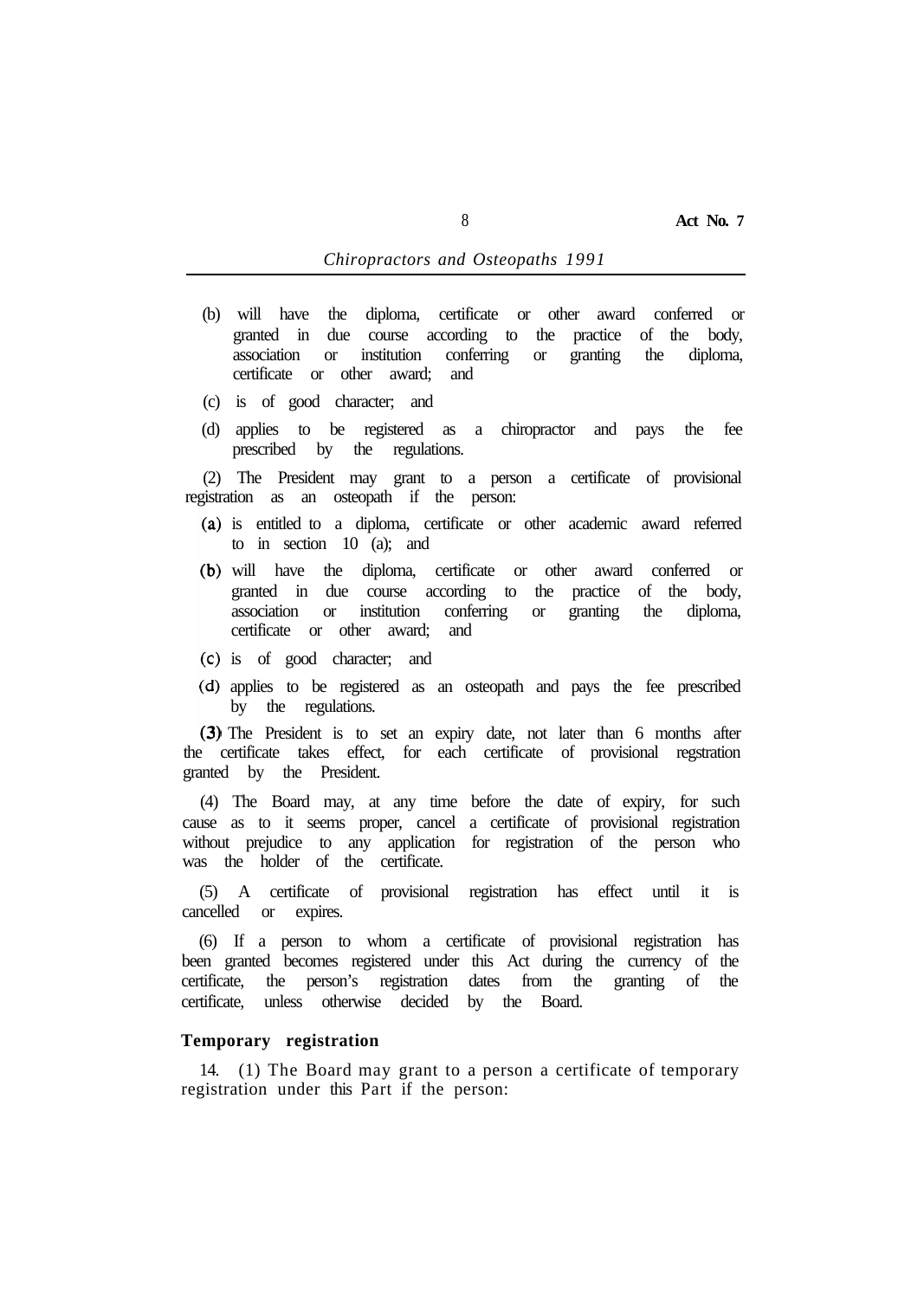(b) will have the diploma, certificate or other award conferred or granted in due course according to the practice of the body, association or institution conferring or granting the diploma, certificate or other award; and

(c) is of good character; and

(d) applies to be registered as a chiropractor and pays the fee prescribed by the regulations.

(2) The President may grant to a person a certificate of provisional registration as an osteopath if the person:

(a) is entitled to a diploma, certificate or other academic award referred to in section 10 (a); and

(b) will have the diploma, certificate or other award conferred or granted in due course according to the practice of the body, association or institution conferring or granting the diploma, certificate or other award; and

(c) is of good character; and

(d) applies to be registered as an osteopath and pays the fee prescribed by the regulations.

(3) The President is to set an expiry date, not later than 6 months after the certificate takes effect, for each certificate of provisional regstration granted by the President.

(4) The Board may, at any time before the date of expiry, for such cause as to it seems proper, cancel a certificate of provisional registration without prejudice to any application for registration of the person who was the holder of the certificate.

(5) A certificate of provisional registration has effect until it is cancelled or expires.

(6) If a person to whom a certificate of provisional registration has been granted becomes registered under this Act during the currency of the certificate, the person's registration dates from the granting of the certificate, unless otherwise decided by the Board.

**Temporary registration**

14. (1) The Board may grant to a person a certificate of temporary registration under this Part if the person: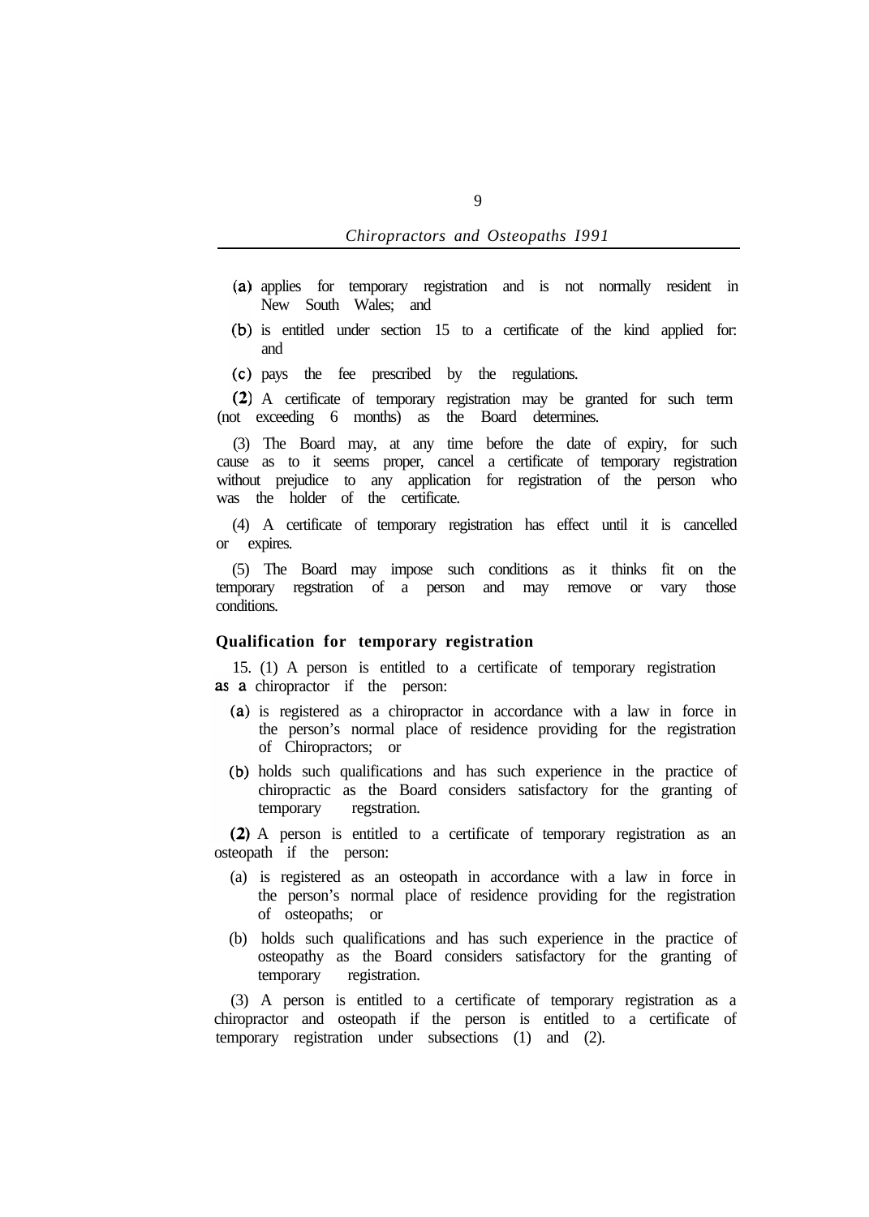(a) applies for temporary registration and is not normally resident in New South Wales; and

(b) is entitled under section 15 to a certificate of the kind applied for: and

(c) pays the fee prescribed by the regulations.

(2) A certificate of temporary registration may be granted for such term (not exceeding 6 months) as the Board determines.

(3) The Board may, at any time before the date of expiry, for such cause as to it seems proper, cancel a certificate of temporary registration without prejudice to any application for registration of the person who was the holder of the certificate.

(4) A certificate of temporary registration has effect until it is cancelled or expires.

(5) The Board may impose such conditions as it thinks fit on the temporary regstration of a person and may remove or vary those conditions.

**Qualification for temporary registration**

15. (1) A person is entitled to a certificate of temporary registration as a chiropractor if the person:

(a) is registered as a chiropractor in accordance with a law in force in the person's normal place of residence providing for the registration of Chiropractors; or

(b) holds such qualifications and has such experience in the practice of chiropractic as the Board considers satisfactory for the granting of temporary regstration.

(2) A person is entitled to a certificate of temporary registration as an osteopath if the person:

(a) is registered as an osteopath in accordance with a law in force in the person's normal place of residence providing for the registration of osteopaths; or

(b) holds such qualifications and has such experience in the practice of osteopathy as the Board considers satisfactory for the granting of temporary registration.

(3) A person is entitled to a certificate of temporary registration as a chiropractor and osteopath if the person is entitled to a certificate of temporary registration under subsections (1) and (2).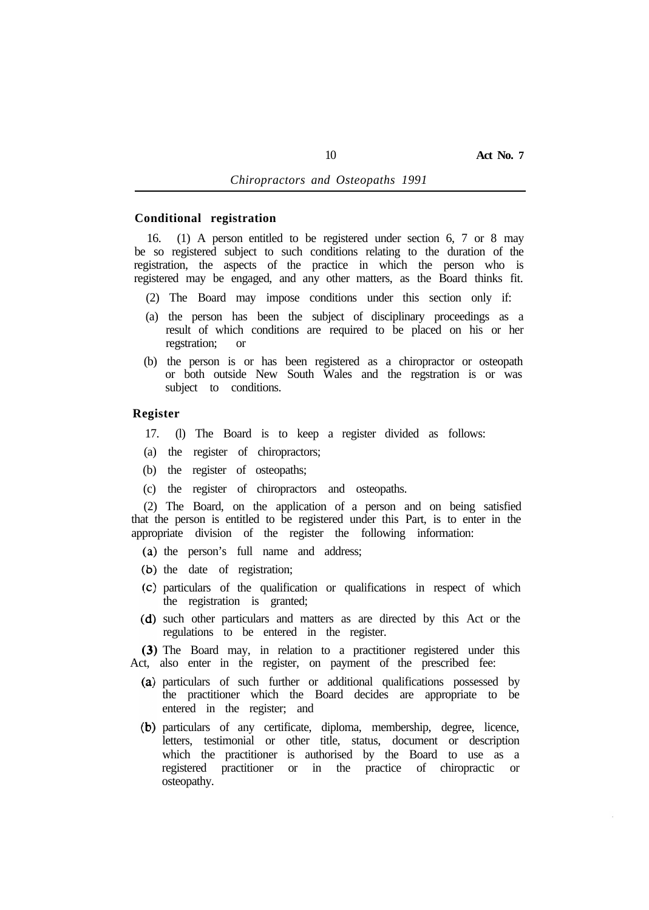**Conditional registration**

16. (1) A person entitled to be registered under section 6, 7 or 8 may be so registered subject to such conditions relating to the duration of the registration, the aspects of the practice in which the person who is registered may be engaged, and any other matters, as the Board thinks fit.

(2) The Board may impose conditions under this section only if:

(a) the person has been the subject of disciplinary proceedings as a result of which conditions are required to be placed on his or her regstration; or

(b) the person is or has been registered as a chiropractor or osteopath or both outside New South Wales and the regstration is or was subject to conditions.

**Register**

17. (l) The Board is to keep a register divided as follows:

(a) the register of chiropractors;

(b) the register of osteopaths;

(c) the register of chiropractors and osteopaths.

(2) The Board, on the application of a person and on being satisfied that the person is entitled to be registered under this Part, is to enter in the appropriate division of the register the following information:

(a) the person's full name and address;

(b) the date of registration;

(c) particulars of the qualification or qualifications in respect of which the registration is granted;

(d) such other particulars and matters as are directed by this Act or the regulations to be entered in the register.

(3) The Board may, in relation to a practitioner registered under this Act, also enter in the register, on payment of the prescribed fee:

(a) particulars of such further or additional qualifications possessed by the practitioner which the Board decides are appropriate to be entered in the register; and

(b) particulars of any certificate, diploma, membership, degree, licence, letters, testimonial or other title, status, document or description which the practitioner is authorised by the Board to use as a registered practitioner or in the practice of chiropractic or osteopathy.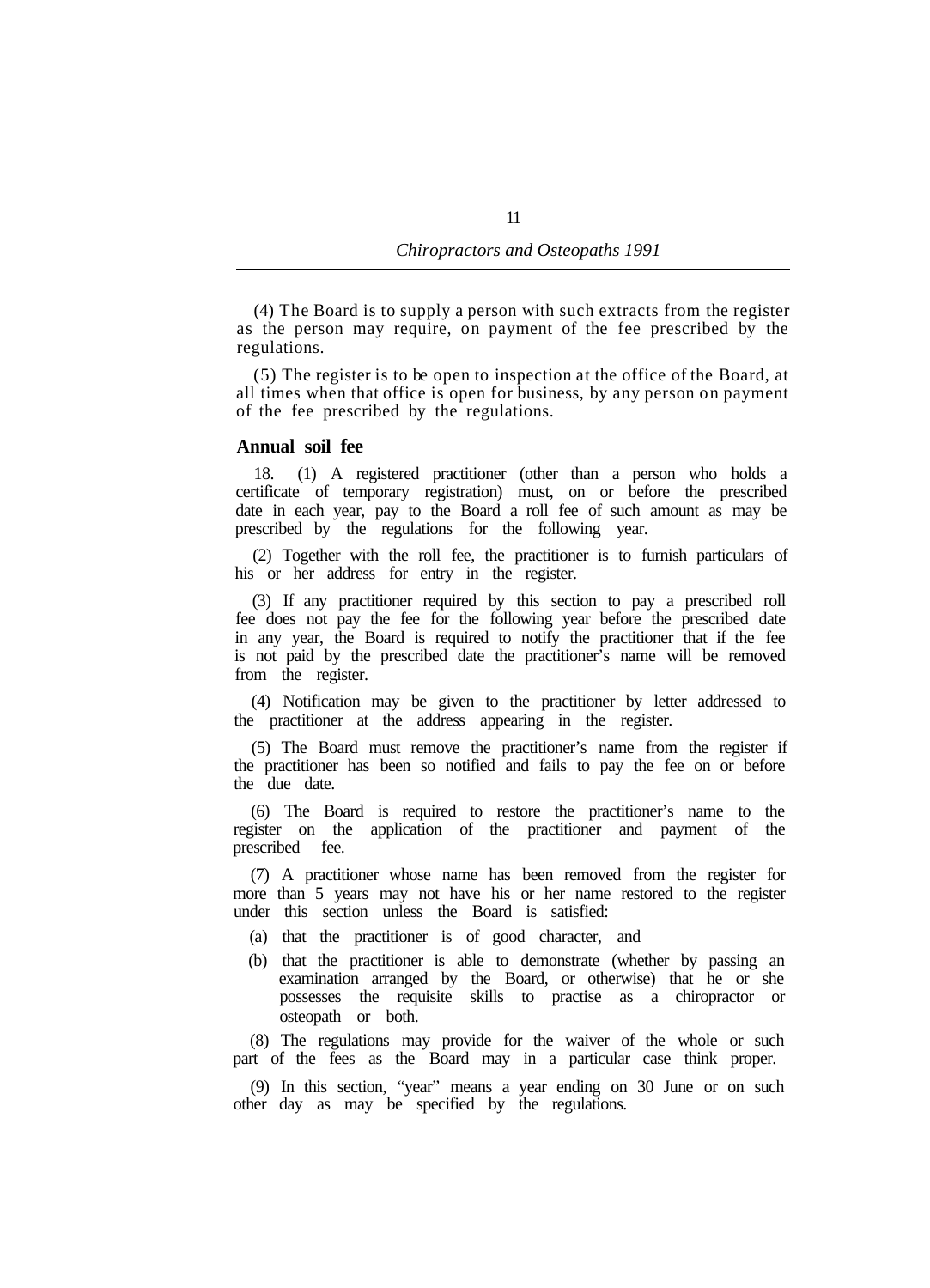(4) The Board is to supply a person with such extracts from the register as the person may require, on payment of the fee prescribed by the regulations.

(5) The register is to be open to inspection at the office of the Board, at all times when that office is open for business, by any person on payment of the fee prescribed by the regulations.

### Annual soil fee

18. (1) A registered practitioner (other than a person who holds a certificate of temporary registration) must, on or before the prescribed date in each year, pay to the Board a roll fee of such amount as may be prescribed by the regulations for the following year.

(2) Together with the roll fee, the practitioner is to furnish particulars of his or her address for entry in the register.

(3) If any practitioner required by this section to pay a prescribed roll fee does not pay the fee for the following year before the prescribed date in any year, the Board is required to notify the practitioner that if the fee is not paid by the prescribed date the practitioner's name will be removed from the register.

(4) Notification may be given to the practitioner by letter addressed to the practitioner at the address appearing in the register.

(5) The Board must remove the practitioner's name from the register if the practitioner has been so notified and fails to pay the fee on or before the due date.

(6) The Board is required to restore the practitioner's name to the register on the application of the practitioner and payment of the prescribed fee.

(7) A practitioner whose name has been removed from the register for more than 5 years may not have his or her name restored to the register under this section unless the Board is satisfied:

(a) that the practitioner is of good character, and

(b) that the practitioner is able to demonstrate (whether by passing an examination arranged by the Board, or otherwise) that he or she possesses the requisite skills to practise as a chiropractor or osteopath or both.

(8) The regulations may provide for the waiver of the whole or such part of the fees as the Board may in a particular case think proper.

(9) In this section, "year" means a year ending on 30 June or on such other day as may be specified by the regulations.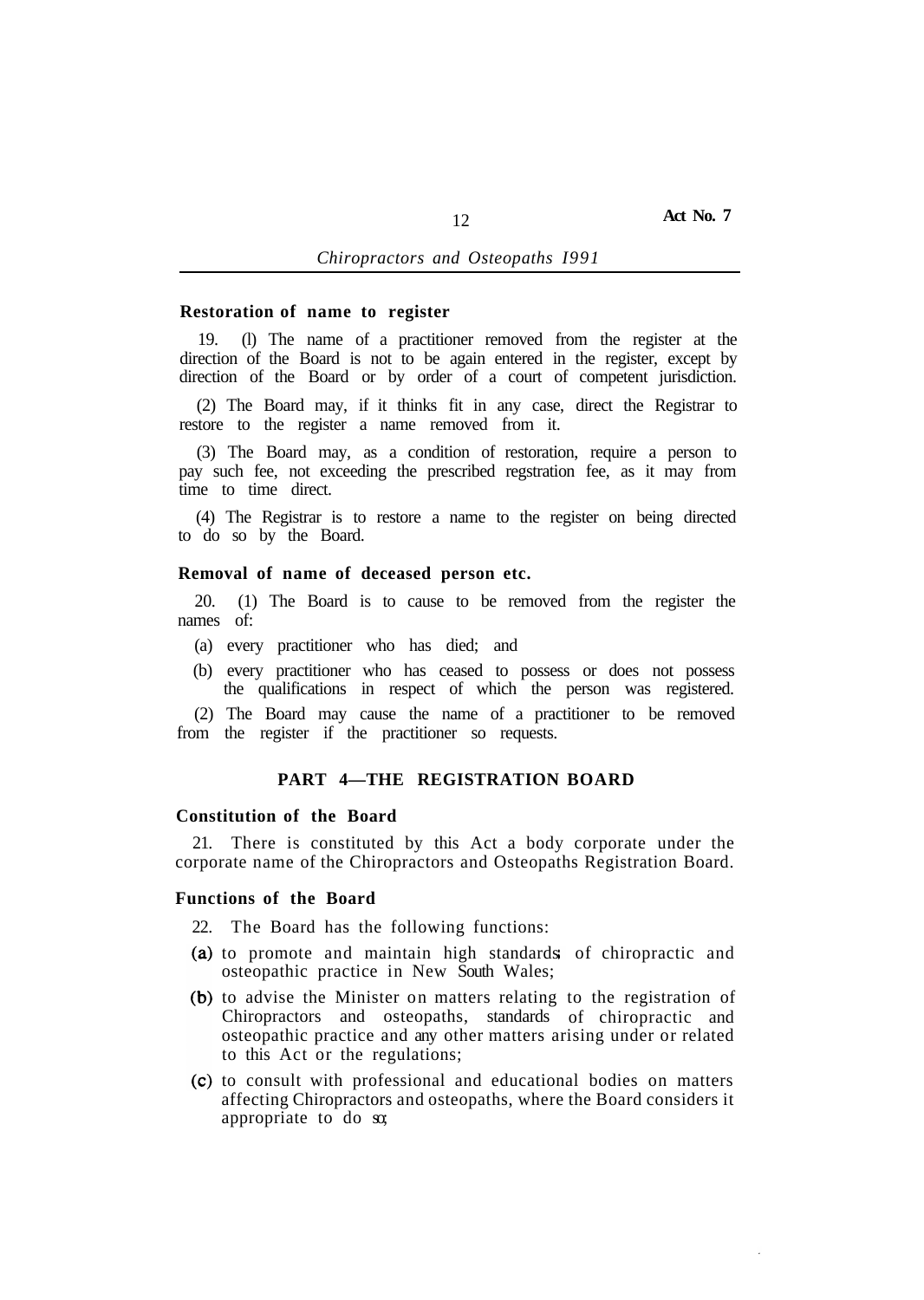**Restoration of name to register**

19. (l) The name of a practitioner removed from the register at the direction of the Board is not to be again entered in the register, except by direction of the Board or by order of a court of competent jurisdiction.

(2) The Board may, if it thinks fit in any case, direct the Registrar to restore to the register a name removed from it.

(3) The Board may, as a condition of restoration, require a person to pay such fee, not exceeding the prescribed regstration fee, as it may from time to time direct.

(4) The Registrar is to restore a name to the register on being directed to do so by the Board.

**Removal of name of deceased person etc.**

20. (1) The Board is to cause to be removed from the register the names of:

(a) every practitioner who has died; and

(b) every practitioner who has ceased to possess or does not possess the qualifications in respect of which the person was registered.

(2) The Board may cause the name of a practitioner to be removed from the register if the practitioner so requests.

## PART 4—THE REGISTRATION BOARD

**Constitution of the Board**

21. There is constituted by this Act a body corporate under the corporate name of the Chiropractors and Osteopaths Registration Board.

**Functions of the Board**

22. The Board has the following functions:

(a) to promote and maintain high standards of chiropractic and osteopathic practice in New South Wales;

(b) to advise the Minister on matters relating to the registration of Chiropractors and osteopaths, standards of chiropractic and osteopathic practice and any other matters arising under or related to this Act or the regulations;

(c) to consult with professional and educational bodies on matters affecting Chiropractors and osteopaths, where the Board considers it appropriate to do so;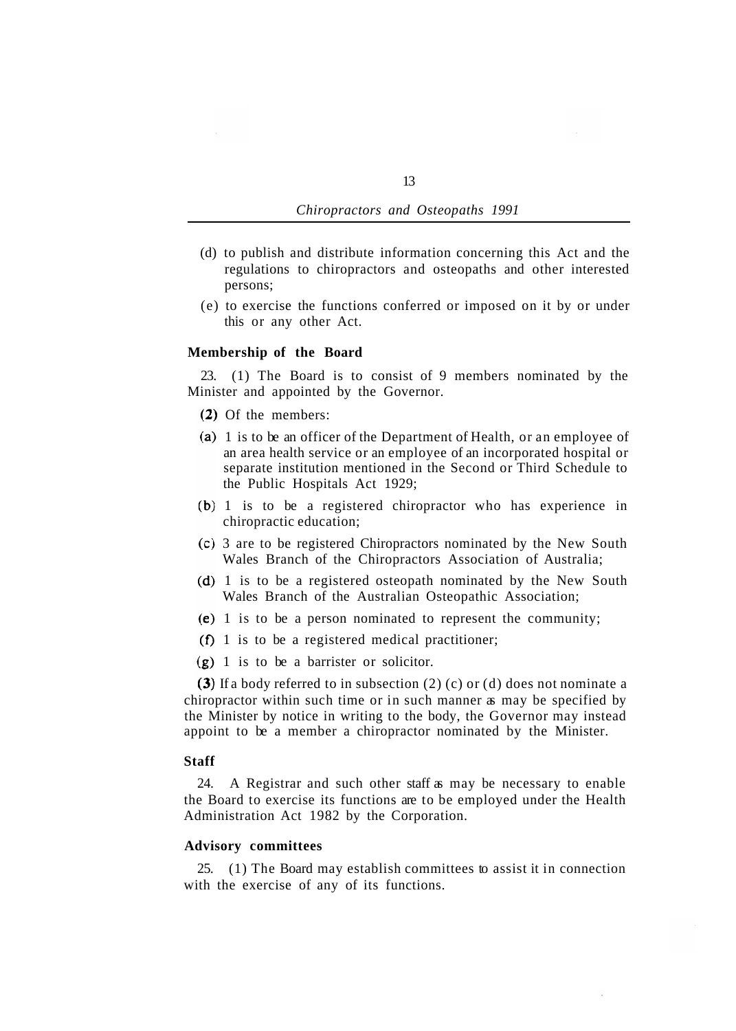(d) to publish and distribute information concerning this Act and the regulations to chiropractors and osteopaths and other interested persons;

(e) to exercise the functions conferred or imposed on it by or under this or any other Act.

**Membership of the Board**

23. (1) The Board is to consist of 9 members nominated by the Minister and appointed by the Governor.

(2) Of the members:

(a) 1 is to be an officer of the Department of Health, or an employee of an area health service or an employee of an incorporated hospital or separate institution mentioned in the Second or Third Schedule to the Public Hospitals Act 1929;

(b) 1 is to be a registered chiropractor who has experience in chiropractic education;

(c) 3 are to be registered Chiropractors nominated by the New South Wales Branch of the Chiropractors Association of Australia;

(d) 1 is to be a registered osteopath nominated by the New South Wales Branch of the Australian Osteopathic Association;

(e) 1 is to be a person nominated to represent the community;

(f) 1 is to be a registered medical practitioner;

(g) 1 is to be a barrister or solicitor.

(3) If a body referred to in subsection (2) (c) or (d) does not nominate a chiropractor within such time or in such manner as may be specified by the Minister by notice in writing to the body, the Governor may instead appoint to be a member a chiropractor nominated by the Minister.

**Staff**

24. A Registrar and such other staff as may be necessary to enable the Board to exercise its functions are to be employed under the Health Administration Act 1982 by the Corporation.

**Advisory committees**

25. (1) The Board may establish committees to assist it in connection with the exercise of any of its functions.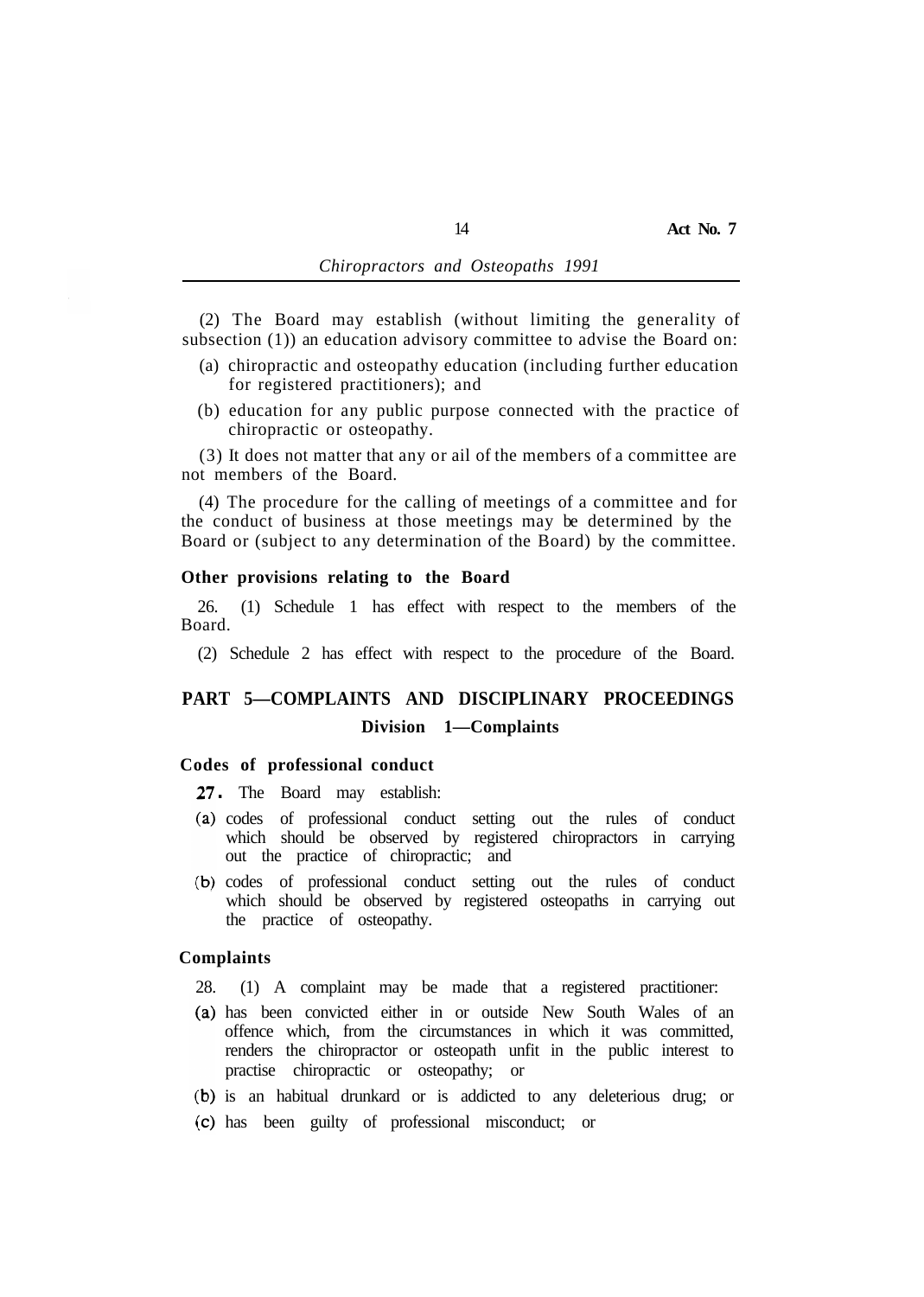(2) The Board may establish (without limiting the generality of subsection (1)) an education advisory committee to advise the Board on:

(a) chiropractic and osteopathy education (including further education for registered practitioners); and

(b) education for any public purpose connected with the practice of chiropractic or osteopathy.

(3) It does not matter that any or ail of the members of a committee are not members of the Board.

(4) The procedure for the calling of meetings of a committee and for the conduct of business at those meetings may be determined by the Board or (subject to any determination of the Board) by the committee.

**Other provisions relating to the Board**

26. (1) Schedule 1 has effect with respect to the members of the Board.

(2) Schedule 2 has effect with respect to the procedure of the Board.

## PART 5—COMPLAINTS AND DISCIPLINARY PROCEEDINGS

### Division 1—Complaints

**Codes of professional conduct**

**27.** The Board may establish:

(a) codes of professional conduct setting out the rules of conduct which should be observed by registered chiropractors in carrying out the practice of chiropractic; and

(b) codes of professional conduct setting out the rules of conduct which should be observed by registered osteopaths in carrying out the practice of osteopathy.

**Complaints**

28. (1) A complaint may be made that a registered practitioner:

(a) has been convicted either in or outside New South Wales of an offence which, from the circumstances in which it was committed, renders the chiropractor or osteopath unfit in the public interest to practise chiropractic or osteopathy; or

(b) is an habitual drunkard or is addicted to any deleterious drug; or

(c) has been guilty of professional misconduct; or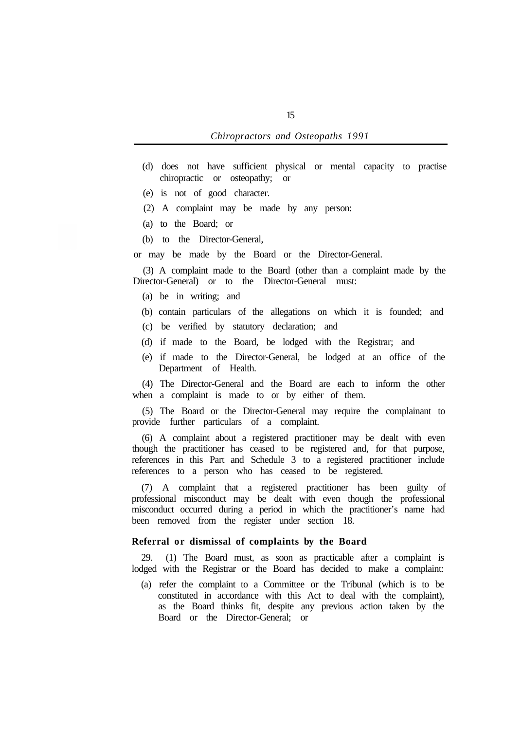(d) does not have sufficient physical or mental capacity to practise chiropractic or osteopathy; or

(e) is not of good character.

(2) A complaint may be made by any person:

(a) to the Board; or

(b) to the Director-General,

or may be made by the Board or the Director-General.

(3) A complaint made to the Board (other than a complaint made by the Director-General) or to the Director-General must:

(a) be in writing; and

(b) contain particulars of the allegations on which it is founded; and

(c) be verified by statutory declaration; and

(d) if made to the Board, be lodged with the Registrar; and

(e) if made to the Director-General, be lodged at an office of the Department of Health.

(4) The Director-General and the Board are each to inform the other when a complaint is made to or by either of them.

(5) The Board or the Director-General may require the complainant to provide further particulars of a complaint.

(6) A complaint about a registered practitioner may be dealt with even though the practitioner has ceased to be registered and, for that purpose, references in this Part and Schedule 3 to a registered practitioner include references to a person who has ceased to be registered.

(7) A complaint that a registered practitioner has been guilty of professional misconduct may be dealt with even though the professional misconduct occurred during a period in which the practitioner's name had been removed from the register under section 18.

**Referral or dismissal of complaints by the Board**

29. (1) The Board must, as soon as practicable after a complaint is lodged with the Registrar or the Board has decided to make a complaint:

(a) refer the complaint to a Committee or the Tribunal (which is to be constituted in accordance with this Act to deal with the complaint), as the Board thinks fit, despite any previous action taken by the Board or the Director-General; or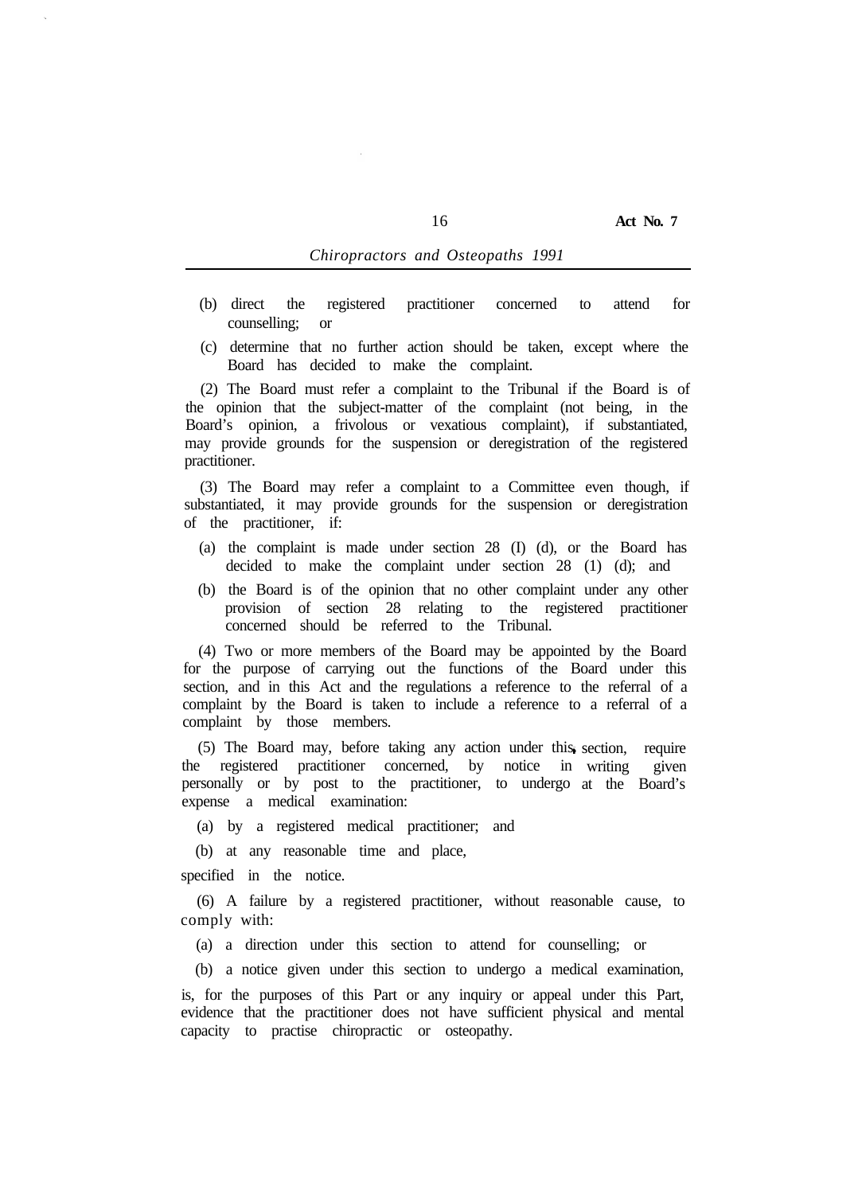(b) direct the registered practitioner concerned to attend for counselling; or

(c) determine that no further action should be taken, except where the Board has decided to make the complaint.

(2) The Board must refer a complaint to the Tribunal if the Board is of the opinion that the subject-matter of the complaint (not being, in the Board's opinion, a frivolous or vexatious complaint), if substantiated, may provide grounds for the suspension or deregistration of the registered practitioner.

(3) The Board may refer a complaint to a Committee even though, if substantiated, it may provide grounds for the suspension or deregistration of the practitioner, if:

(a) the complaint is made under section 28 (I) (d), or the Board has decided to make the complaint under section 28 (1) (d); and

(b) the Board is of the opinion that no other complaint under any other provision of section 28 relating to the registered practitioner concerned should be referred to the Tribunal.

(4) Two or more members of the Board may be appointed by the Board for the purpose of carrying out the functions of the Board under this section, and in this Act and the regulations a reference to the referral of a complaint by the Board is taken to include a reference to a referral of a complaint by those members.

(5) The Board may, before taking any action under this section, require the registered practitioner concerned, by notice in writing given personally or by post to the practitioner, to undergo at the Board's expense a medical examination:

(a) by a registered medical practitioner; and

(b) at any reasonable time and place,

specified in the notice.

(6) A failure by a registered practitioner, without reasonable cause, to comply with:

(a) a direction under this section to attend for counselling; or

(b) a notice given under this section to undergo a medical examination,

is, for the purposes of this Part or any inquiry or appeal under this Part, evidence that the practitioner does not have sufficient physical and mental capacity to practise chiropractic or osteopathy.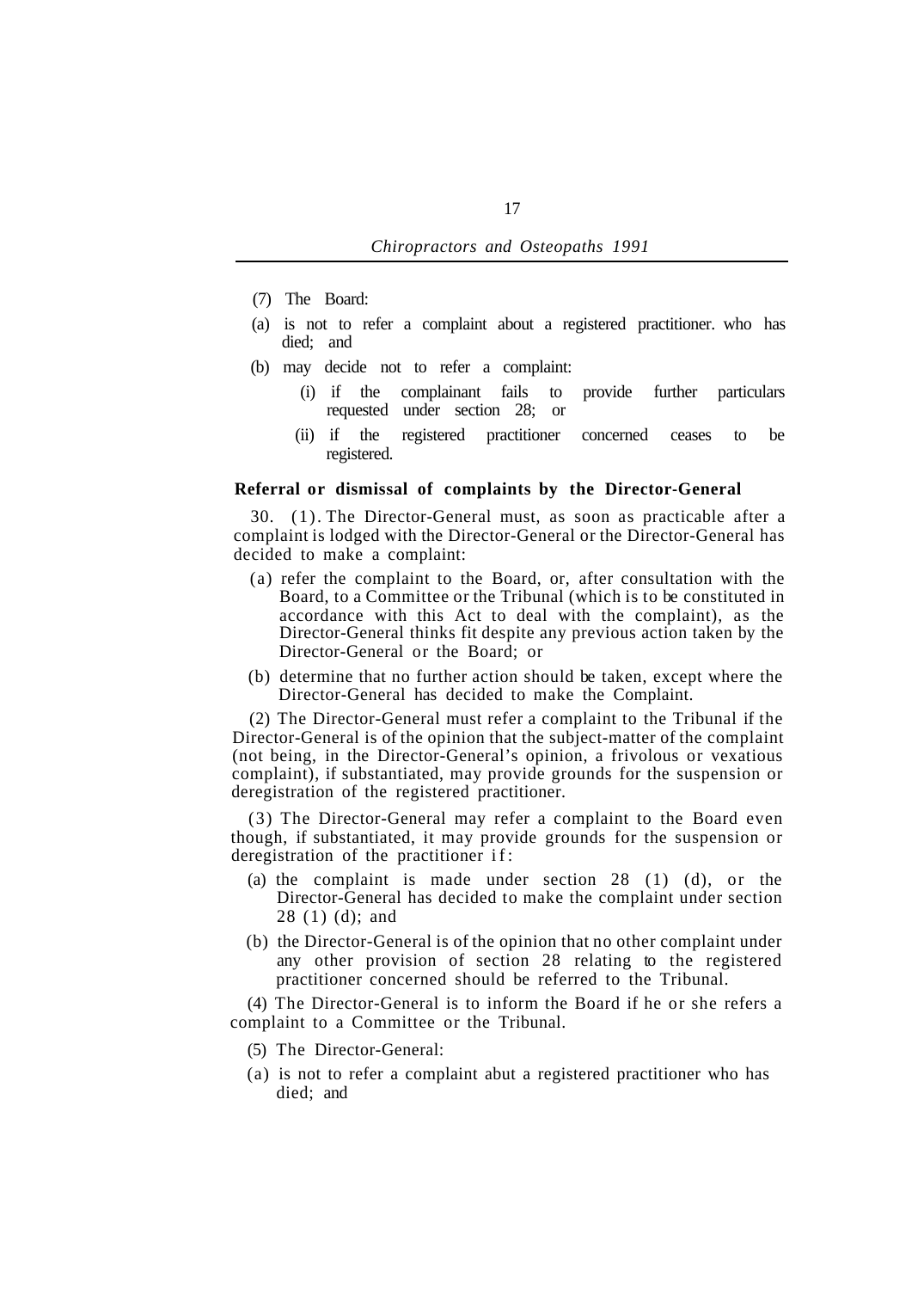(7) The Board:

(a) is not to refer a complaint about a registered practitioner. who has died; and

(b) may decide not to refer a complaint:

(i) if the complainant fails to provide further particulars requested under section 28; or

(ii) if the registered practitioner concerned ceases to be registered.

**Referral or dismissal of complaints by the Director-General**

30. (1). The Director-General must, as soon as practicable after a complaint is lodged with the Director-General or the Director-General has decided to make a complaint:

(a) refer the complaint to the Board, or, after consultation with the Board, to a Committee or the Tribunal (which is to be constituted in accordance with this Act to deal with the complaint), as the Director-General thinks fit despite any previous action taken by the Director-General or the Board; or

(b) determine that no further action should be taken, except where the Director-General has decided to make the Complaint.

(2) The Director-General must refer a complaint to the Tribunal if the Director-General is of the opinion that the subject-matter of the complaint (not being, in the Director-General's opinion, a frivolous or vexatious complaint), if substantiated, may provide grounds for the suspension or deregistration of the registered practitioner.

(3) The Director-General may refer a complaint to the Board even though, if substantiated, it may provide grounds for the suspension or deregistration of the practitioner if:

(a) the complaint is made under section 28 (1) (d), or the Director-General has decided to make the complaint under section 28 (1) (d); and

(b) the Director-General is of the opinion that no other complaint under any other provision of section 28 relating to the registered practitioner concerned should be referred to the Tribunal.

(4) The Director-General is to inform the Board if he or she refers a complaint to a Committee or the Tribunal.

(5) The Director-General:

(a) is not to refer a complaint abut a registered practitioner who has died; and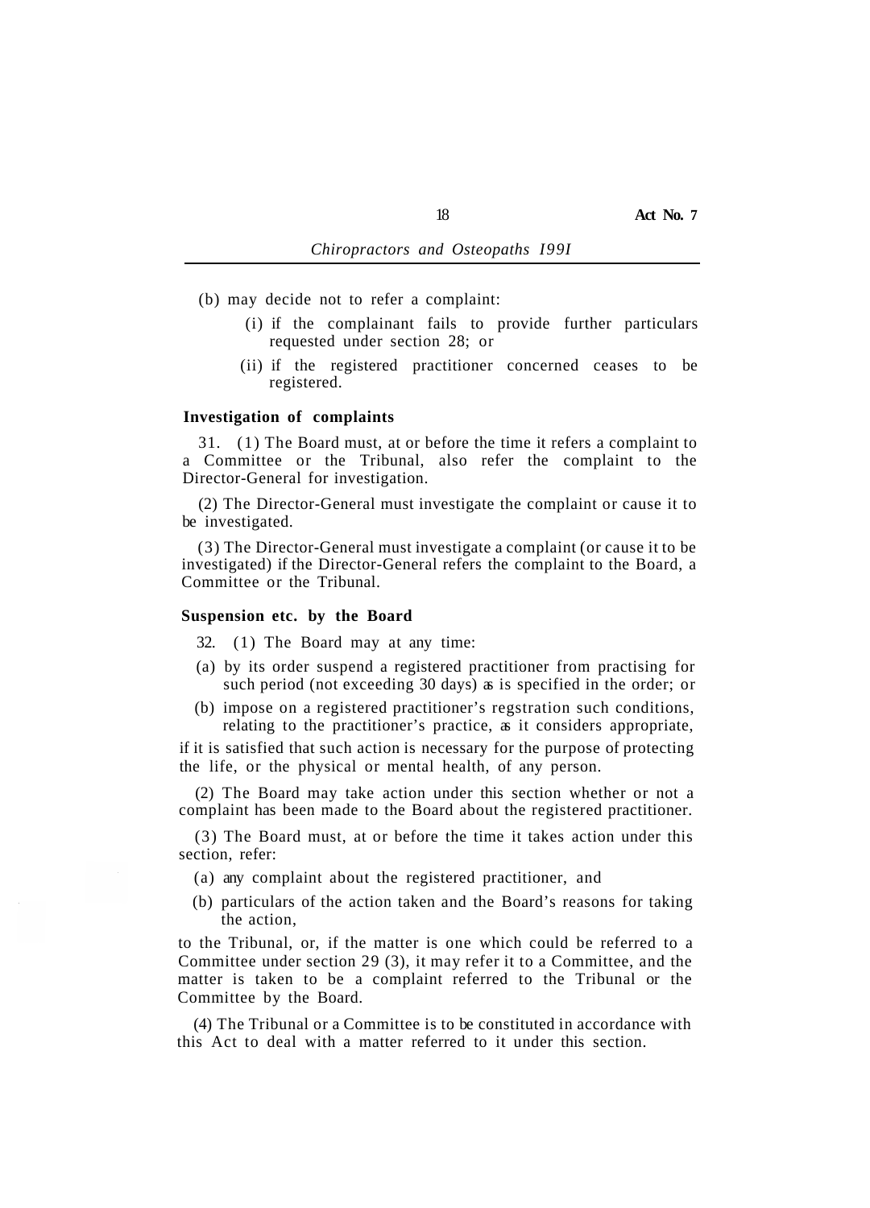(b) may decide not to refer a complaint:

  (i) if the complainant fails to provide further particulars requested under section 28; or

  (ii) if the registered practitioner concerned ceases to be registered.

**Investigation of complaints**

31. (1) The Board must, at or before the time it refers a complaint to a Committee or the Tribunal, also refer the complaint to the Director-General for investigation.

(2) The Director-General must investigate the complaint or cause it to be investigated.

(3) The Director-General must investigate a complaint (or cause it to be investigated) if the Director-General refers the complaint to the Board, a Committee or the Tribunal.

**Suspension etc. by the Board**

32. (1) The Board may at any time:

(a) by its order suspend a registered practitioner from practising for such period (not exceeding 30 days) as is specified in the order; or

(b) impose on a registered practitioner's regstration such conditions, relating to the practitioner's practice, as it considers appropriate,

if it is satisfied that such action is necessary for the purpose of protecting the life, or the physical or mental health, of any person.

(2) The Board may take action under this section whether or not a complaint has been made to the Board about the registered practitioner.

(3) The Board must, at or before the time it takes action under this section, refer:

(a) any complaint about the registered practitioner, and

(b) particulars of the action taken and the Board's reasons for taking the action,

to the Tribunal, or, if the matter is one which could be referred to a Committee under section 29 (3), it may refer it to a Committee, and the matter is taken to be a complaint referred to the Tribunal or the Committee by the Board.

(4) The Tribunal or a Committee is to be constituted in accordance with this Act to deal with a matter referred to it under this section.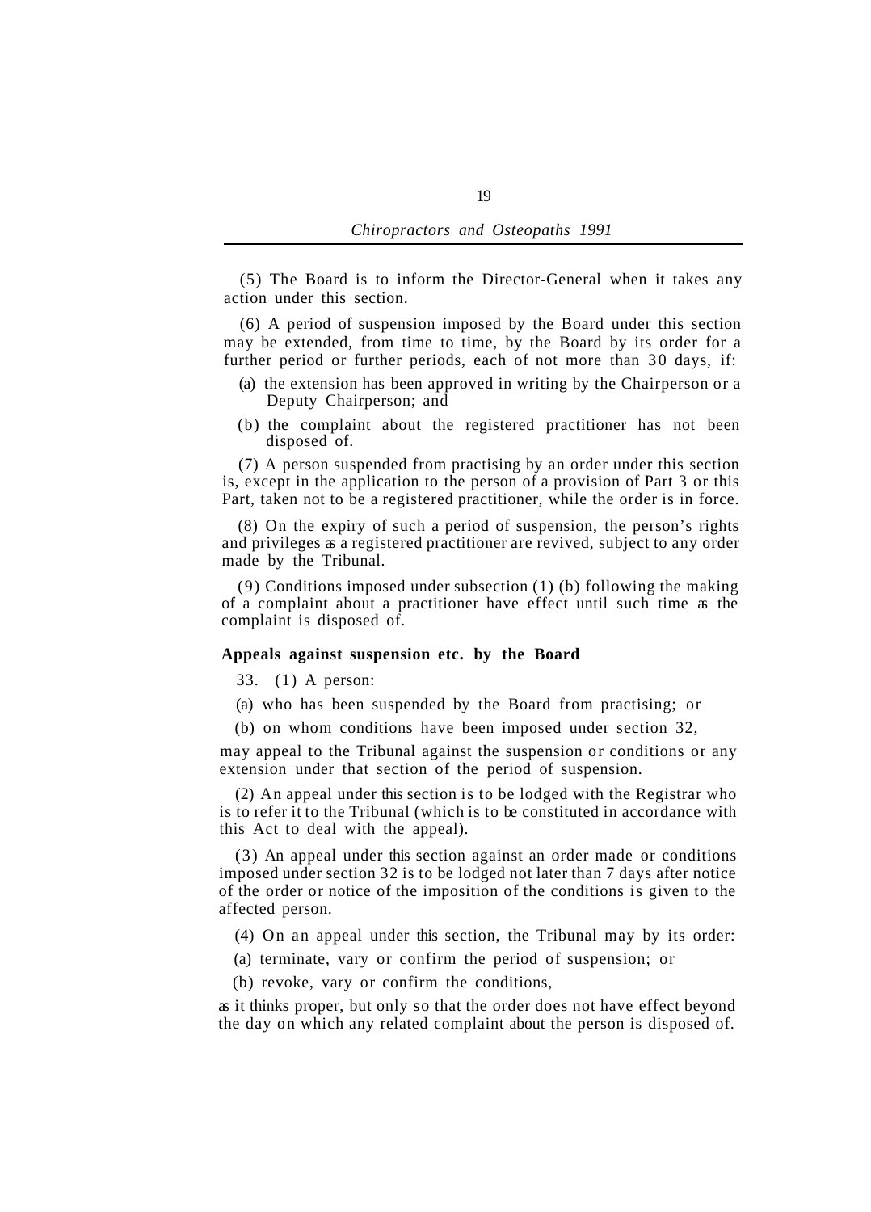(5) The Board is to inform the Director-General when it takes any action under this section.

(6) A period of suspension imposed by the Board under this section may be extended, from time to time, by the Board by its order for a further period or further periods, each of not more than 30 days, if:

(a) the extension has been approved in writing by the Chairperson or a Deputy Chairperson; and

(b) the complaint about the registered practitioner has not been disposed of.

(7) A person suspended from practising by an order under this section is, except in the application to the person of a provision of Part 3 or this Part, taken not to be a registered practitioner, while the order is in force.

(8) On the expiry of such a period of suspension, the person's rights and privileges as a registered practitioner are revived, subject to any order made by the Tribunal.

(9) Conditions imposed under subsection (1) (b) following the making of a complaint about a practitioner have effect until such time as the complaint is disposed of.

**Appeals against suspension etc. by the Board**

33. (1) A person:

(a) who has been suspended by the Board from practising; or

(b) on whom conditions have been imposed under section 32,

may appeal to the Tribunal against the suspension or conditions or any extension under that section of the period of suspension.

(2) An appeal under this section is to be lodged with the Registrar who is to refer it to the Tribunal (which is to be constituted in accordance with this Act to deal with the appeal).

(3) An appeal under this section against an order made or conditions imposed under section 32 is to be lodged not later than 7 days after notice of the order or notice of the imposition of the conditions is given to the affected person.

(4) On an appeal under this section, the Tribunal may by its order:

(a) terminate, vary or confirm the period of suspension; or

(b) revoke, vary or confirm the conditions,

as it thinks proper, but only so that the order does not have effect beyond the day on which any related complaint about the person is disposed of.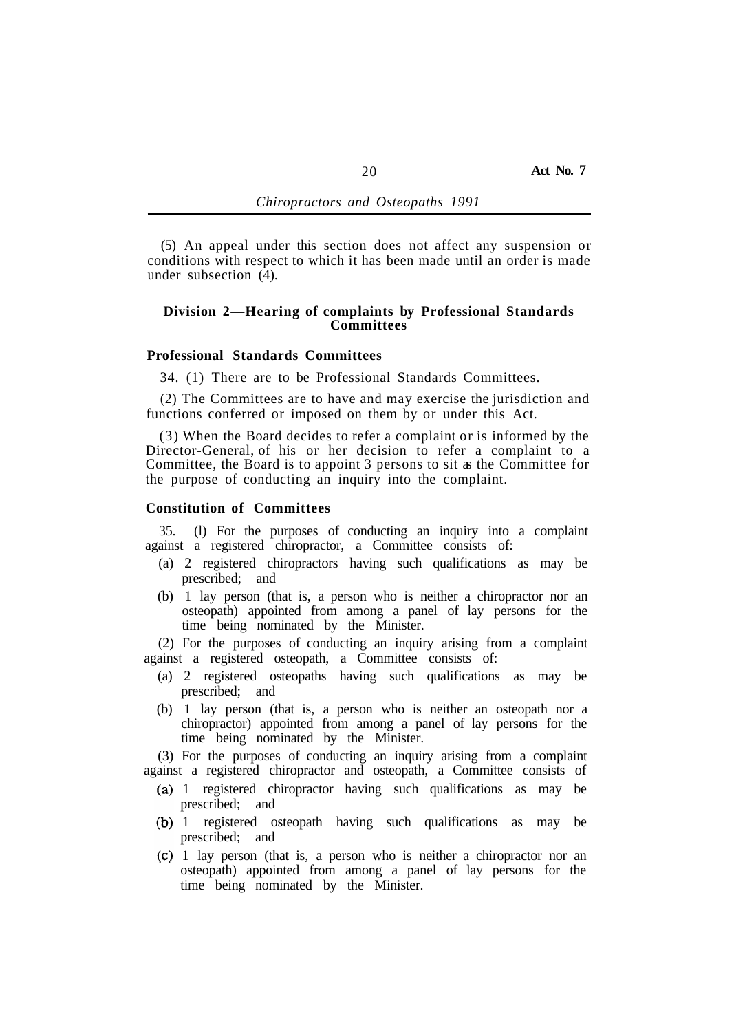(5) An appeal under this section does not affect any suspension or conditions with respect to which it has been made until an order is made under subsection (4).

## Division 2—Hearing of complaints by Professional Standards Committees

### Professional Standards Committees

34. (1) There are to be Professional Standards Committees.

(2) The Committees are to have and may exercise the jurisdiction and functions conferred or imposed on them by or under this Act.

(3) When the Board decides to refer a complaint or is informed by the Director-General, of his or her decision to refer a complaint to a Committee, the Board is to appoint 3 persons to sit as the Committee for the purpose of conducting an inquiry into the complaint.

### Constitution of Committees

35. (l) For the purposes of conducting an inquiry into a complaint against a registered chiropractor, a Committee consists of:

(a) 2 registered chiropractors having such qualifications as may be prescribed; and

(b) 1 lay person (that is, a person who is neither a chiropractor nor an osteopath) appointed from among a panel of lay persons for the time being nominated by the Minister.

(2) For the purposes of conducting an inquiry arising from a complaint against a registered osteopath, a Committee consists of:

(a) 2 registered osteopaths having such qualifications as may be prescribed; and

(b) 1 lay person (that is, a person who is neither an osteopath nor a chiropractor) appointed from among a panel of lay persons for the time being nominated by the Minister.

(3) For the purposes of conducting an inquiry arising from a complaint against a registered chiropractor and osteopath, a Committee consists of

(a) 1 registered chiropractor having such qualifications as may be prescribed; and

(b) 1 registered osteopath having such qualifications as may be prescribed; and

(c) 1 lay person (that is, a person who is neither a chiropractor nor an osteopath) appointed from among a panel of lay persons for the time being nominated by the Minister.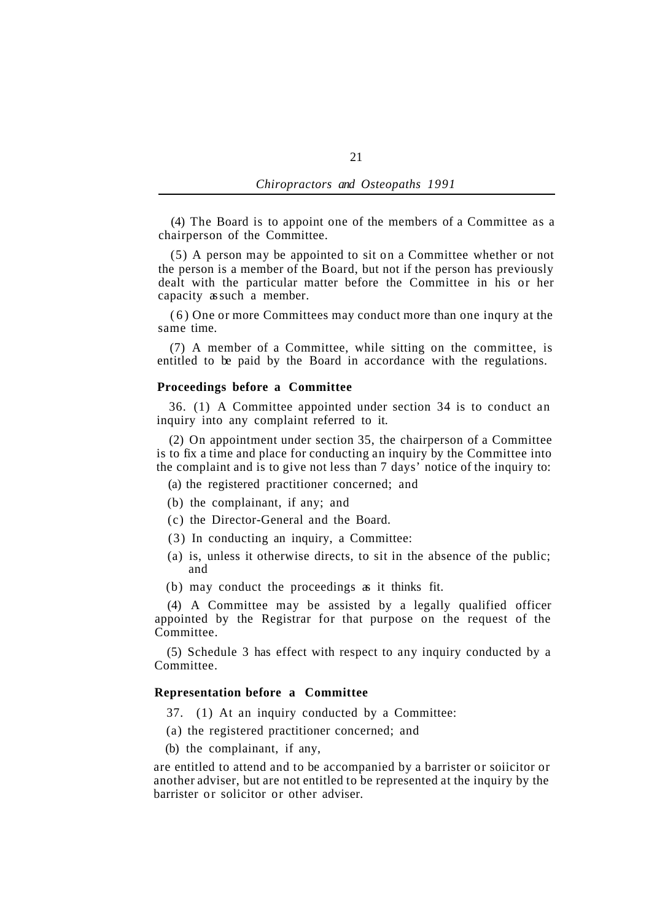(4) The Board is to appoint one of the members of a Committee as a chairperson of the Committee.

(5) A person may be appointed to sit on a Committee whether or not the person is a member of the Board, but not if the person has previously dealt with the particular matter before the Committee in his or her capacity as such a member.

(6) One or more Committees may conduct more than one inqury at the same time.

(7) A member of a Committee, while sitting on the committee, is entitled to be paid by the Board in accordance with the regulations.

**Proceedings before a Committee**

36. (1) A Committee appointed under section 34 is to conduct an inquiry into any complaint referred to it.

(2) On appointment under section 35, the chairperson of a Committee is to fix a time and place for conducting an inquiry by the Committee into the complaint and is to give not less than 7 days' notice of the inquiry to:

(a) the registered practitioner concerned; and

(b) the complainant, if any; and

(c) the Director-General and the Board.

(3) In conducting an inquiry, a Committee:

(a) is, unless it otherwise directs, to sit in the absence of the public; and

(b) may conduct the proceedings as it thinks fit.

(4) A Committee may be assisted by a legally qualified officer appointed by the Registrar for that purpose on the request of the Committee.

(5) Schedule 3 has effect with respect to any inquiry conducted by a Committee.

**Representation before a Committee**

37. (1) At an inquiry conducted by a Committee:

(a) the registered practitioner concerned; and

(b) the complainant, if any,

are entitled to attend and to be accompanied by a barrister or soiicitor or another adviser, but are not entitled to be represented at the inquiry by the barrister or solicitor or other adviser.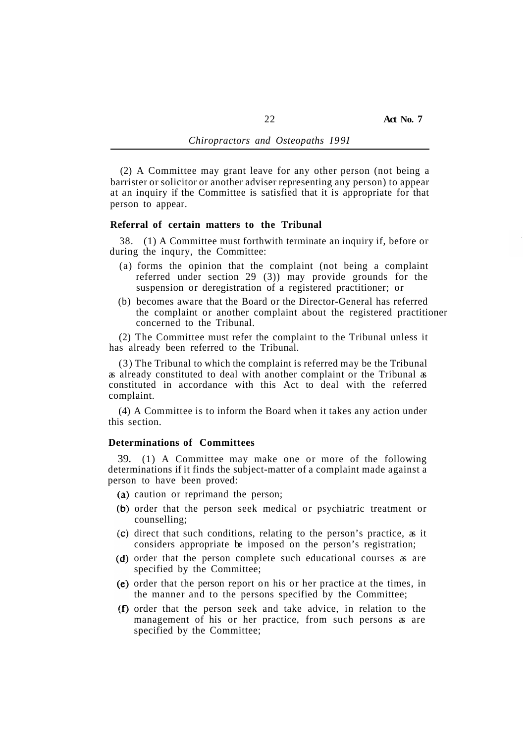(2) A Committee may grant leave for any other person (not being a barrister or solicitor or another adviser representing any person) to appear at an inquiry if the Committee is satisfied that it is appropriate for that person to appear.

**Referral of certain matters to the Tribunal**

38. (1) A Committee must forthwith terminate an inquiry if, before or during the inqury, the Committee:

(a) forms the opinion that the complaint (not being a complaint referred under section 29 (3)) may provide grounds for the suspension or deregistration of a registered practitioner; or

(b) becomes aware that the Board or the Director-General has referred the complaint or another complaint about the registered practitioner concerned to the Tribunal.

(2) The Committee must refer the complaint to the Tribunal unless it has already been referred to the Tribunal.

(3) The Tribunal to which the complaint is referred may be the Tribunal as already constituted to deal with another complaint or the Tribunal as constituted in accordance with this Act to deal with the referred complaint.

(4) A Committee is to inform the Board when it takes any action under this section.

**Determinations of Committees**

39. (1) A Committee may make one or more of the following determinations if it finds the subject-matter of a complaint made against a person to have been proved:

(a) caution or reprimand the person;

(b) order that the person seek medical or psychiatric treatment or counselling;

(c) direct that such conditions, relating to the person's practice, as it considers appropriate be imposed on the person's registration;

(d) order that the person complete such educational courses as are specified by the Committee;

(e) order that the person report on his or her practice at the times, in the manner and to the persons specified by the Committee;

(f) order that the person seek and take advice, in relation to the management of his or her practice, from such persons as are specified by the Committee;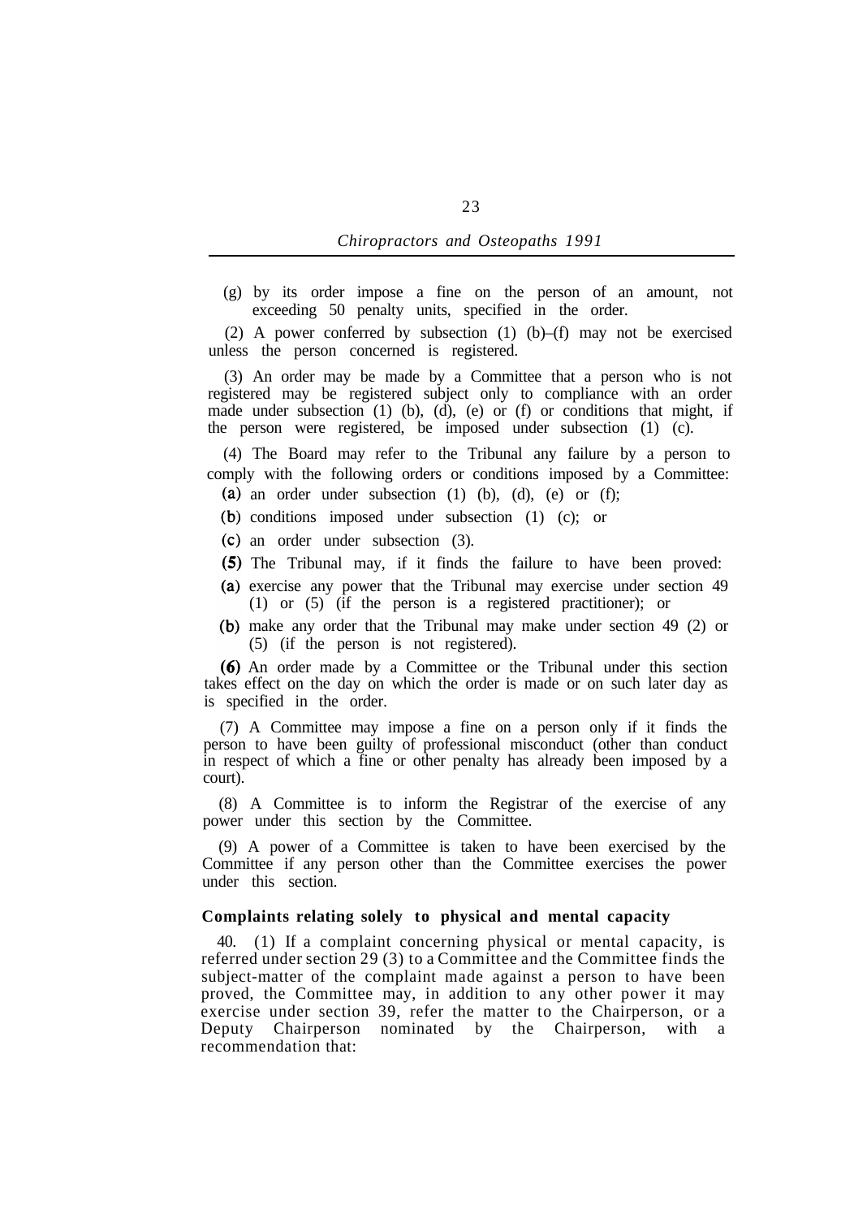(g) by its order impose a fine on the person of an amount, not exceeding 50 penalty units, specified in the order.

(2) A power conferred by subsection (1) (b)–(f) may not be exercised unless the person concerned is registered.

(3) An order may be made by a Committee that a person who is not registered may be registered subject only to compliance with an order made under subsection (1) (b), (d), (e) or (f) or conditions that might, if the person were registered, be imposed under subsection (1) (c).

(4) The Board may refer to the Tribunal any failure by a person to comply with the following orders or conditions imposed by a Committee:

(a) an order under subsection (1) (b), (d), (e) or (f);

(b) conditions imposed under subsection (1) (c); or

(c) an order under subsection (3).

(5) The Tribunal may, if it finds the failure to have been proved:

(a) exercise any power that the Tribunal may exercise under section 49 (1) or (5) (if the person is a registered practitioner); or

(b) make any order that the Tribunal may make under section 49 (2) or (5) (if the person is not registered).

(6) An order made by a Committee or the Tribunal under this section takes effect on the day on which the order is made or on such later day as is specified in the order.

(7) A Committee may impose a fine on a person only if it finds the person to have been guilty of professional misconduct (other than conduct in respect of which a fine or other penalty has already been imposed by a court).

(8) A Committee is to inform the Registrar of the exercise of any power under this section by the Committee.

(9) A power of a Committee is taken to have been exercised by the Committee if any person other than the Committee exercises the power under this section.

**Complaints relating solely to physical and mental capacity**

40. (1) If a complaint concerning physical or mental capacity, is referred under section 29 (3) to a Committee and the Committee finds the subject-matter of the complaint made against a person to have been proved, the Committee may, in addition to any other power it may exercise under section 39, refer the matter to the Chairperson, or a Deputy Chairperson nominated by the Chairperson, with a recommendation that: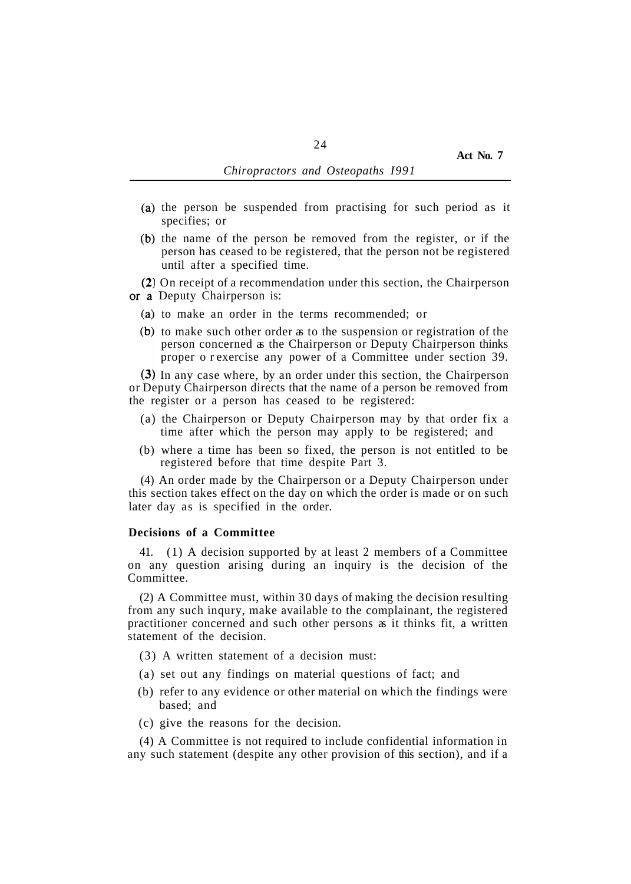(a) the person be suspended from practising for such period as it specifies; or

(b) the name of the person be removed from the register, or if the person has ceased to be registered, that the person not be registered until after a specified time.

(2) On receipt of a recommendation under this section, the Chairperson or a Deputy Chairperson is:

(a) to make an order in the terms recommended; or

(b) to make such other order as to the suspension or registration of the person concerned as the Chairperson or Deputy Chairperson thinks proper o r exercise any power of a Committee under section 39.

(3) In any case where, by an order under this section, the Chairperson or Deputy Chairperson directs that the name of a person be removed from the register or a person has ceased to be registered:

(a) the Chairperson or Deputy Chairperson may by that order fix a time after which the person may apply to be registered; and

(b) where a time has been so fixed, the person is not entitled to be registered before that time despite Part 3.

(4) An order made by the Chairperson or a Deputy Chairperson under this section takes effect on the day on which the order is made or on such later day as is specified in the order.

**Decisions of a Committee**

41. (1) A decision supported by at least 2 members of a Committee on any question arising during an inquiry is the decision of the Committee.

(2) A Committee must, within 30 days of making the decision resulting from any such inqury, make available to the complainant, the registered practitioner concerned and such other persons as it thinks fit, a written statement of the decision.

(3) A written statement of a decision must:

(a) set out any findings on material questions of fact; and

(b) refer to any evidence or other material on which the findings were based; and

(c) give the reasons for the decision.

(4) A Committee is not required to include confidential information in any such statement (despite any other provision of this section), and if a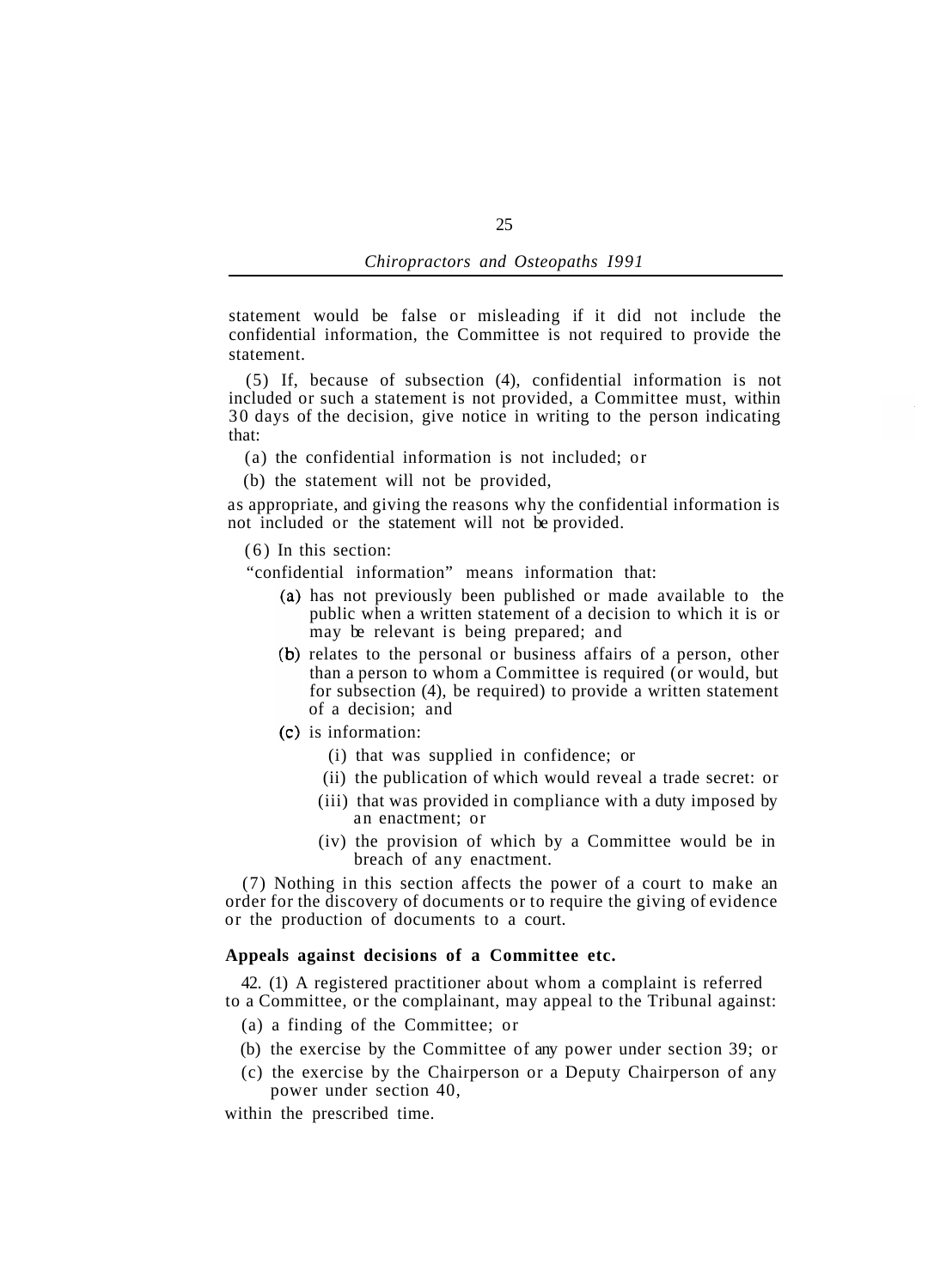statement would be false or misleading if it did not include the confidential information, the Committee is not required to provide the statement.

(5) If, because of subsection (4), confidential information is not included or such a statement is not provided, a Committee must, within 30 days of the decision, give notice in writing to the person indicating that:

(a) the confidential information is not included; or

(b) the statement will not be provided,

as appropriate, and giving the reasons why the confidential information is not included or the statement will not be provided.

(6) In this section:

"confidential information" means information that:

- (a) has not previously been published or made available to the public when a written statement of a decision to which it is or may be relevant is being prepared; and
- (b) relates to the personal or business affairs of a person, other than a person to whom a Committee is required (or would, but for subsection (4), be required) to provide a written statement of a decision; and
- (c) is information:
  - (i) that was supplied in confidence; or
  - (ii) the publication of which would reveal a trade secret: or
  - (iii) that was provided in compliance with a duty imposed by an enactment; or
  - (iv) the provision of which by a Committee would be in breach of any enactment.

(7) Nothing in this section affects the power of a court to make an order for the discovery of documents or to require the giving of evidence or the production of documents to a court.

**Appeals against decisions of a Committee etc.**

42. (1) A registered practitioner about whom a complaint is referred to a Committee, or the complainant, may appeal to the Tribunal against:

(a) a finding of the Committee; or

(b) the exercise by the Committee of any power under section 39; or

(c) the exercise by the Chairperson or a Deputy Chairperson of any power under section 40,

within the prescribed time.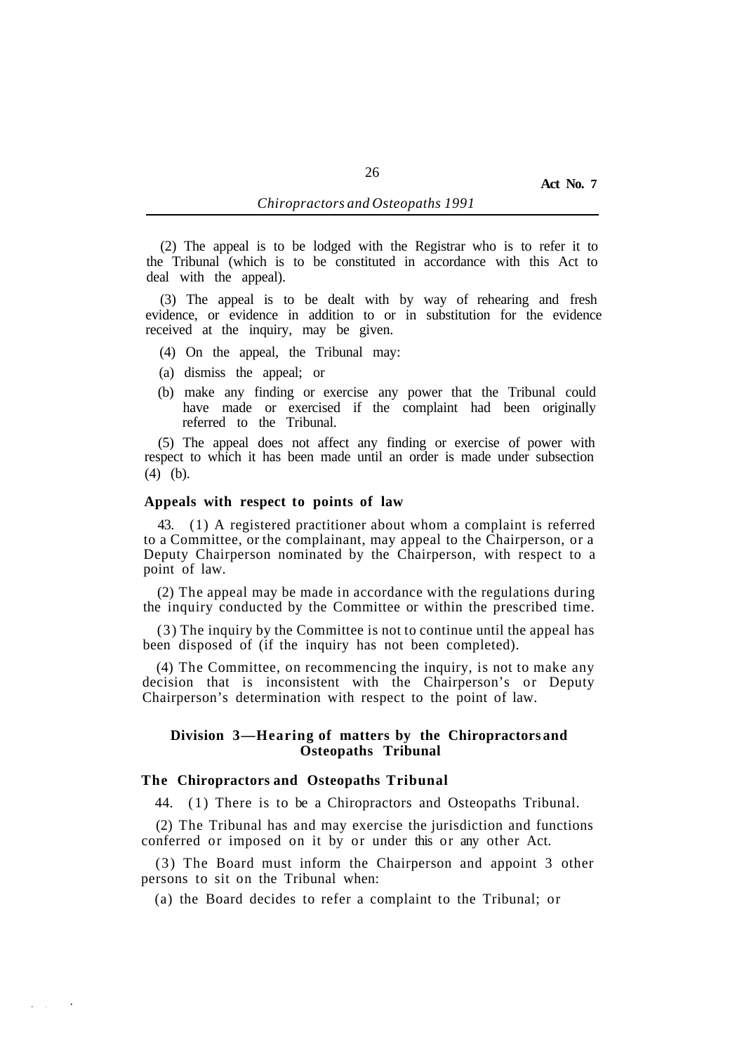(2) The appeal is to be lodged with the Registrar who is to refer it to the Tribunal (which is to be constituted in accordance with this Act to deal with the appeal).

(3) The appeal is to be dealt with by way of rehearing and fresh evidence, or evidence in addition to or in substitution for the evidence received at the inquiry, may be given.

(4) On the appeal, the Tribunal may:

(a) dismiss the appeal; or

(b) make any finding or exercise any power that the Tribunal could have made or exercised if the complaint had been originally referred to the Tribunal.

(5) The appeal does not affect any finding or exercise of power with respect to which it has been made until an order is made under subsection (4) (b).

### Appeals with respect to points of law

43. (1) A registered practitioner about whom a complaint is referred to a Committee, or the complainant, may appeal to the Chairperson, or a Deputy Chairperson nominated by the Chairperson, with respect to a point of law.

(2) The appeal may be made in accordance with the regulations during the inquiry conducted by the Committee or within the prescribed time.

(3) The inquiry by the Committee is not to continue until the appeal has been disposed of (if the inquiry has not been completed).

(4) The Committee, on recommencing the inquiry, is not to make any decision that is inconsistent with the Chairperson's or Deputy Chairperson's determination with respect to the point of law.

## Division 3—Hearing of matters by the Chiropractors and Osteopaths Tribunal

### The Chiropractors and Osteopaths Tribunal

44. (1) There is to be a Chiropractors and Osteopaths Tribunal.

(2) The Tribunal has and may exercise the jurisdiction and functions conferred or imposed on it by or under this or any other Act.

(3) The Board must inform the Chairperson and appoint 3 other persons to sit on the Tribunal when:

(a) the Board decides to refer a complaint to the Tribunal; or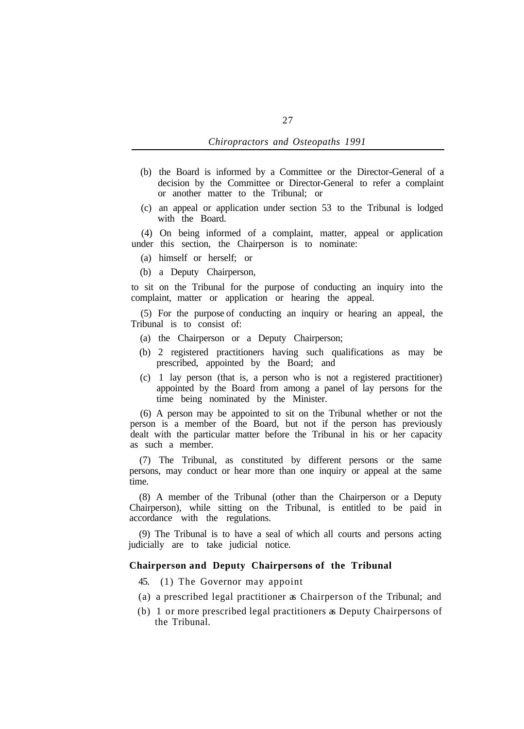(b) the Board is informed by a Committee or the Director-General of a decision by the Committee or Director-General to refer a complaint or another matter to the Tribunal; or

(c) an appeal or application under section 53 to the Tribunal is lodged with the Board.

(4) On being informed of a complaint, matter, appeal or application under this section, the Chairperson is to nominate:

(a) himself or herself; or

(b) a Deputy Chairperson,

to sit on the Tribunal for the purpose of conducting an inquiry into the complaint, matter or application or hearing the appeal.

(5) For the purpose of conducting an inquiry or hearing an appeal, the Tribunal is to consist of:

(a) the Chairperson or a Deputy Chairperson;

(b) 2 registered practitioners having such qualifications as may be prescribed, appointed by the Board; and

(c) 1 lay person (that is, a person who is not a registered practitioner) appointed by the Board from among a panel of lay persons for the time being nominated by the Minister.

(6) A person may be appointed to sit on the Tribunal whether or not the person is a member of the Board, but not if the person has previously dealt with the particular matter before the Tribunal in his or her capacity as such a member.

(7) The Tribunal, as constituted by different persons or the same persons, may conduct or hear more than one inquiry or appeal at the same time.

(8) A member of the Tribunal (other than the Chairperson or a Deputy Chairperson), while sitting on the Tribunal, is entitled to be paid in accordance with the regulations.

(9) The Tribunal is to have a seal of which all courts and persons acting judicially are to take judicial notice.

**Chairperson and Deputy Chairpersons of the Tribunal**

45. (1) The Governor may appoint

(a) a prescribed legal practitioner as Chairperson of the Tribunal; and

(b) 1 or more prescribed legal practitioners as Deputy Chairpersons of the Tribunal.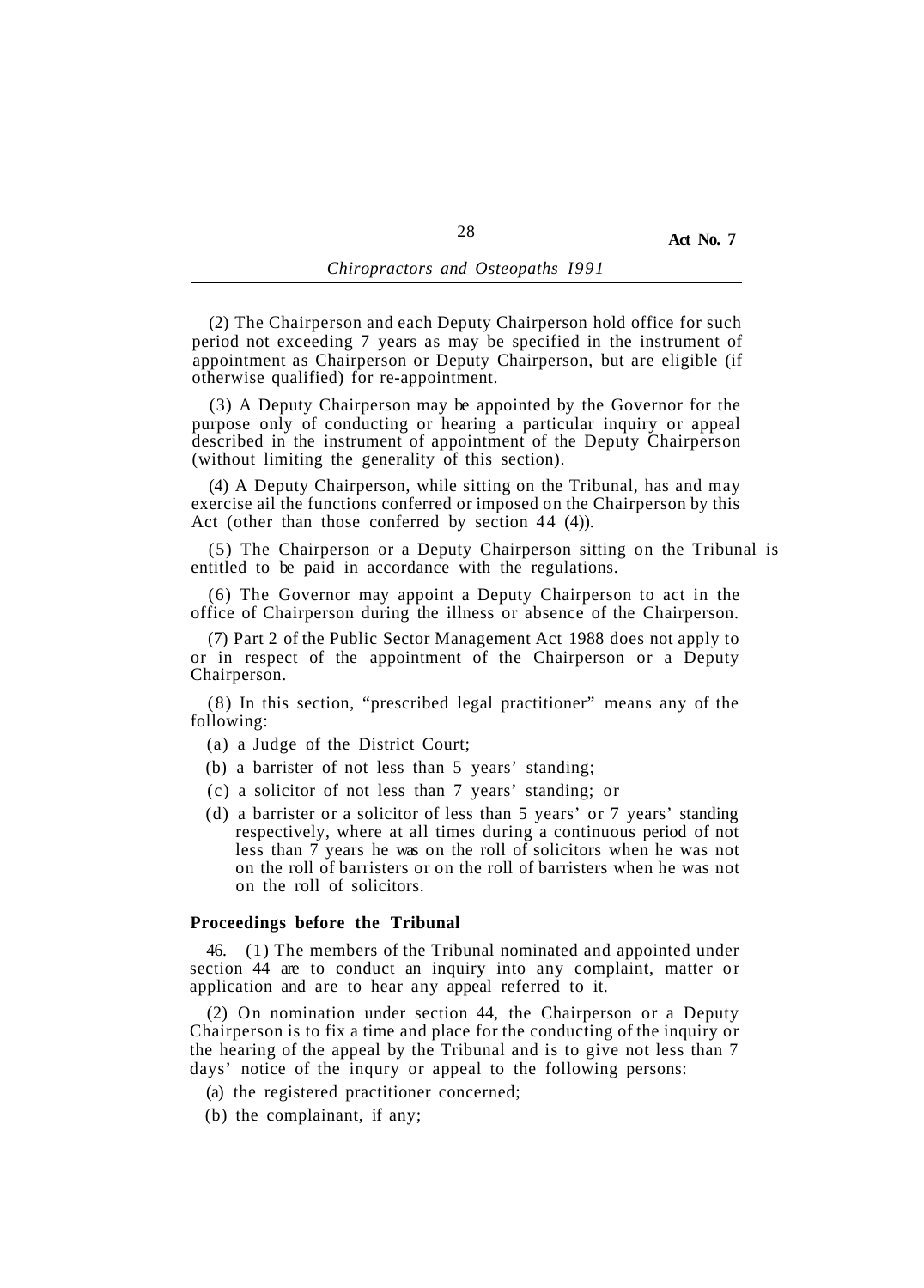(2) The Chairperson and each Deputy Chairperson hold office for such period not exceeding 7 years as may be specified in the instrument of appointment as Chairperson or Deputy Chairperson, but are eligible (if otherwise qualified) for re-appointment.

(3) A Deputy Chairperson may be appointed by the Governor for the purpose only of conducting or hearing a particular inquiry or appeal described in the instrument of appointment of the Deputy Chairperson (without limiting the generality of this section).

(4) A Deputy Chairperson, while sitting on the Tribunal, has and may exercise ail the functions conferred or imposed on the Chairperson by this Act (other than those conferred by section 44 (4)).

(5) The Chairperson or a Deputy Chairperson sitting on the Tribunal is entitled to be paid in accordance with the regulations.

(6) The Governor may appoint a Deputy Chairperson to act in the office of Chairperson during the illness or absence of the Chairperson.

(7) Part 2 of the Public Sector Management Act 1988 does not apply to or in respect of the appointment of the Chairperson or a Deputy Chairperson.

(8) In this section, "prescribed legal practitioner" means any of the following:

- (a) a Judge of the District Court;
- (b) a barrister of not less than 5 years' standing;
- (c) a solicitor of not less than 7 years' standing; or
- (d) a barrister or a solicitor of less than 5 years' or 7 years' standing respectively, where at all times during a continuous period of not less than 7 years he was on the roll of solicitors when he was not on the roll of barristers or on the roll of barristers when he was not on the roll of solicitors.

**Proceedings before the Tribunal**

46. (1) The members of the Tribunal nominated and appointed under section 44 are to conduct an inquiry into any complaint, matter or application and are to hear any appeal referred to it.

(2) On nomination under section 44, the Chairperson or a Deputy Chairperson is to fix a time and place for the conducting of the inquiry or the hearing of the appeal by the Tribunal and is to give not less than 7 days' notice of the inqury or appeal to the following persons:

- (a) the registered practitioner concerned;
- (b) the complainant, if any;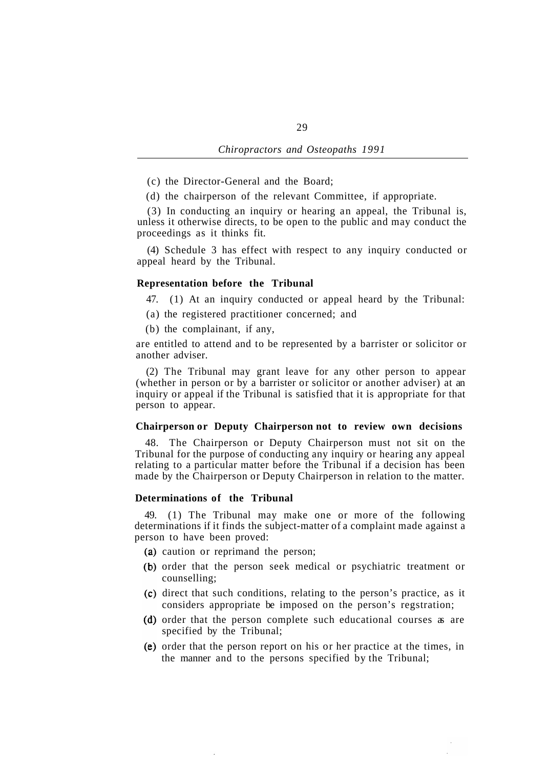(c) the Director-General and the Board;

(d) the chairperson of the relevant Committee, if appropriate.

(3) In conducting an inquiry or hearing an appeal, the Tribunal is, unless it otherwise directs, to be open to the public and may conduct the proceedings as it thinks fit.

(4) Schedule 3 has effect with respect to any inquiry conducted or appeal heard by the Tribunal.

**Representation before the Tribunal**

47. (1) At an inquiry conducted or appeal heard by the Tribunal:

(a) the registered practitioner concerned; and

(b) the complainant, if any,

are entitled to attend and to be represented by a barrister or solicitor or another adviser.

(2) The Tribunal may grant leave for any other person to appear (whether in person or by a barrister or solicitor or another adviser) at an inquiry or appeal if the Tribunal is satisfied that it is appropriate for that person to appear.

**Chairperson or Deputy Chairperson not to review own decisions**

48. The Chairperson or Deputy Chairperson must not sit on the Tribunal for the purpose of conducting any inquiry or hearing any appeal relating to a particular matter before the Tribunal if a decision has been made by the Chairperson or Deputy Chairperson in relation to the matter.

**Determinations of the Tribunal**

49. (1) The Tribunal may make one or more of the following determinations if it finds the subject-matter of a complaint made against a person to have been proved:

(a) caution or reprimand the person;

(b) order that the person seek medical or psychiatric treatment or counselling;

(c) direct that such conditions, relating to the person's practice, as it considers appropriate be imposed on the person's regstration;

(d) order that the person complete such educational courses as are specified by the Tribunal;

(e) order that the person report on his or her practice at the times, in the manner and to the persons specified by the Tribunal;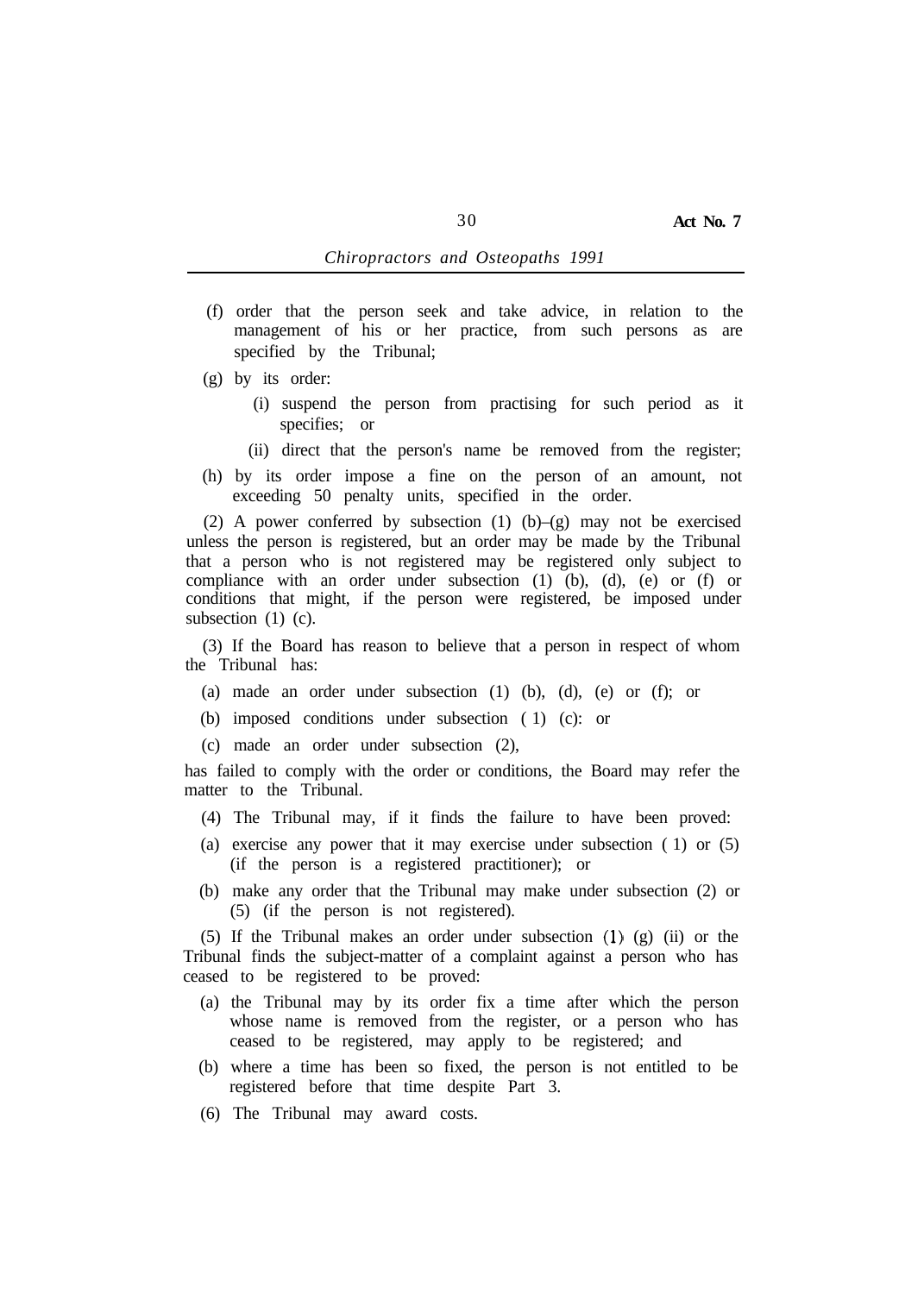(f) order that the person seek and take advice, in relation to the management of his or her practice, from such persons as are specified by the Tribunal;

(g) by its order:

  (i) suspend the person from practising for such period as it specifies; or

  (ii) direct that the person's name be removed from the register;

(h) by its order impose a fine on the person of an amount, not exceeding 50 penalty units, specified in the order.

(2) A power conferred by subsection (1) (b)–(g) may not be exercised unless the person is registered, but an order may be made by the Tribunal that a person who is not registered may be registered only subject to compliance with an order under subsection (1) (b), (d), (e) or (f) or conditions that might, if the person were registered, be imposed under subsection (1) (c).

(3) If the Board has reason to believe that a person in respect of whom the Tribunal has:

(a) made an order under subsection (1) (b), (d), (e) or (f); or

(b) imposed conditions under subsection (1) (c): or

(c) made an order under subsection (2),

has failed to comply with the order or conditions, the Board may refer the matter to the Tribunal.

(4) The Tribunal may, if it finds the failure to have been proved:

(a) exercise any power that it may exercise under subsection (1) or (5) (if the person is a registered practitioner); or

(b) make any order that the Tribunal may make under subsection (2) or (5) (if the person is not registered).

(5) If the Tribunal makes an order under subsection (1) (g) (ii) or the Tribunal finds the subject-matter of a complaint against a person who has ceased to be registered to be proved:

(a) the Tribunal may by its order fix a time after which the person whose name is removed from the register, or a person who has ceased to be registered, may apply to be registered; and

(b) where a time has been so fixed, the person is not entitled to be registered before that time despite Part 3.

(6) The Tribunal may award costs.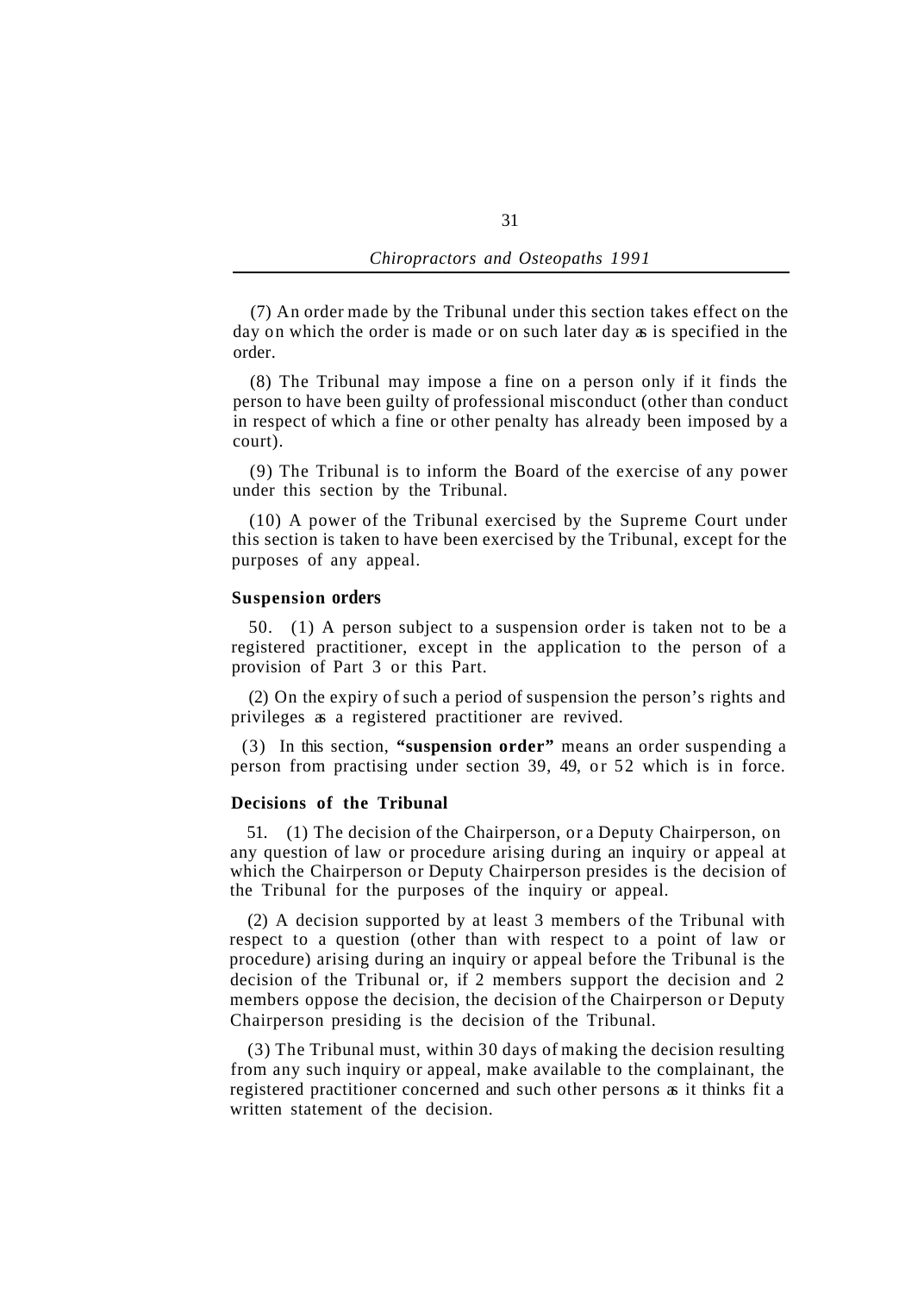(7) An order made by the Tribunal under this section takes effect on the day on which the order is made or on such later day as is specified in the order.

(8) The Tribunal may impose a fine on a person only if it finds the person to have been guilty of professional misconduct (other than conduct in respect of which a fine or other penalty has already been imposed by a court).

(9) The Tribunal is to inform the Board of the exercise of any power under this section by the Tribunal.

(10) A power of the Tribunal exercised by the Supreme Court under this section is taken to have been exercised by the Tribunal, except for the purposes of any appeal.

### Suspension orders

50. (1) A person subject to a suspension order is taken not to be a registered practitioner, except in the application to the person of a provision of Part 3 or this Part.

(2) On the expiry of such a period of suspension the person's rights and privileges as a registered practitioner are revived.

(3) In this section, **"suspension order"** means an order suspending a person from practising under section 39, 49, or 52 which is in force.

### Decisions of the Tribunal

51. (1) The decision of the Chairperson, or a Deputy Chairperson, on any question of law or procedure arising during an inquiry or appeal at which the Chairperson or Deputy Chairperson presides is the decision of the Tribunal for the purposes of the inquiry or appeal.

(2) A decision supported by at least 3 members of the Tribunal with respect to a question (other than with respect to a point of law or procedure) arising during an inquiry or appeal before the Tribunal is the decision of the Tribunal or, if 2 members support the decision and 2 members oppose the decision, the decision of the Chairperson or Deputy Chairperson presiding is the decision of the Tribunal.

(3) The Tribunal must, within 30 days of making the decision resulting from any such inquiry or appeal, make available to the complainant, the registered practitioner concerned and such other persons as it thinks fit a written statement of the decision.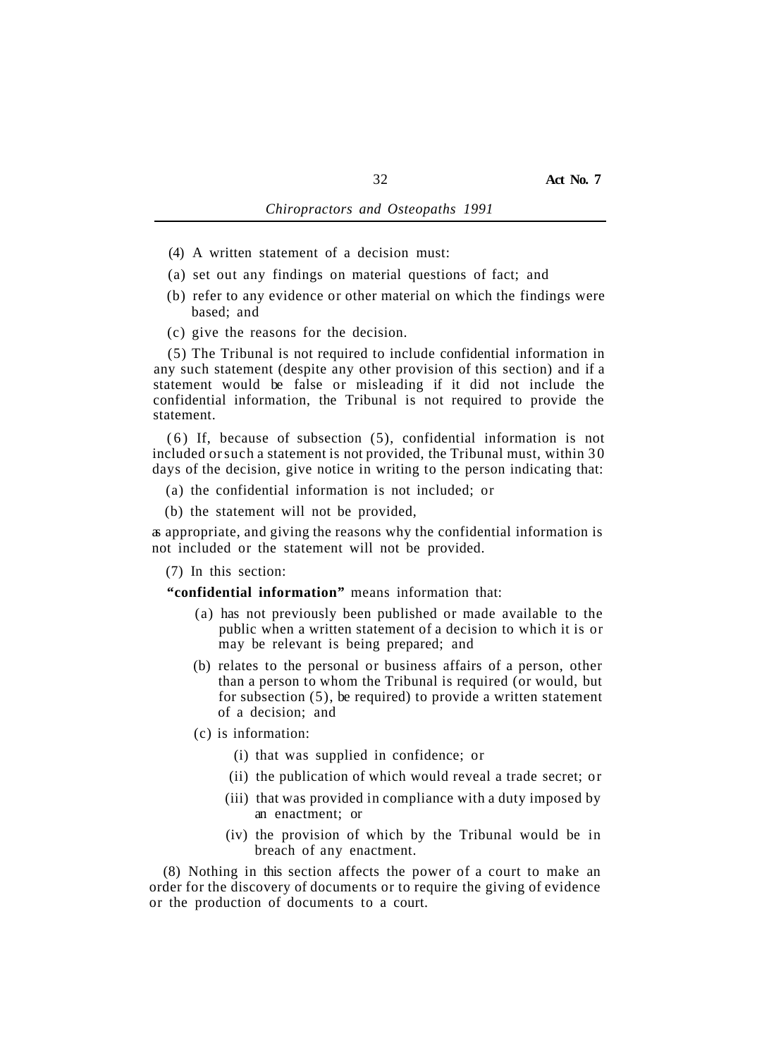(4) A written statement of a decision must:

(a) set out any findings on material questions of fact; and

(b) refer to any evidence or other material on which the findings were based; and

(c) give the reasons for the decision.

(5) The Tribunal is not required to include confidential information in any such statement (despite any other provision of this section) and if a statement would be false or misleading if it did not include the confidential information, the Tribunal is not required to provide the statement.

(6) If, because of subsection (5), confidential information is not included or such a statement is not provided, the Tribunal must, within 30 days of the decision, give notice in writing to the person indicating that:

(a) the confidential information is not included; or

(b) the statement will not be provided,

as appropriate, and giving the reasons why the confidential information is not included or the statement will not be provided.

(7) In this section:

**"confidential information"** means information that:

(a) has not previously been published or made available to the public when a written statement of a decision to which it is or may be relevant is being prepared; and

(b) relates to the personal or business affairs of a person, other than a person to whom the Tribunal is required (or would, but for subsection (5), be required) to provide a written statement of a decision; and

(c) is information:

(i) that was supplied in confidence; or

(ii) the publication of which would reveal a trade secret; or

(iii) that was provided in compliance with a duty imposed by an enactment; or

(iv) the provision of which by the Tribunal would be in breach of any enactment.

(8) Nothing in this section affects the power of a court to make an order for the discovery of documents or to require the giving of evidence or the production of documents to a court.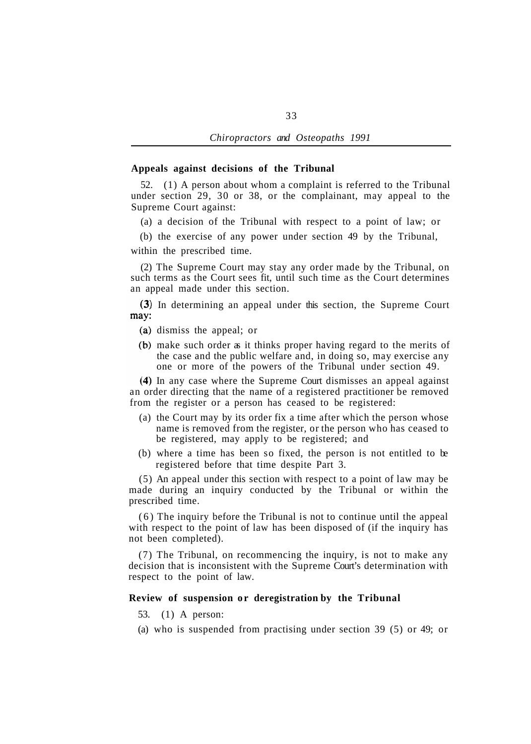**Appeals against decisions of the Tribunal**

52. (1) A person about whom a complaint is referred to the Tribunal under section 29, 30 or 38, or the complainant, may appeal to the Supreme Court against:

(a) a decision of the Tribunal with respect to a point of law; or

(b) the exercise of any power under section 49 by the Tribunal,

within the prescribed time.

(2) The Supreme Court may stay any order made by the Tribunal, on such terms as the Court sees fit, until such time as the Court determines an appeal made under this section.

(3) In determining an appeal under this section, the Supreme Court may:

(a) dismiss the appeal; or

(b) make such order as it thinks proper having regard to the merits of the case and the public welfare and, in doing so, may exercise any one or more of the powers of the Tribunal under section 49.

(4) In any case where the Supreme Court dismisses an appeal against an order directing that the name of a registered practitioner be removed from the register or a person has ceased to be registered:

(a) the Court may by its order fix a time after which the person whose name is removed from the register, or the person who has ceased to be registered, may apply to be registered; and

(b) where a time has been so fixed, the person is not entitled to be registered before that time despite Part 3.

(5) An appeal under this section with respect to a point of law may be made during an inquiry conducted by the Tribunal or within the prescribed time.

(6) The inquiry before the Tribunal is not to continue until the appeal with respect to the point of law has been disposed of (if the inquiry has not been completed).

(7) The Tribunal, on recommencing the inquiry, is not to make any decision that is inconsistent with the Supreme Court's determination with respect to the point of law.

**Review of suspension or deregistration by the Tribunal**

53. (1) A person:

(a) who is suspended from practising under section 39 (5) or 49; or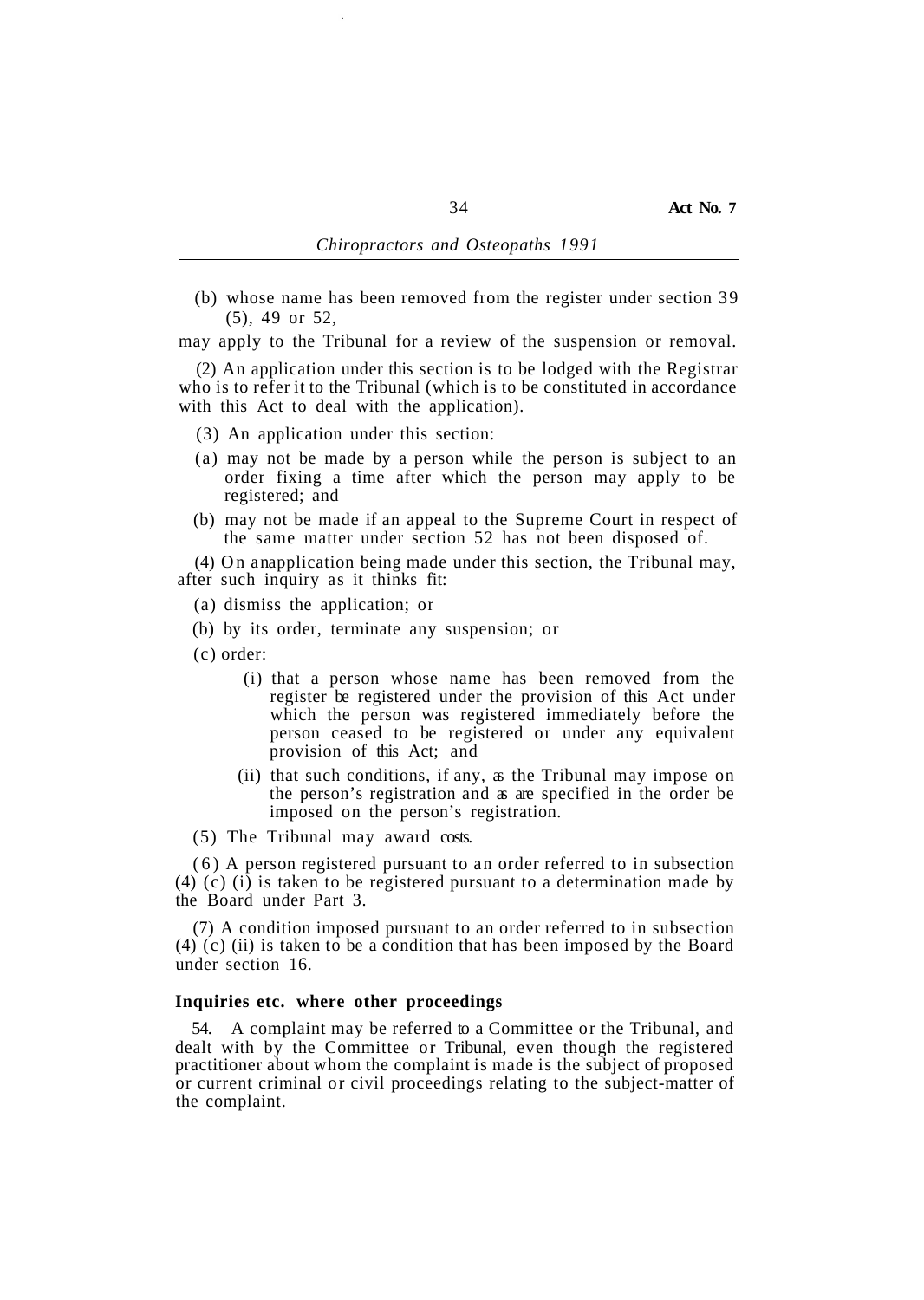(b) whose name has been removed from the register under section 39 (5), 49 or 52,

may apply to the Tribunal for a review of the suspension or removal.

(2) An application under this section is to be lodged with the Registrar who is to refer it to the Tribunal (which is to be constituted in accordance with this Act to deal with the application).

(3) An application under this section:

(a) may not be made by a person while the person is subject to an order fixing a time after which the person may apply to be registered; and

(b) may not be made if an appeal to the Supreme Court in respect of the same matter under section 52 has not been disposed of.

(4) On an application being made under this section, the Tribunal may, after such inquiry as it thinks fit:

(a) dismiss the application; or

(b) by its order, terminate any suspension; or

(c) order:

(i) that a person whose name has been removed from the register be registered under the provision of this Act under which the person was registered immediately before the person ceased to be registered or under any equivalent provision of this Act; and

(ii) that such conditions, if any, as the Tribunal may impose on the person's registration and as are specified in the order be imposed on the person's registration.

(5) The Tribunal may award costs.

(6) A person registered pursuant to an order referred to in subsection (4) (c) (i) is taken to be registered pursuant to a determination made by the Board under Part 3.

(7) A condition imposed pursuant to an order referred to in subsection (4) (c) (ii) is taken to be a condition that has been imposed by the Board under section 16.

**Inquiries etc. where other proceedings**

54. A complaint may be referred to a Committee or the Tribunal, and dealt with by the Committee or Tribunal, even though the registered practitioner about whom the complaint is made is the subject of proposed or current criminal or civil proceedings relating to the subject-matter of the complaint.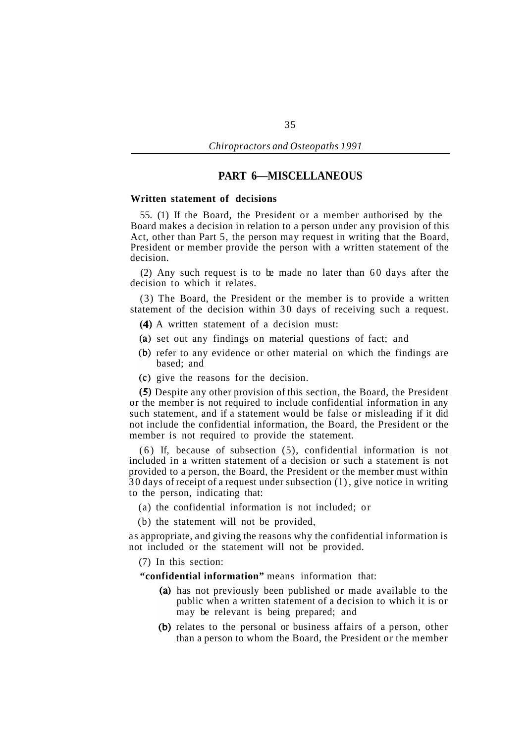## PART 6—MISCELLANEOUS

**Written statement of decisions**

55. (1) If the Board, the President or a member authorised by the Board makes a decision in relation to a person under any provision of this Act, other than Part 5, the person may request in writing that the Board, President or member provide the person with a written statement of the decision.

(2) Any such request is to be made no later than 60 days after the decision to which it relates.

(3) The Board, the President or the member is to provide a written statement of the decision within 30 days of receiving such a request.

(4) A written statement of a decision must:

(a) set out any findings on material questions of fact; and

(b) refer to any evidence or other material on which the findings are based; and

(c) give the reasons for the decision.

(5) Despite any other provision of this section, the Board, the President or the member is not required to include confidential information in any such statement, and if a statement would be false or misleading if it did not include the confidential information, the Board, the President or the member is not required to provide the statement.

(6) If, because of subsection (5), confidential information is not included in a written statement of a decision or such a statement is not provided to a person, the Board, the President or the member must within 30 days of receipt of a request under subsection (1), give notice in writing to the person, indicating that:

(a) the confidential information is not included; or

(b) the statement will not be provided,

as appropriate, and giving the reasons why the confidential information is not included or the statement will not be provided.

(7) In this section:

**"confidential information"** means information that:

(a) has not previously been published or made available to the public when a written statement of a decision to which it is or may be relevant is being prepared; and

(b) relates to the personal or business affairs of a person, other than a person to whom the Board, the President or the member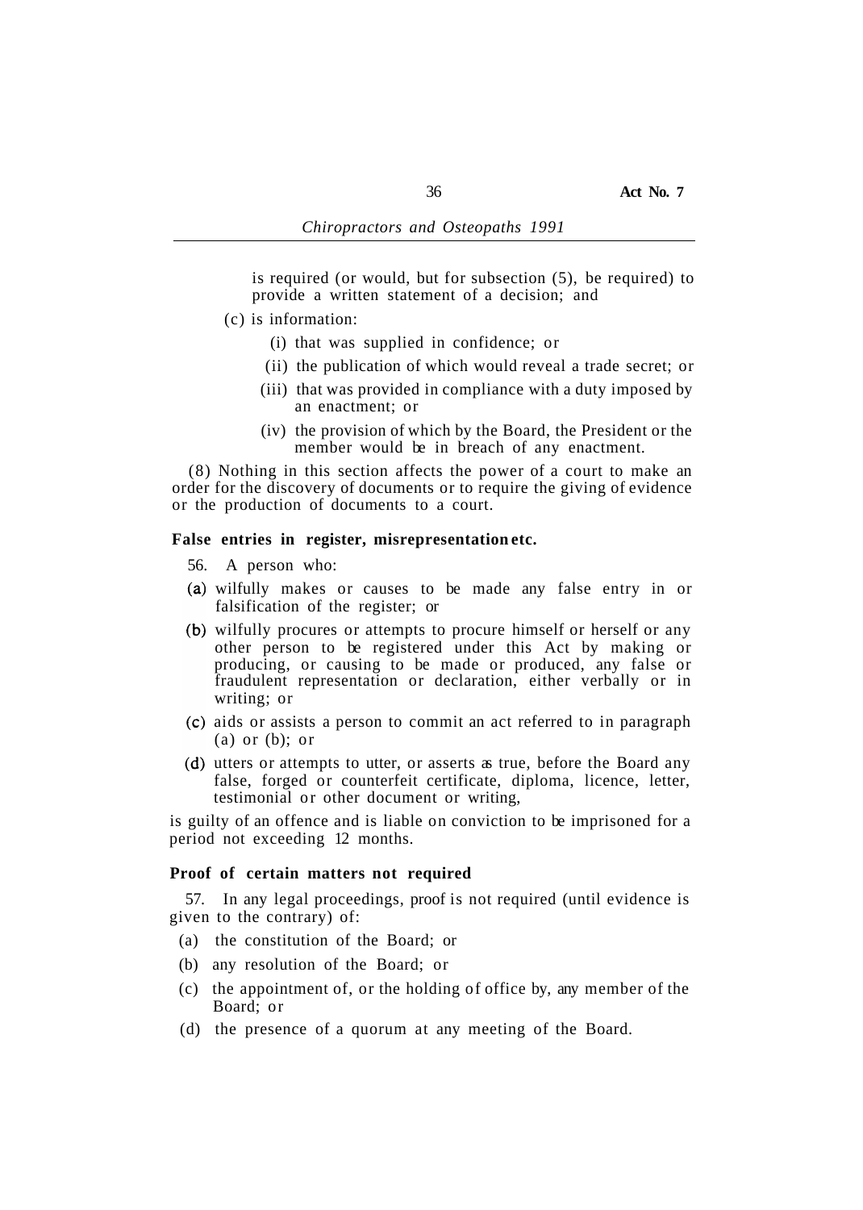is required (or would, but for subsection (5), be required) to provide a written statement of a decision; and

(c) is information:

(i) that was supplied in confidence; or

(ii) the publication of which would reveal a trade secret; or

(iii) that was provided in compliance with a duty imposed by an enactment; or

(iv) the provision of which by the Board, the President or the member would be in breach of any enactment.

(8) Nothing in this section affects the power of a court to make an order for the discovery of documents or to require the giving of evidence or the production of documents to a court.

**False entries in register, misrepresentation etc.**

56. A person who:

(a) wilfully makes or causes to be made any false entry in or falsification of the register; or

(b) wilfully procures or attempts to procure himself or herself or any other person to be registered under this Act by making or producing, or causing to be made or produced, any false or fraudulent representation or declaration, either verbally or in writing; or

(c) aids or assists a person to commit an act referred to in paragraph (a) or (b); or

(d) utters or attempts to utter, or asserts as true, before the Board any false, forged or counterfeit certificate, diploma, licence, letter, testimonial or other document or writing,

is guilty of an offence and is liable on conviction to be imprisoned for a period not exceeding 12 months.

**Proof of certain matters not required**

57. In any legal proceedings, proof is not required (until evidence is given to the contrary) of:

(a) the constitution of the Board; or

(b) any resolution of the Board; or

(c) the appointment of, or the holding of office by, any member of the Board; or

(d) the presence of a quorum at any meeting of the Board.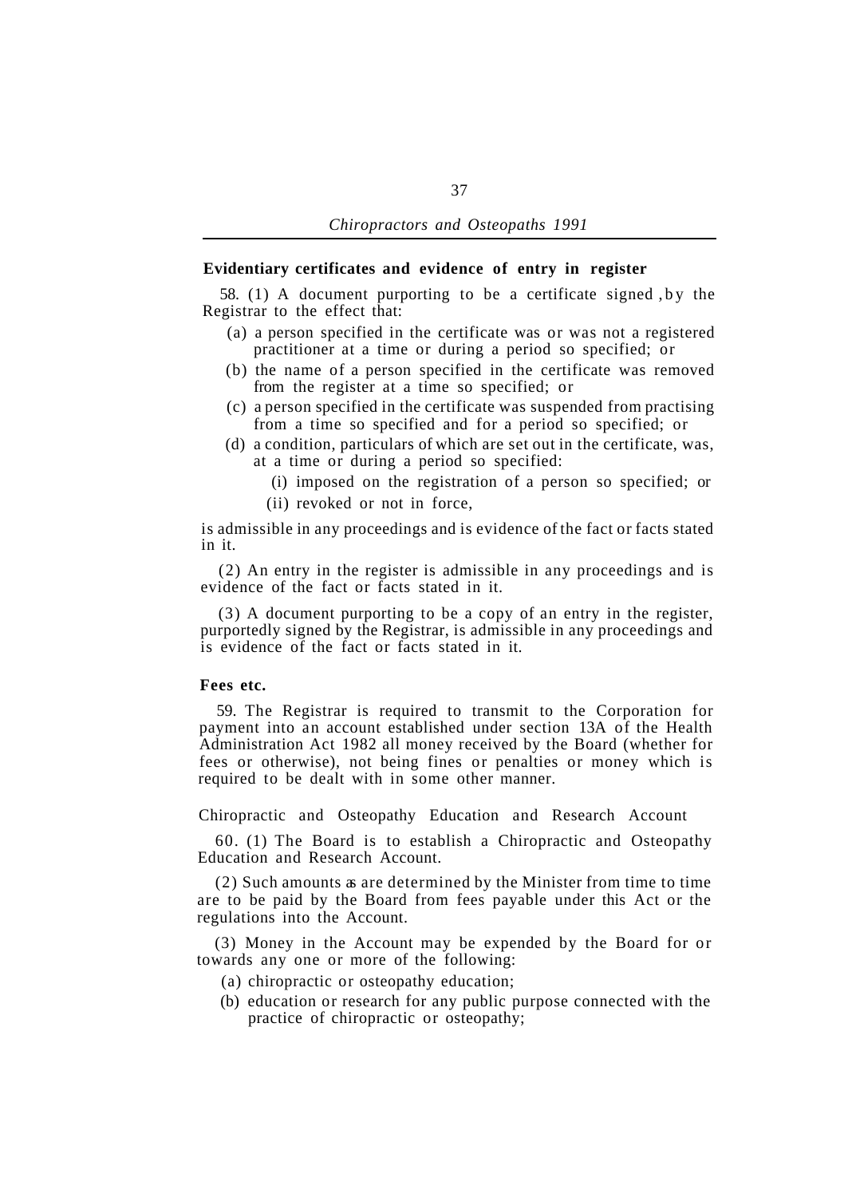**Evidentiary certificates and evidence of entry in register**

58. (1) A document purporting to be a certificate signed by the Registrar to the effect that:

(a) a person specified in the certificate was or was not a registered practitioner at a time or during a period so specified; or

(b) the name of a person specified in the certificate was removed from the register at a time so specified; or

(c) a person specified in the certificate was suspended from practising from a time so specified and for a period so specified; or

(d) a condition, particulars of which are set out in the certificate, was, at a time or during a period so specified:

(i) imposed on the registration of a person so specified; or

(ii) revoked or not in force,

is admissible in any proceedings and is evidence of the fact or facts stated in it.

(2) An entry in the register is admissible in any proceedings and is evidence of the fact or facts stated in it.

(3) A document purporting to be a copy of an entry in the register, purportedly signed by the Registrar, is admissible in any proceedings and is evidence of the fact or facts stated in it.

**Fees etc.**

59. The Registrar is required to transmit to the Corporation for payment into an account established under section 13A of the Health Administration Act 1982 all money received by the Board (whether for fees or otherwise), not being fines or penalties or money which is required to be dealt with in some other manner.

Chiropractic and Osteopathy Education and Research Account

60. (1) The Board is to establish a Chiropractic and Osteopathy Education and Research Account.

(2) Such amounts as are determined by the Minister from time to time are to be paid by the Board from fees payable under this Act or the regulations into the Account.

(3) Money in the Account may be expended by the Board for or towards any one or more of the following:

(a) chiropractic or osteopathy education;

(b) education or research for any public purpose connected with the practice of chiropractic or osteopathy;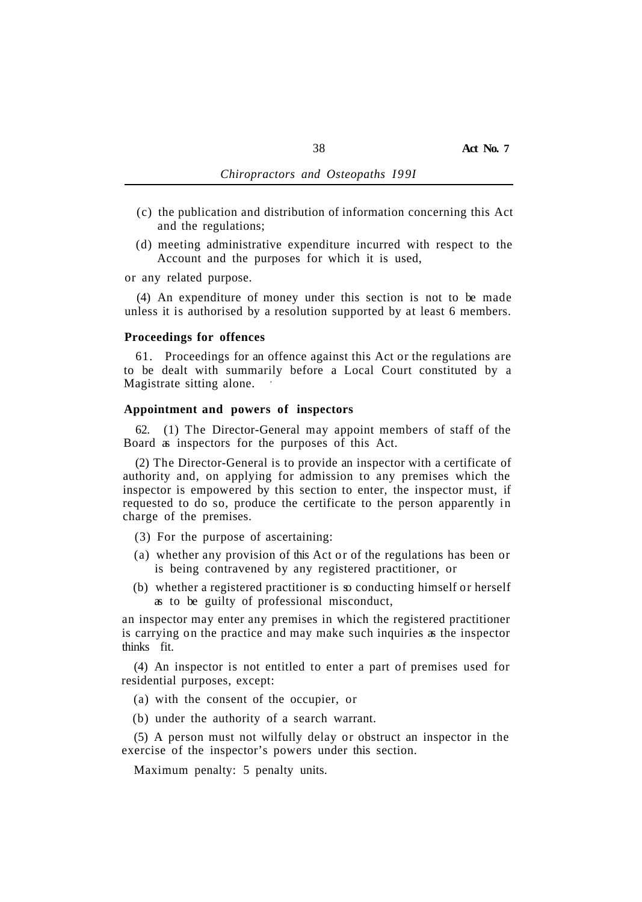(c) the publication and distribution of information concerning this Act and the regulations;

(d) meeting administrative expenditure incurred with respect to the Account and the purposes for which it is used,

or any related purpose.

(4) An expenditure of money under this section is not to be made unless it is authorised by a resolution supported by at least 6 members.

**Proceedings for offences**

61. Proceedings for an offence against this Act or the regulations are to be dealt with summarily before a Local Court constituted by a Magistrate sitting alone.

**Appointment and powers of inspectors**

62. (1) The Director-General may appoint members of staff of the Board as inspectors for the purposes of this Act.

(2) The Director-General is to provide an inspector with a certificate of authority and, on applying for admission to any premises which the inspector is empowered by this section to enter, the inspector must, if requested to do so, produce the certificate to the person apparently in charge of the premises.

(3) For the purpose of ascertaining:

(a) whether any provision of this Act or of the regulations has been or is being contravened by any registered practitioner, or

(b) whether a registered practitioner is so conducting himself or herself as to be guilty of professional misconduct,

an inspector may enter any premises in which the registered practitioner is carrying on the practice and may make such inquiries as the inspector thinks fit.

(4) An inspector is not entitled to enter a part of premises used for residential purposes, except:

(a) with the consent of the occupier, or

(b) under the authority of a search warrant.

(5) A person must not wilfully delay or obstruct an inspector in the exercise of the inspector's powers under this section.

Maximum penalty: 5 penalty units.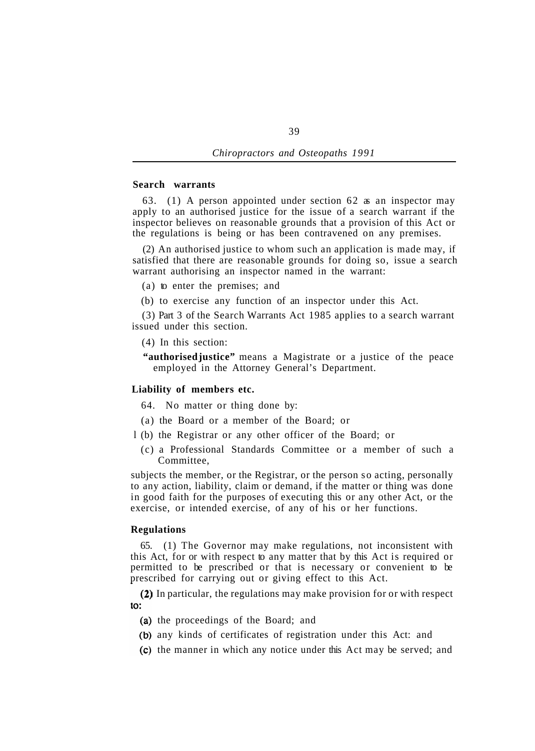**Search warrants**

63. (1) A person appointed under section 62 as an inspector may apply to an authorised justice for the issue of a search warrant if the inspector believes on reasonable grounds that a provision of this Act or the regulations is being or has been contravened on any premises.

(2) An authorised justice to whom such an application is made may, if satisfied that there are reasonable grounds for doing so, issue a search warrant authorising an inspector named in the warrant:

(a) to enter the premises; and

(b) to exercise any function of an inspector under this Act.

(3) Part 3 of the Search Warrants Act 1985 applies to a search warrant issued under this section.

(4) In this section:

**"authorised justice"** means a Magistrate or a justice of the peace employed in the Attorney General's Department.

**Liability of members etc.**

64. No matter or thing done by:

(a) the Board or a member of the Board; or

(b) the Registrar or any other officer of the Board; or

(c) a Professional Standards Committee or a member of such a Committee,

subjects the member, or the Registrar, or the person so acting, personally to any action, liability, claim or demand, if the matter or thing was done in good faith for the purposes of executing this or any other Act, or the exercise, or intended exercise, of any of his or her functions.

**Regulations**

65. (1) The Governor may make regulations, not inconsistent with this Act, for or with respect to any matter that by this Act is required or permitted to be prescribed or that is necessary or convenient to be prescribed for carrying out or giving effect to this Act.

(2) In particular, the regulations may make provision for or with respect to:

(a) the proceedings of the Board; and

(b) any kinds of certificates of registration under this Act: and

(c) the manner in which any notice under this Act may be served; and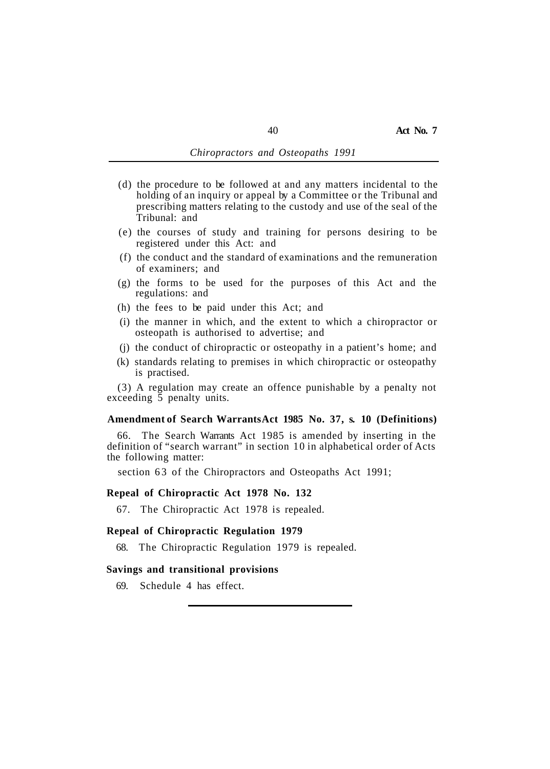(d) the procedure to be followed at and any matters incidental to the holding of an inquiry or appeal by a Committee or the Tribunal and prescribing matters relating to the custody and use of the seal of the Tribunal: and

(e) the courses of study and training for persons desiring to be registered under this Act: and

(f) the conduct and the standard of examinations and the remuneration of examiners; and

(g) the forms to be used for the purposes of this Act and the regulations: and

(h) the fees to be paid under this Act; and

(i) the manner in which, and the extent to which a chiropractor or osteopath is authorised to advertise; and

(j) the conduct of chiropractic or osteopathy in a patient's home; and

(k) standards relating to premises in which chiropractic or osteopathy is practised.

(3) A regulation may create an offence punishable by a penalty not exceeding 5 penalty units.

**Amendment of Search Warrants Act 1985 No. 37, s. 10 (Definitions)**

66. The Search Warrants Act 1985 is amended by inserting in the definition of "search warrant" in section 10 in alphabetical order of Acts the following matter:

section 63 of the Chiropractors and Osteopaths Act 1991;

**Repeal of Chiropractic Act 1978 No. 132**

67. The Chiropractic Act 1978 is repealed.

**Repeal of Chiropractic Regulation 1979**

68. The Chiropractic Regulation 1979 is repealed.

**Savings and transitional provisions**

69. Schedule 4 has effect.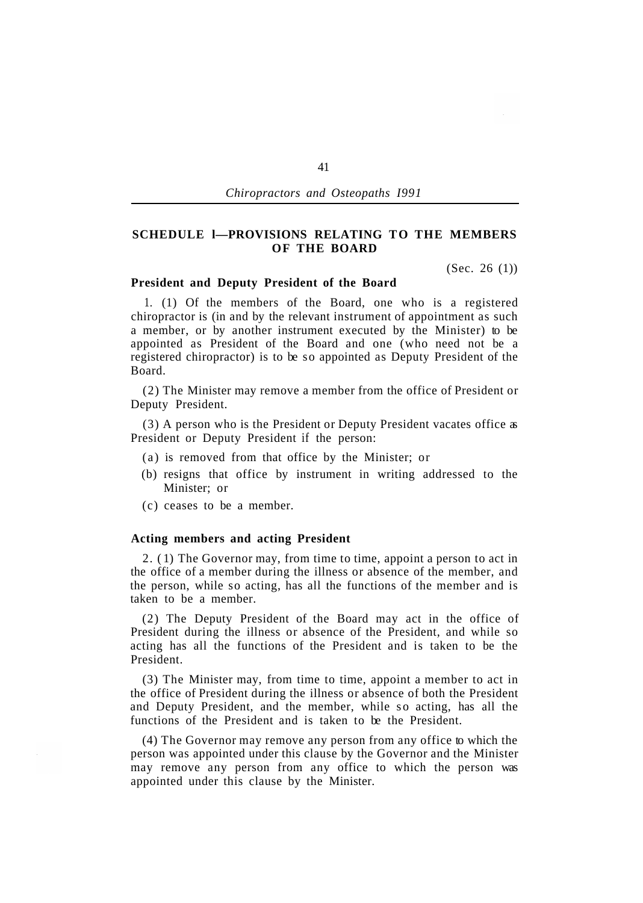## SCHEDULE 1—PROVISIONS RELATING TO THE MEMBERS OF THE BOARD

(Sec. 26 (1))

### President and Deputy President of the Board

1. (1) Of the members of the Board, one who is a registered chiropractor is (in and by the relevant instrument of appointment as such a member, or by another instrument executed by the Minister) to be appointed as President of the Board and one (who need not be a registered chiropractor) is to be so appointed as Deputy President of the Board.

(2) The Minister may remove a member from the office of President or Deputy President.

(3) A person who is the President or Deputy President vacates office as President or Deputy President if the person:

(a) is removed from that office by the Minister; or

(b) resigns that office by instrument in writing addressed to the Minister; or

(c) ceases to be a member.

### Acting members and acting President

2. (1) The Governor may, from time to time, appoint a person to act in the office of a member during the illness or absence of the member, and the person, while so acting, has all the functions of the member and is taken to be a member.

(2) The Deputy President of the Board may act in the office of President during the illness or absence of the President, and while so acting has all the functions of the President and is taken to be the President.

(3) The Minister may, from time to time, appoint a member to act in the office of President during the illness or absence of both the President and Deputy President, and the member, while so acting, has all the functions of the President and is taken to be the President.

(4) The Governor may remove any person from any office to which the person was appointed under this clause by the Governor and the Minister may remove any person from any office to which the person was appointed under this clause by the Minister.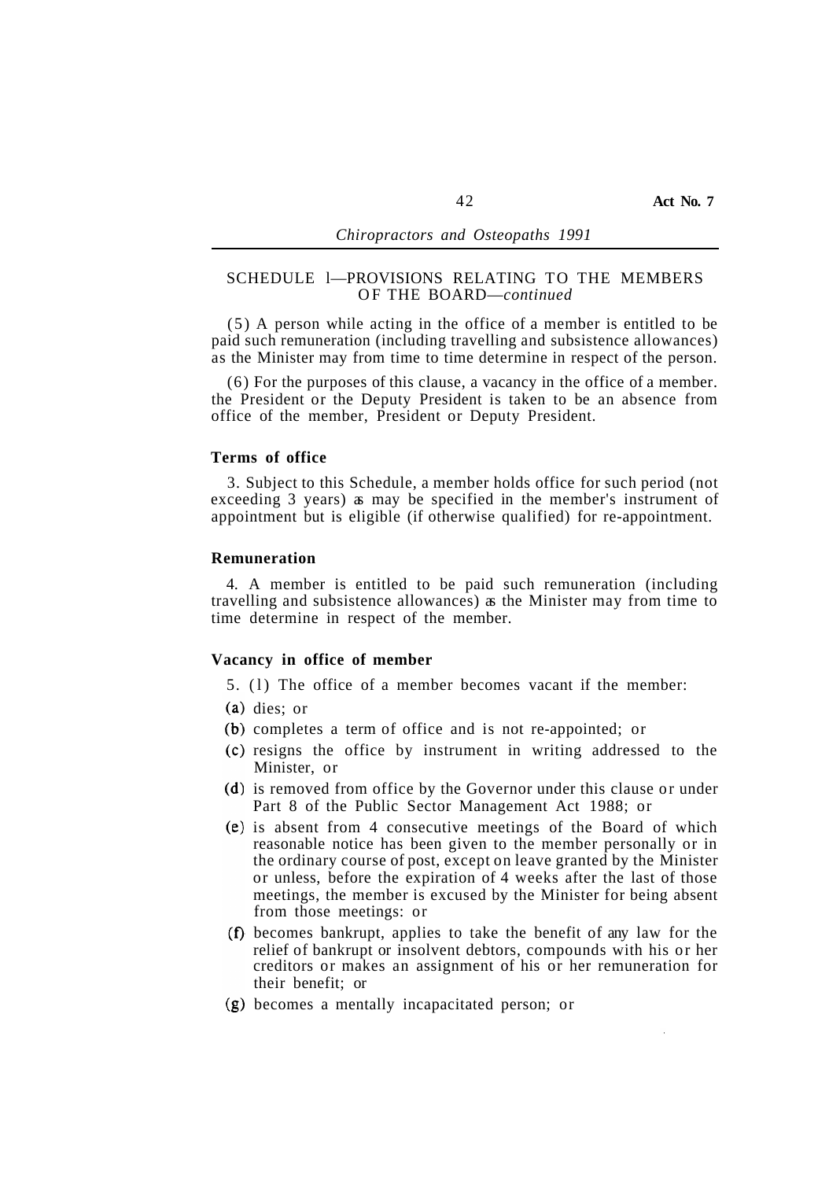SCHEDULE 1—PROVISIONS RELATING TO THE MEMBERS OF THE BOARD—*continued*

(5) A person while acting in the office of a member is entitled to be paid such remuneration (including travelling and subsistence allowances) as the Minister may from time to time determine in respect of the person.

(6) For the purposes of this clause, a vacancy in the office of a member. the President or the Deputy President is taken to be an absence from office of the member, President or Deputy President.

**Terms of office**

3. Subject to this Schedule, a member holds office for such period (not exceeding 3 years) as may be specified in the member's instrument of appointment but is eligible (if otherwise qualified) for re-appointment.

**Remuneration**

4. A member is entitled to be paid such remuneration (including travelling and subsistence allowances) as the Minister may from time to time determine in respect of the member.

**Vacancy in office of member**

5. (1) The office of a member becomes vacant if the member:

(a) dies; or

(b) completes a term of office and is not re-appointed; or

(c) resigns the office by instrument in writing addressed to the Minister, or

(d) is removed from office by the Governor under this clause or under Part 8 of the Public Sector Management Act 1988; or

(e) is absent from 4 consecutive meetings of the Board of which reasonable notice has been given to the member personally or in the ordinary course of post, except on leave granted by the Minister or unless, before the expiration of 4 weeks after the last of those meetings, the member is excused by the Minister for being absent from those meetings: or

(f) becomes bankrupt, applies to take the benefit of any law for the relief of bankrupt or insolvent debtors, compounds with his or her creditors or makes an assignment of his or her remuneration for their benefit; or

(g) becomes a mentally incapacitated person; or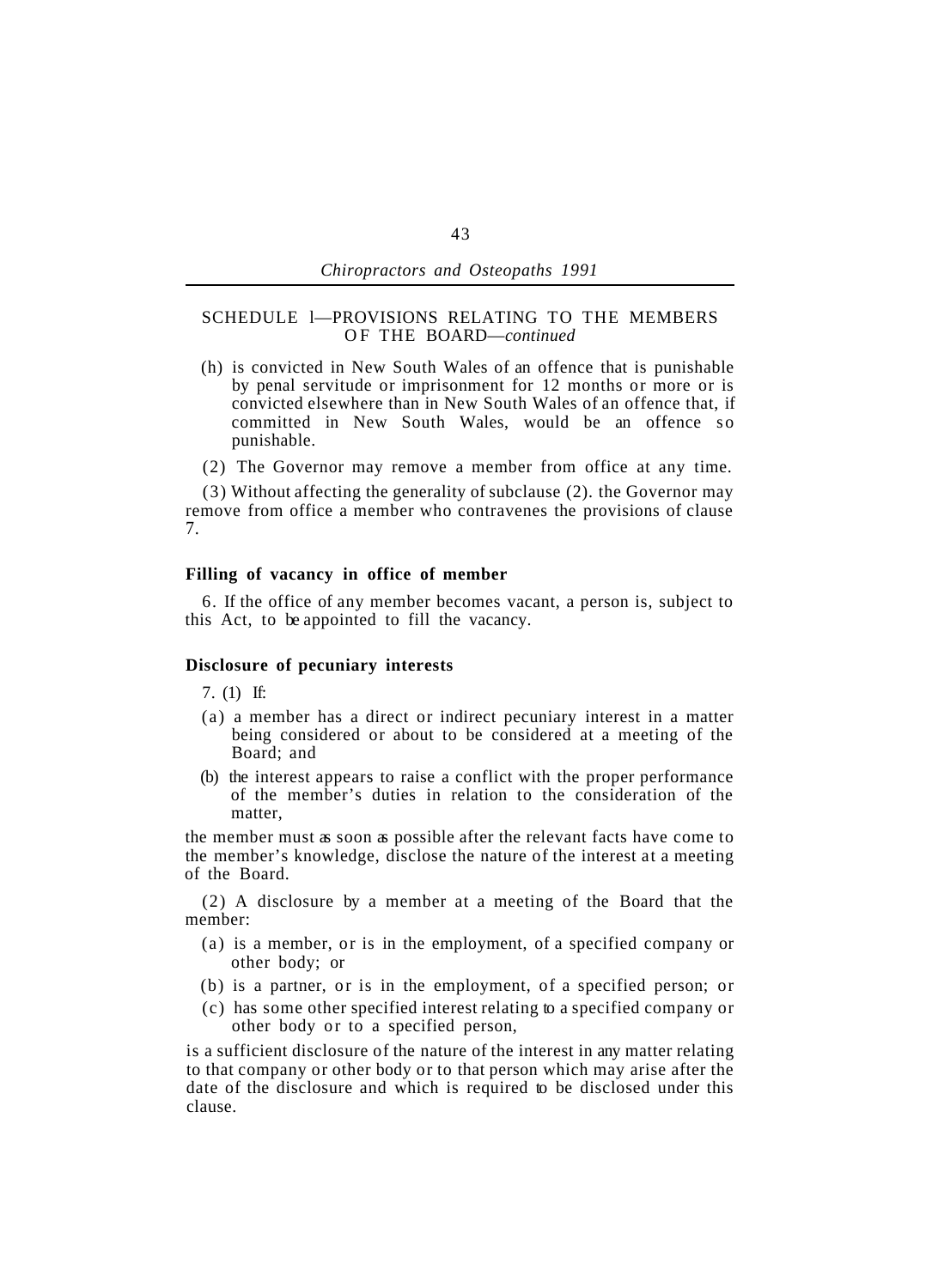SCHEDULE 1—PROVISIONS RELATING TO THE MEMBERS OF THE BOARD—*continued*

(h) is convicted in New South Wales of an offence that is punishable by penal servitude or imprisonment for 12 months or more or is convicted elsewhere than in New South Wales of an offence that, if committed in New South Wales, would be an offence so punishable.

(2) The Governor may remove a member from office at any time.

(3) Without affecting the generality of subclause (2). the Governor may remove from office a member who contravenes the provisions of clause 7.

**Filling of vacancy in office of member**

6. If the office of any member becomes vacant, a person is, subject to this Act, to be appointed to fill the vacancy.

**Disclosure of pecuniary interests**

7. (1) If:

(a) a member has a direct or indirect pecuniary interest in a matter being considered or about to be considered at a meeting of the Board; and

(b) the interest appears to raise a conflict with the proper performance of the member's duties in relation to the consideration of the matter,

the member must as soon as possible after the relevant facts have come to the member's knowledge, disclose the nature of the interest at a meeting of the Board.

(2) A disclosure by a member at a meeting of the Board that the member:

(a) is a member, or is in the employment, of a specified company or other body; or

(b) is a partner, or is in the employment, of a specified person; or

(c) has some other specified interest relating to a specified company or other body or to a specified person,

is a sufficient disclosure of the nature of the interest in any matter relating to that company or other body or to that person which may arise after the date of the disclosure and which is required to be disclosed under this clause.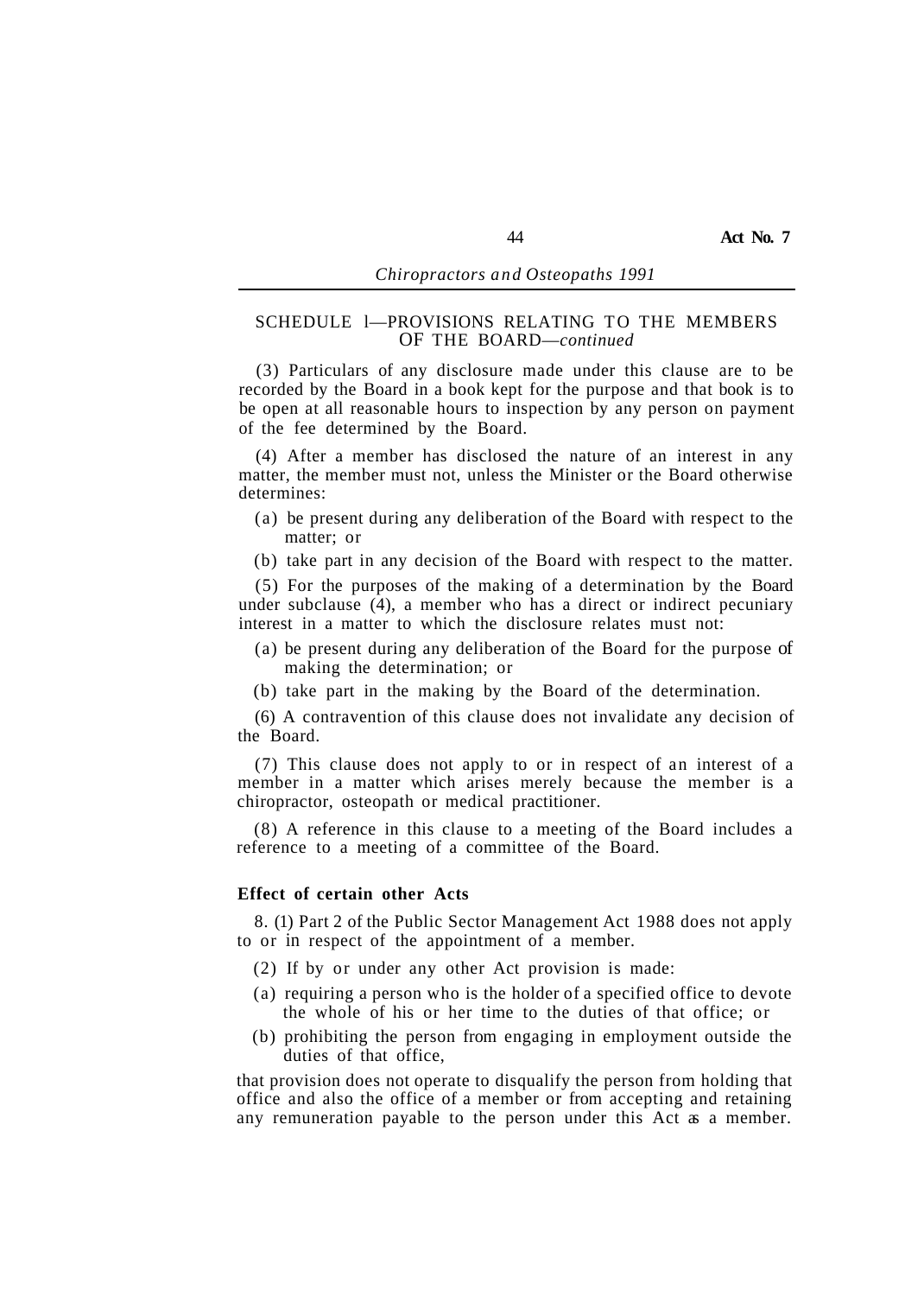SCHEDULE 1—PROVISIONS RELATING TO THE MEMBERS OF THE BOARD—*continued*

(3) Particulars of any disclosure made under this clause are to be recorded by the Board in a book kept for the purpose and that book is to be open at all reasonable hours to inspection by any person on payment of the fee determined by the Board.

(4) After a member has disclosed the nature of an interest in any matter, the member must not, unless the Minister or the Board otherwise determines:

(a) be present during any deliberation of the Board with respect to the matter; or

(b) take part in any decision of the Board with respect to the matter.

(5) For the purposes of the making of a determination by the Board under subclause (4), a member who has a direct or indirect pecuniary interest in a matter to which the disclosure relates must not:

(a) be present during any deliberation of the Board for the purpose of making the determination; or

(b) take part in the making by the Board of the determination.

(6) A contravention of this clause does not invalidate any decision of the Board.

(7) This clause does not apply to or in respect of an interest of a member in a matter which arises merely because the member is a chiropractor, osteopath or medical practitioner.

(8) A reference in this clause to a meeting of the Board includes a reference to a meeting of a committee of the Board.

**Effect of certain other Acts**

8. (1) Part 2 of the Public Sector Management Act 1988 does not apply to or in respect of the appointment of a member.

(2) If by or under any other Act provision is made:

(a) requiring a person who is the holder of a specified office to devote the whole of his or her time to the duties of that office; or

(b) prohibiting the person from engaging in employment outside the duties of that office,

that provision does not operate to disqualify the person from holding that office and also the office of a member or from accepting and retaining any remuneration payable to the person under this Act as a member.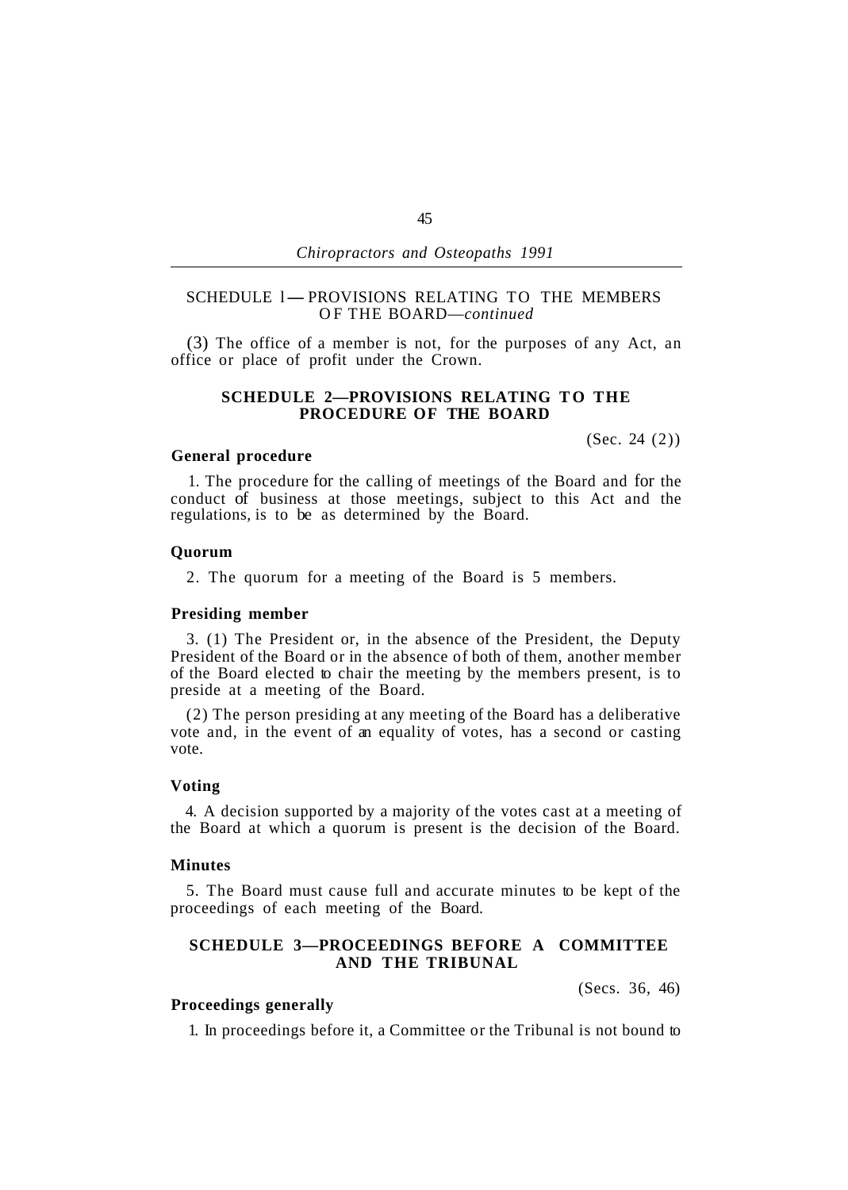SCHEDULE 1—PROVISIONS RELATING TO THE MEMBERS OF THE BOARD—*continued*

(3) The office of a member is not, for the purposes of any Act, an office or place of profit under the Crown.

## SCHEDULE 2—PROVISIONS RELATING TO THE PROCEDURE OF THE BOARD

(Sec. 24 (2))

### General procedure

1. The procedure for the calling of meetings of the Board and for the conduct of business at those meetings, subject to this Act and the regulations, is to be as determined by the Board.

### Quorum

2. The quorum for a meeting of the Board is 5 members.

### Presiding member

3. (1) The President or, in the absence of the President, the Deputy President of the Board or in the absence of both of them, another member of the Board elected to chair the meeting by the members present, is to preside at a meeting of the Board.

(2) The person presiding at any meeting of the Board has a deliberative vote and, in the event of an equality of votes, has a second or casting vote.

### Voting

4. A decision supported by a majority of the votes cast at a meeting of the Board at which a quorum is present is the decision of the Board.

### Minutes

5. The Board must cause full and accurate minutes to be kept of the proceedings of each meeting of the Board.

## SCHEDULE 3—PROCEEDINGS BEFORE A COMMITTEE AND THE TRIBUNAL

(Secs. 36, 46)

### Proceedings generally

1. In proceedings before it, a Committee or the Tribunal is not bound to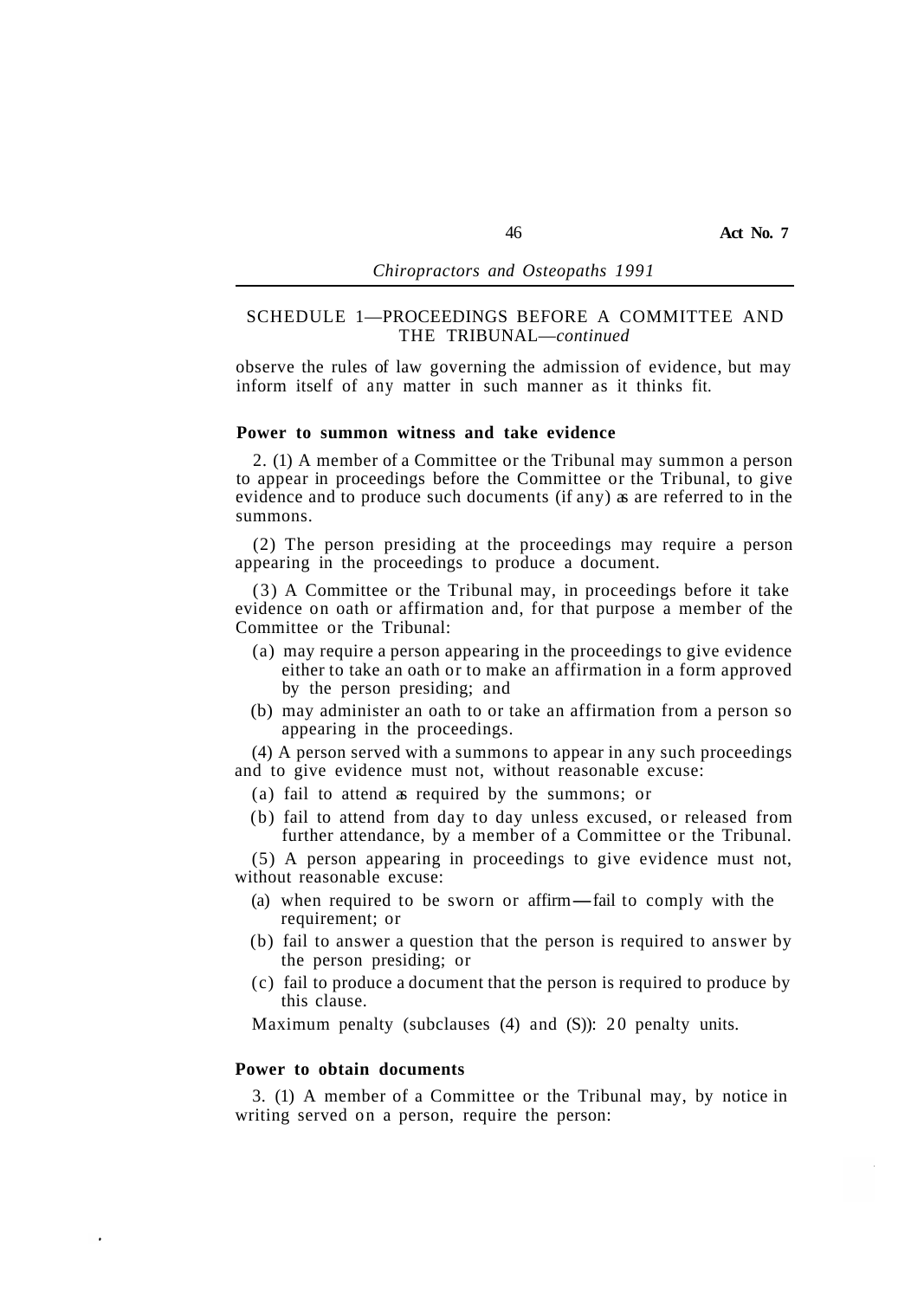SCHEDULE 1—PROCEEDINGS BEFORE A COMMITTEE AND THE TRIBUNAL—*continued*

observe the rules of law governing the admission of evidence, but may inform itself of any matter in such manner as it thinks fit.

**Power to summon witness and take evidence**

2. (1) A member of a Committee or the Tribunal may summon a person to appear in proceedings before the Committee or the Tribunal, to give evidence and to produce such documents (if any) as are referred to in the summons.

(2) The person presiding at the proceedings may require a person appearing in the proceedings to produce a document.

(3) A Committee or the Tribunal may, in proceedings before it take evidence on oath or affirmation and, for that purpose a member of the Committee or the Tribunal:

- (a) may require a person appearing in the proceedings to give evidence either to take an oath or to make an affirmation in a form approved by the person presiding; and
- (b) may administer an oath to or take an affirmation from a person so appearing in the proceedings.

(4) A person served with a summons to appear in any such proceedings and to give evidence must not, without reasonable excuse:

- (a) fail to attend as required by the summons; or
- (b) fail to attend from day to day unless excused, or released from further attendance, by a member of a Committee or the Tribunal.

(5) A person appearing in proceedings to give evidence must not, without reasonable excuse:

- (a) when required to be sworn or affirm—fail to comply with the requirement; or
- (b) fail to answer a question that the person is required to answer by the person presiding; or
- (c) fail to produce a document that the person is required to produce by this clause.

Maximum penalty (subclauses (4) and (5)): 20 penalty units.

**Power to obtain documents**

3. (1) A member of a Committee or the Tribunal may, by notice in writing served on a person, require the person: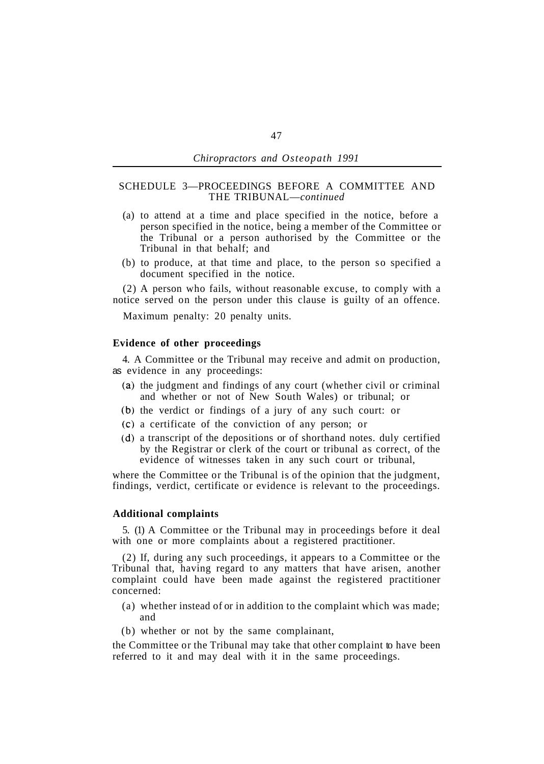SCHEDULE 3—PROCEEDINGS BEFORE A COMMITTEE AND THE TRIBUNAL—*continued*

(a) to attend at a time and place specified in the notice, before a person specified in the notice, being a member of the Committee or the Tribunal or a person authorised by the Committee or the Tribunal in that behalf; and

(b) to produce, at that time and place, to the person so specified a document specified in the notice.

(2) A person who fails, without reasonable excuse, to comply with a notice served on the person under this clause is guilty of an offence.

Maximum penalty: 20 penalty units.

**Evidence of other proceedings**

4. A Committee or the Tribunal may receive and admit on production, as evidence in any proceedings:

(a) the judgment and findings of any court (whether civil or criminal and whether or not of New South Wales) or tribunal; or

(b) the verdict or findings of a jury of any such court: or

(c) a certificate of the conviction of any person; or

(d) a transcript of the depositions or of shorthand notes. duly certified by the Registrar or clerk of the court or tribunal as correct, of the evidence of witnesses taken in any such court or tribunal,

where the Committee or the Tribunal is of the opinion that the judgment, findings, verdict, certificate or evidence is relevant to the proceedings.

**Additional complaints**

5. (1) A Committee or the Tribunal may in proceedings before it deal with one or more complaints about a registered practitioner.

(2) If, during any such proceedings, it appears to a Committee or the Tribunal that, having regard to any matters that have arisen, another complaint could have been made against the registered practitioner concerned:

(a) whether instead of or in addition to the complaint which was made; and

(b) whether or not by the same complainant,

the Committee or the Tribunal may take that other complaint to have been referred to it and may deal with it in the same proceedings.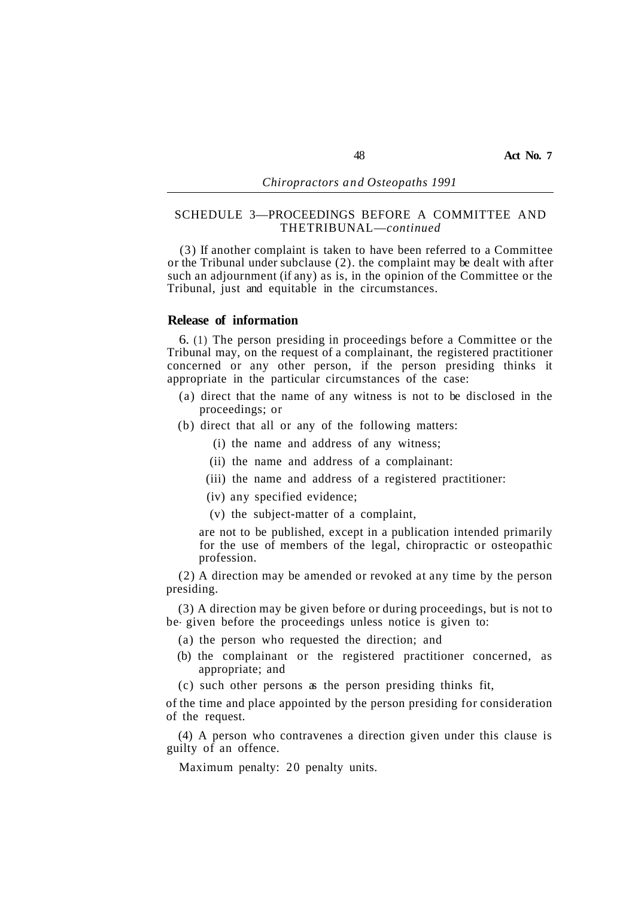SCHEDULE 3—PROCEEDINGS BEFORE A COMMITTEE AND THETRIBUNAL—*continued*

(3) If another complaint is taken to have been referred to a Committee or the Tribunal under subclause (2). the complaint may be dealt with after such an adjournment (if any) as is, in the opinion of the Committee or the Tribunal, just and equitable in the circumstances.

**Release of information**

6. (1) The person presiding in proceedings before a Committee or the Tribunal may, on the request of a complainant, the registered practitioner concerned or any other person, if the person presiding thinks it appropriate in the particular circumstances of the case:

(a) direct that the name of any witness is not to be disclosed in the proceedings; or

(b) direct that all or any of the following matters:

(i) the name and address of any witness;

(ii) the name and address of a complainant:

(iii) the name and address of a registered practitioner:

(iv) any specified evidence;

(v) the subject-matter of a complaint,

are not to be published, except in a publication intended primarily for the use of members of the legal, chiropractic or osteopathic profession.

(2) A direction may be amended or revoked at any time by the person presiding.

(3) A direction may be given before or during proceedings, but is not to be given before the proceedings unless notice is given to:

(a) the person who requested the direction; and

(b) the complainant or the registered practitioner concerned, as appropriate; and

(c) such other persons as the person presiding thinks fit,

of the time and place appointed by the person presiding for consideration of the request.

(4) A person who contravenes a direction given under this clause is guilty of an offence.

Maximum penalty: 20 penalty units.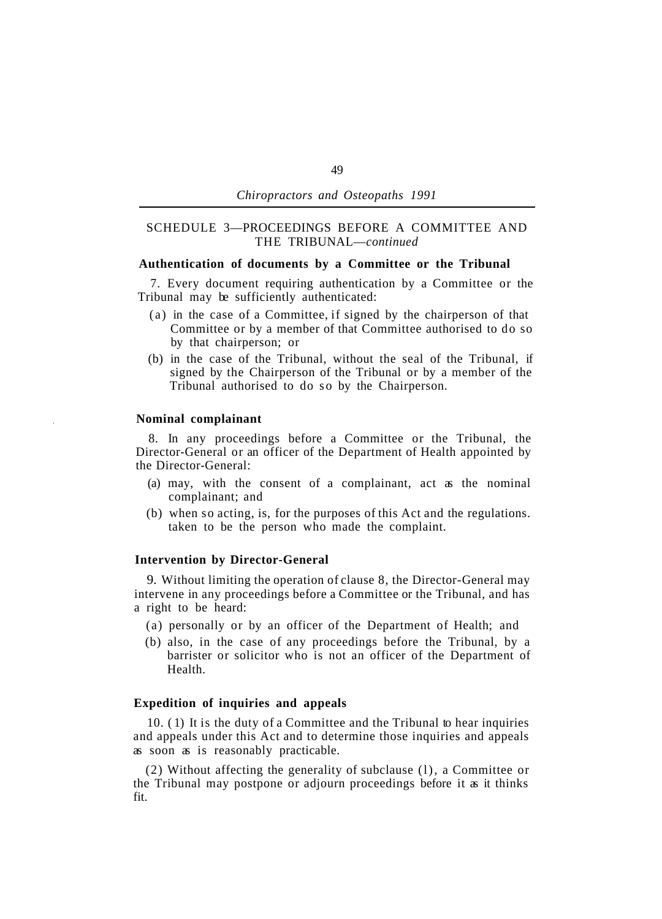SCHEDULE 3—PROCEEDINGS BEFORE A COMMITTEE AND THE TRIBUNAL—*continued*

**Authentication of documents by a Committee or the Tribunal**

7. Every document requiring authentication by a Committee or the Tribunal may be sufficiently authenticated:

(a) in the case of a Committee, if signed by the chairperson of that Committee or by a member of that Committee authorised to do so by that chairperson; or

(b) in the case of the Tribunal, without the seal of the Tribunal, if signed by the Chairperson of the Tribunal or by a member of the Tribunal authorised to do so by the Chairperson.

**Nominal complainant**

8. In any proceedings before a Committee or the Tribunal, the Director-General or an officer of the Department of Health appointed by the Director-General:

(a) may, with the consent of a complainant, act as the nominal complainant; and

(b) when so acting, is, for the purposes of this Act and the regulations. taken to be the person who made the complaint.

**Intervention by Director-General**

9. Without limiting the operation of clause 8, the Director-General may intervene in any proceedings before a Committee or the Tribunal, and has a right to be heard:

(a) personally or by an officer of the Department of Health; and

(b) also, in the case of any proceedings before the Tribunal, by a barrister or solicitor who is not an officer of the Department of Health.

**Expedition of inquiries and appeals**

10. (1) It is the duty of a Committee and the Tribunal to hear inquiries and appeals under this Act and to determine those inquiries and appeals as soon as is reasonably practicable.

(2) Without affecting the generality of subclause (l), a Committee or the Tribunal may postpone or adjourn proceedings before it as it thinks fit.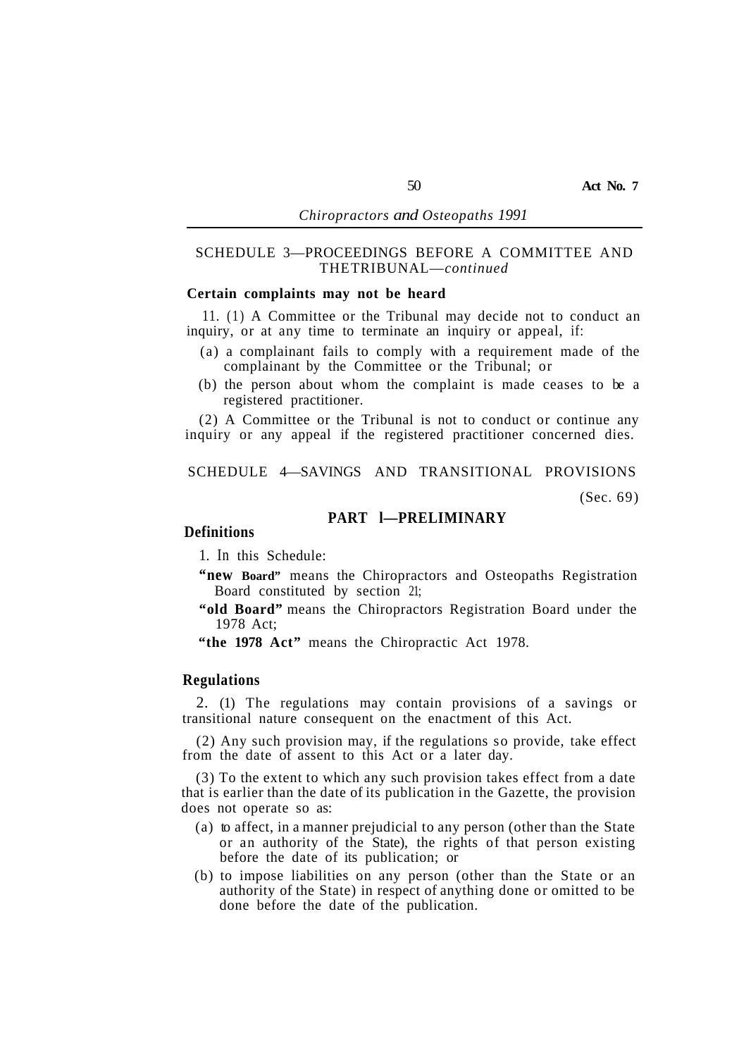## SCHEDULE 3—PROCEEDINGS BEFORE A COMMITTEE AND THETRIBUNAL—*continued*

**Certain complaints may not be heard**

11. (1) A Committee or the Tribunal may decide not to conduct an inquiry, or at any time to terminate an inquiry or appeal, if:

(a) a complainant fails to comply with a requirement made of the complainant by the Committee or the Tribunal; or

(b) the person about whom the complaint is made ceases to be a registered practitioner.

(2) A Committee or the Tribunal is not to conduct or continue any inquiry or any appeal if the registered practitioner concerned dies.

## SCHEDULE 4—SAVINGS AND TRANSITIONAL PROVISIONS

(Sec. 69)

### PART l—PRELIMINARY

**Definitions**

1. In this Schedule:

**"new Board"** means the Chiropractors and Osteopaths Registration Board constituted by section 21;

**"old Board"** means the Chiropractors Registration Board under the 1978 Act;

**"the 1978 Act"** means the Chiropractic Act 1978.

**Regulations**

2. (1) The regulations may contain provisions of a savings or transitional nature consequent on the enactment of this Act.

(2) Any such provision may, if the regulations so provide, take effect from the date of assent to this Act or a later day.

(3) To the extent to which any such provision takes effect from a date that is earlier than the date of its publication in the Gazette, the provision does not operate so as:

(a) to affect, in a manner prejudicial to any person (other than the State or an authority of the State), the rights of that person existing before the date of its publication; or

(b) to impose liabilities on any person (other than the State or an authority of the State) in respect of anything done or omitted to be done before the date of the publication.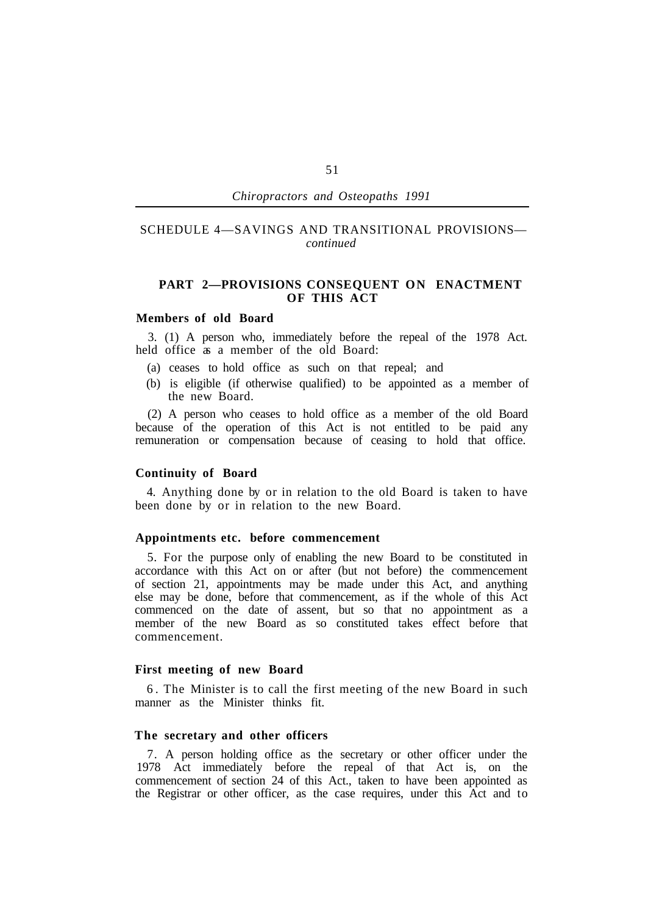SCHEDULE 4—SAVINGS AND TRANSITIONAL PROVISIONS—*continued*

## PART 2—PROVISIONS CONSEQUENT ON ENACTMENT OF THIS ACT

### Members of old Board

3. (1) A person who, immediately before the repeal of the 1978 Act. held office as a member of the old Board:

(a) ceases to hold office as such on that repeal; and

(b) is eligible (if otherwise qualified) to be appointed as a member of the new Board.

(2) A person who ceases to hold office as a member of the old Board because of the operation of this Act is not entitled to be paid any remuneration or compensation because of ceasing to hold that office.

### Continuity of Board

4. Anything done by or in relation to the old Board is taken to have been done by or in relation to the new Board.

### Appointments etc. before commencement

5. For the purpose only of enabling the new Board to be constituted in accordance with this Act on or after (but not before) the commencement of section 21, appointments may be made under this Act, and anything else may be done, before that commencement, as if the whole of this Act commenced on the date of assent, but so that no appointment as a member of the new Board as so constituted takes effect before that commencement.

### First meeting of new Board

6. The Minister is to call the first meeting of the new Board in such manner as the Minister thinks fit.

### The secretary and other officers

7. A person holding office as the secretary or other officer under the 1978 Act immediately before the repeal of that Act is, on the commencement of section 24 of this Act., taken to have been appointed as the Registrar or other officer, as the case requires, under this Act and to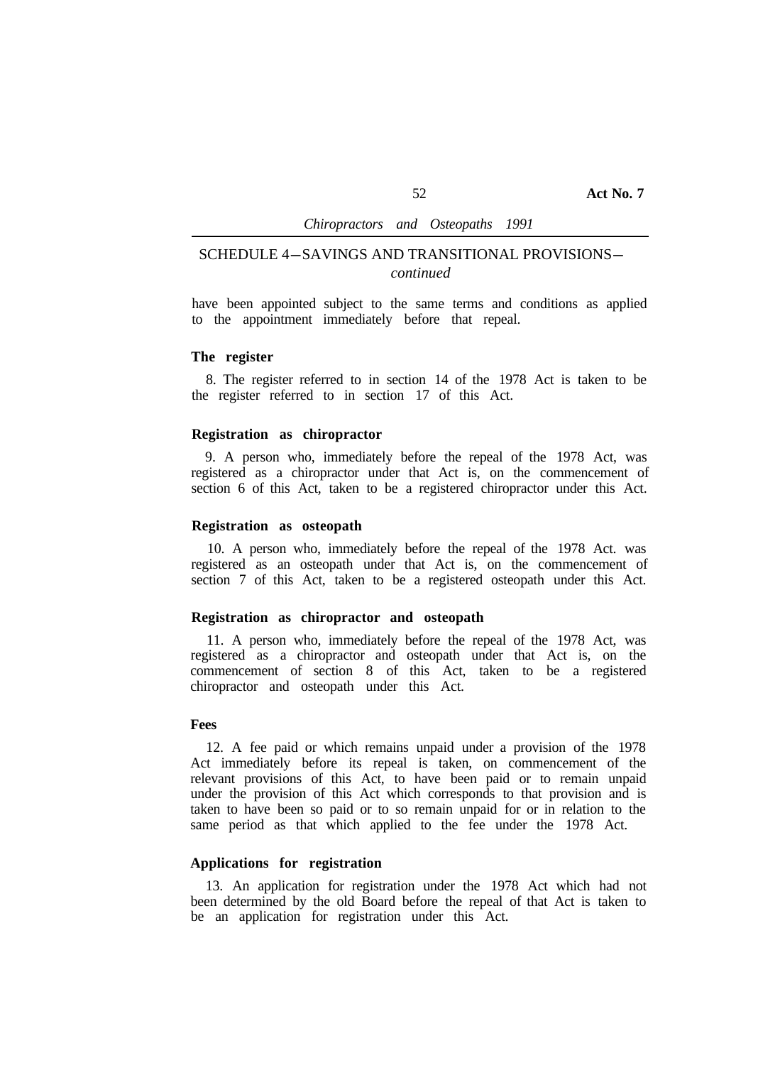## SCHEDULE 4—SAVINGS AND TRANSITIONAL PROVISIONS—*continued*

have been appointed subject to the same terms and conditions as applied to the appointment immediately before that repeal.

**The register**

8. The register referred to in section 14 of the 1978 Act is taken to be the register referred to in section 17 of this Act.

**Registration as chiropractor**

9. A person who, immediately before the repeal of the 1978 Act, was registered as a chiropractor under that Act is, on the commencement of section 6 of this Act, taken to be a registered chiropractor under this Act.

**Registration as osteopath**

10. A person who, immediately before the repeal of the 1978 Act. was registered as an osteopath under that Act is, on the commencement of section 7 of this Act, taken to be a registered osteopath under this Act.

**Registration as chiropractor and osteopath**

11. A person who, immediately before the repeal of the 1978 Act, was registered as a chiropractor and osteopath under that Act is, on the commencement of section 8 of this Act, taken to be a registered chiropractor and osteopath under this Act.

**Fees**

12. A fee paid or which remains unpaid under a provision of the 1978 Act immediately before its repeal is taken, on commencement of the relevant provisions of this Act, to have been paid or to remain unpaid under the provision of this Act which corresponds to that provision and is taken to have been so paid or to so remain unpaid for or in relation to the same period as that which applied to the fee under the 1978 Act.

**Applications for registration**

13. An application for registration under the 1978 Act which had not been determined by the old Board before the repeal of that Act is taken to be an application for registration under this Act.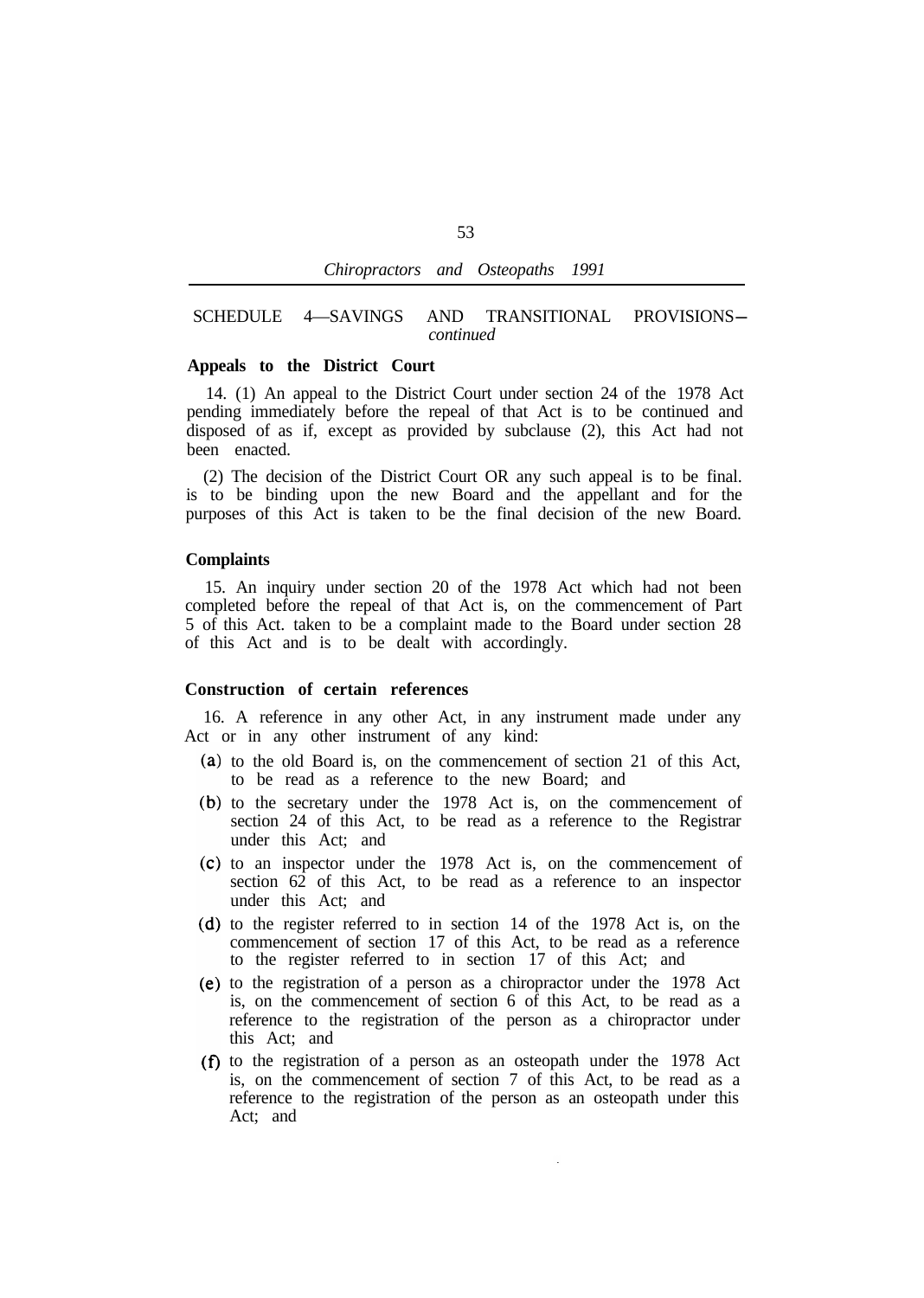SCHEDULE 4—SAVINGS AND TRANSITIONAL PROVISIONS—*continued*

**Appeals to the District Court**

14. (1) An appeal to the District Court under section 24 of the 1978 Act pending immediately before the repeal of that Act is to be continued and disposed of as if, except as provided by subclause (2), this Act had not been enacted.

(2) The decision of the District Court OR any such appeal is to be final. is to be binding upon the new Board and the appellant and for the purposes of this Act is taken to be the final decision of the new Board.

**Complaints**

15. An inquiry under section 20 of the 1978 Act which had not been completed before the repeal of that Act is, on the commencement of Part 5 of this Act. taken to be a complaint made to the Board under section 28 of this Act and is to be dealt with accordingly.

**Construction of certain references**

16. A reference in any other Act, in any instrument made under any Act or in any other instrument of any kind:

(a) to the old Board is, on the commencement of section 21 of this Act, to be read as a reference to the new Board; and

(b) to the secretary under the 1978 Act is, on the commencement of section 24 of this Act, to be read as a reference to the Registrar under this Act; and

(c) to an inspector under the 1978 Act is, on the commencement of section 62 of this Act, to be read as a reference to an inspector under this Act; and

(d) to the register referred to in section 14 of the 1978 Act is, on the commencement of section 17 of this Act, to be read as a reference to the register referred to in section 17 of this Act; and

(e) to the registration of a person as a chiropractor under the 1978 Act is, on the commencement of section 6 of this Act, to be read as a reference to the registration of the person as a chiropractor under this Act; and

(f) to the registration of a person as an osteopath under the 1978 Act is, on the commencement of section 7 of this Act, to be read as a reference to the registration of the person as an osteopath under this Act; and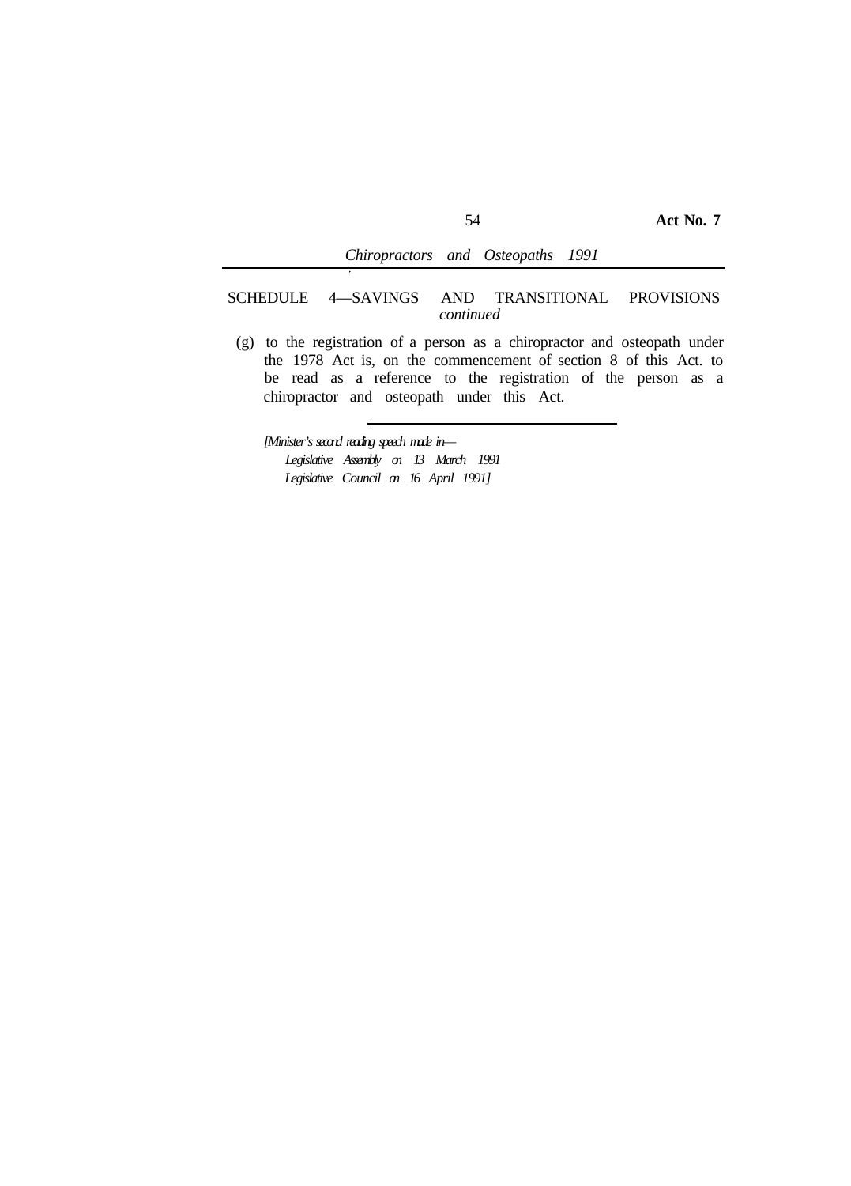SCHEDULE 4—SAVINGS AND TRANSITIONAL PROVISIONS *continued*

(g) to the registration of a person as a chiropractor and osteopath under the 1978 Act is, on the commencement of section 8 of this Act. to be read as a reference to the registration of the person as a chiropractor and osteopath under this Act.

---

*[Minister's second reading speech made in—*
*Legislative Assembly on 13 March 1991*
*Legislative Council on 16 April 1991]*